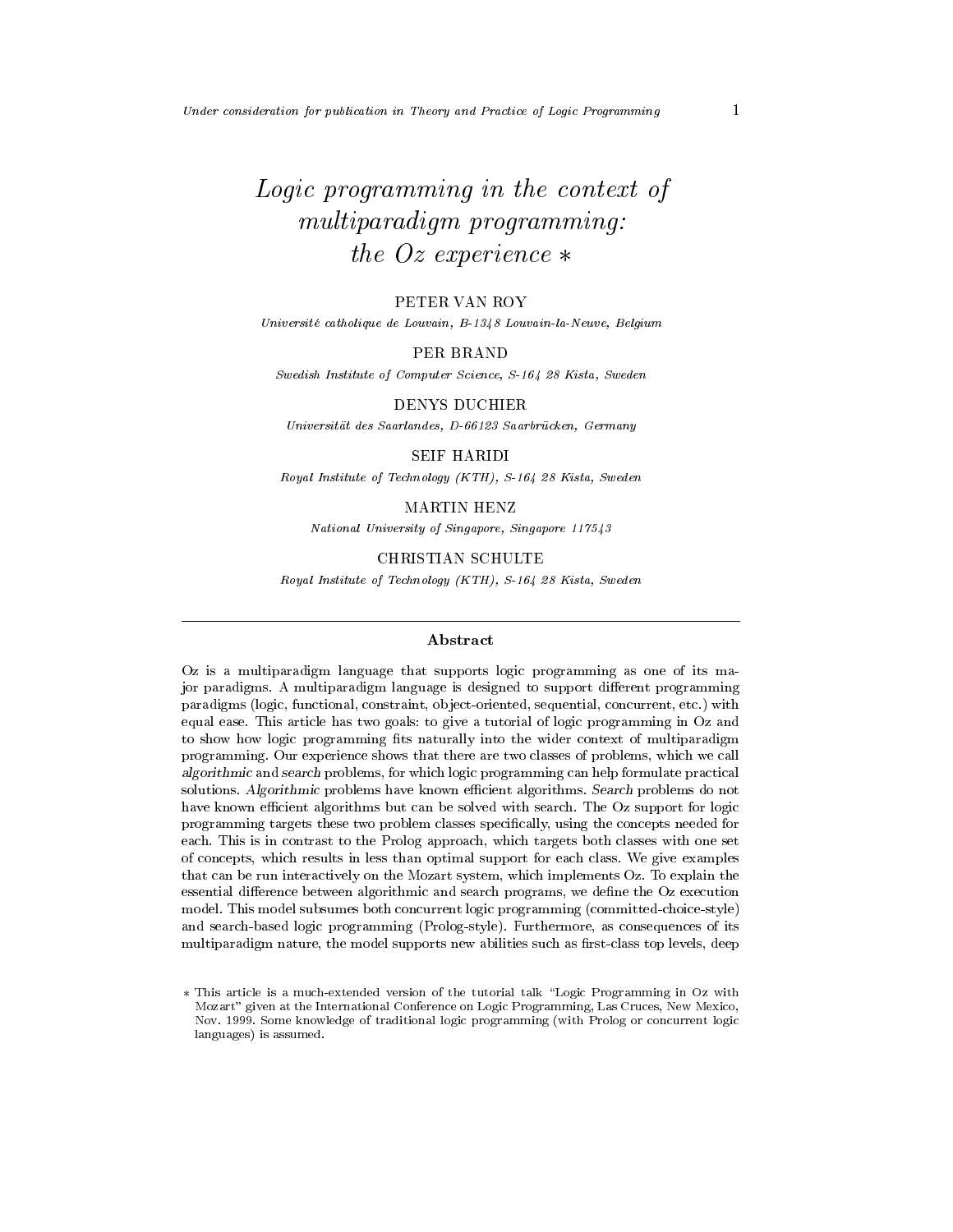# *Logic programming in the context of multiparadigm programming: the Oz experience* *

PETER VAN ROY

*Université catholique de Louvain, B-1348 Louvain-la-Neuve, Belgium*

PER BRAND

*Swedish Institute of Computer Science, S-164 28 Kista, Sweden*

DENYS DUCHIER

*Universität des Saarlandes, D-66123 Saarbrücken, Germany*

SEIF HARIDI

*Royal Institute of Technology (KTH), S-164 28 Kista, Sweden*

MARTIN HENZ

*National University of Singapore, Singapore 117543*

CHRISTIAN SCHULTE

*Royal Institute of Technology (KTH), S-164 28 Kista, Sweden*

---

### Abstract

Oz is a multiparadigm language that supports logic programming as one of its major paradigms. A multiparadigm language is designed to support different programming paradigms (logic, functional, constraint, object-oriented, sequential, concurrent, etc.) with equal ease. This article has two goals: to give a tutorial of logic programming in Oz and to show how logic programming fits naturally into the wider context of multiparadigm programming. Our experience shows that there are two classes of problems, which we call *algorithmic* and *search* problems, for which logic programming can help formulate practical solutions. *Algorithmic* problems have known efficient algorithms. *Search* problems do not have known efficient algorithms but can be solved with search. The Oz support for logic programming targets these two problem classes specifically, using the concepts needed for each. This is in contrast to the Prolog approach, which targets both classes with one set of concepts, which results in less than optimal support for each class. We give examples that can be run interactively on the Mozart system, which implements Oz. To explain the essential difference between algorithmic and search programs, we define the Oz execution model. This model subsumes both concurrent logic programming (committed-choice-style) and search-based logic programming (Prolog-style). Furthermore, as consequences of its multiparadigm nature, the model supports new abilities such as first-class top levels, deep

---

* This article is a much-extended version of the tutorial talk "Logic Programming in Oz with Mozart" given at the International Conference on Logic Programming, Las Cruces, New Mexico, Nov. 1999. Some knowledge of traditional logic programming (with Prolog or concurrent logic languages) is assumed.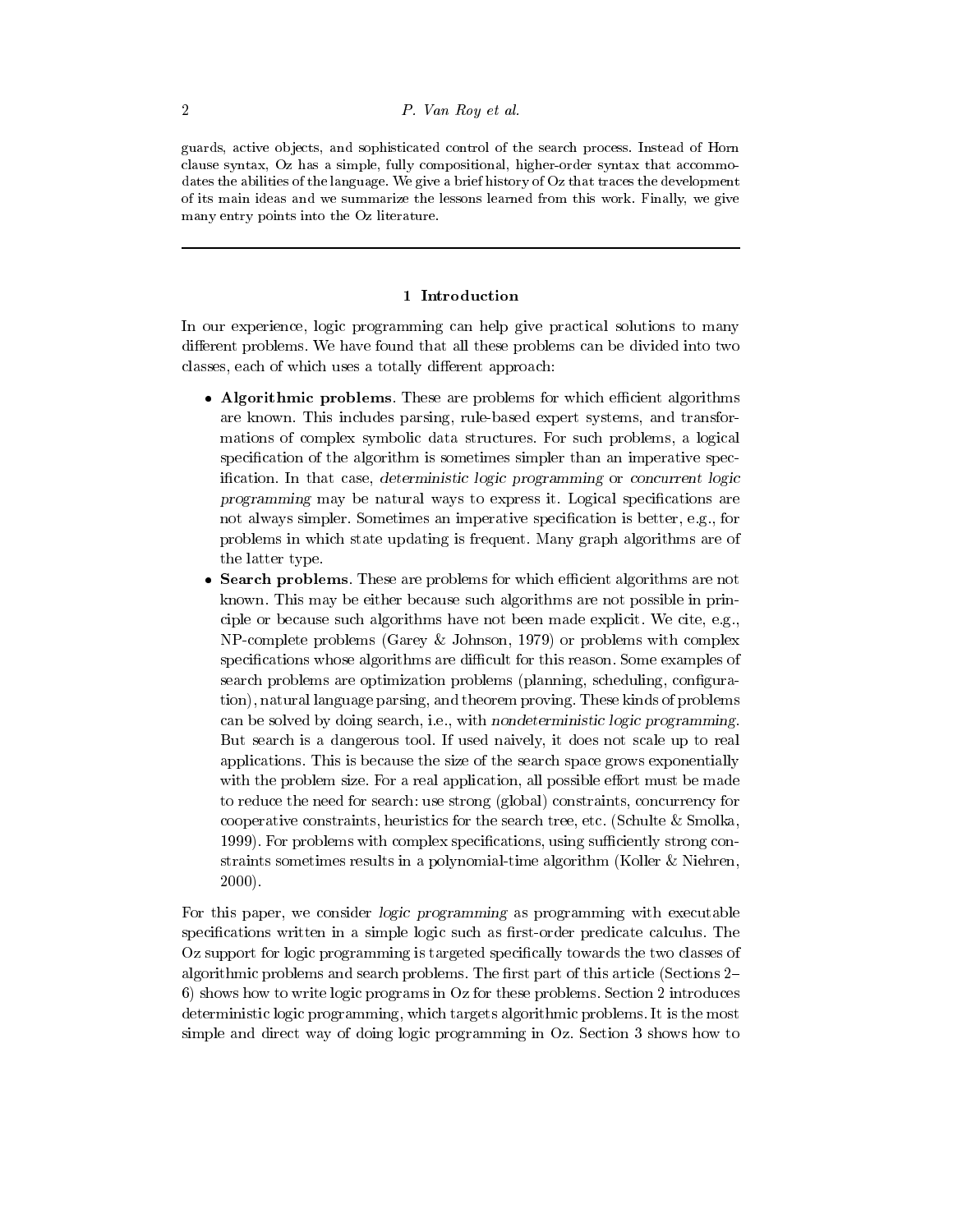guards, active objects, and sophisticated control of the search process. Instead of Horn clause syntax, Oz has a simple, fully compositional, higher-order syntax that accommodates the abilities of the language. We give a brief history of Oz that traces the development of its main ideas and we summarize the lessons learned from this work. Finally, we give many entry points into the Oz literature.

---

## 1 Introduction

In our experience, logic programming can help give practical solutions to many different problems. We have found that all these problems can be divided into two classes, each of which uses a totally different approach:

- **Algorithmic problems**. These are problems for which efficient algorithms are known. This includes parsing, rule-based expert systems, and transformations of complex symbolic data structures. For such problems, a logical specification of the algorithm is sometimes simpler than an imperative specification. In that case, *deterministic logic programming* or *concurrent logic programming* may be natural ways to express it. Logical specifications are not always simpler. Sometimes an imperative specification is better, e.g., for problems in which state updating is frequent. Many graph algorithms are of the latter type.
- **Search problems**. These are problems for which efficient algorithms are not known. This may be either because such algorithms are not possible in principle or because such algorithms have not been made explicit. We cite, e.g., NP-complete problems (Garey & Johnson, 1979) or problems with complex specifications whose algorithms are difficult for this reason. Some examples of search problems are optimization problems (planning, scheduling, configuration), natural language parsing, and theorem proving. These kinds of problems can be solved by doing search, i.e., with *nondeterministic logic programming*. But search is a dangerous tool. If used naively, it does not scale up to real applications. This is because the size of the search space grows exponentially with the problem size. For a real application, all possible effort must be made to reduce the need for search: use strong (global) constraints, concurrency for cooperative constraints, heuristics for the search tree, etc. (Schulte & Smolka, 1999). For problems with complex specifications, using sufficiently strong constraints sometimes results in a polynomial-time algorithm (Koller & Niehren, 2000).

For this paper, we consider *logic programming* as programming with executable specifications written in a simple logic such as first-order predicate calculus. The Oz support for logic programming is targeted specifically towards the two classes of algorithmic problems and search problems. The first part of this article (Sections 2–6) shows how to write logic programs in Oz for these problems. Section 2 introduces deterministic logic programming, which targets algorithmic problems. It is the most simple and direct way of doing logic programming in Oz. Section 3 shows how to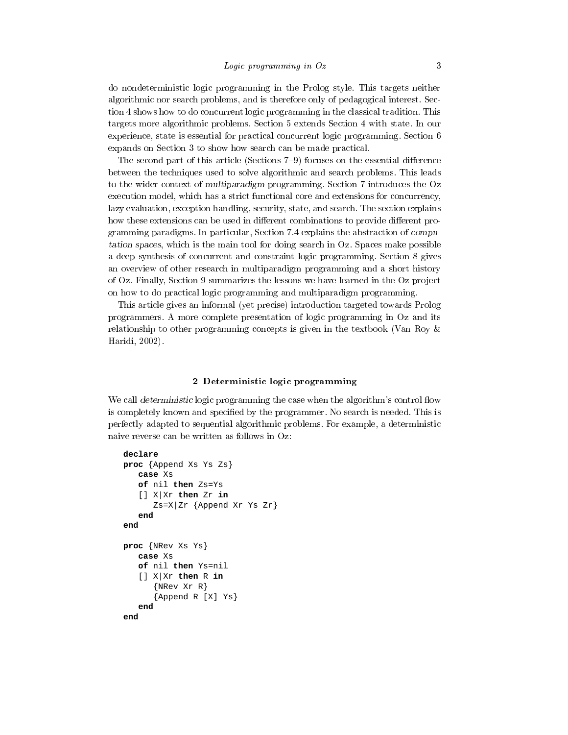do nondeterministic logic programming in the Prolog style. This targets neither algorithmic nor search problems, and is therefore only of pedagogical interest. Section 4 shows how to do concurrent logic programming in the classical tradition. This targets more algorithmic problems. Section 5 extends Section 4 with state. In our experience, state is essential for practical concurrent logic programming. Section 6 expands on Section 3 to show how search can be made practical.

The second part of this article (Sections 7–9) focuses on the essential difference between the techniques used to solve algorithmic and search problems. This leads to the wider context of *multiparadigm* programming. Section 7 introduces the Oz execution model, which has a strict functional core and extensions for concurrency, lazy evaluation, exception handling, security, state, and search. The section explains how these extensions can be used in different combinations to provide different programming paradigms. In particular, Section 7.4 explains the abstraction of *computation spaces*, which is the main tool for doing search in Oz. Spaces make possible a deep synthesis of concurrent and constraint logic programming. Section 8 gives an overview of other research in multiparadigm programming and a short history of Oz. Finally, Section 9 summarizes the lessons we have learned in the Oz project on how to do practical logic programming and multiparadigm programming.

This article gives an informal (yet precise) introduction targeted towards Prolog programmers. A more complete presentation of logic programming in Oz and its relationship to other programming concepts is given in the textbook (Van Roy & Haridi, 2002).

## 2 Deterministic logic programming

We call *deterministic* logic programming the case when the algorithm's control flow is completely known and specified by the programmer. No search is needed. This is perfectly adapted to sequential algorithmic problems. For example, a deterministic naive reverse can be written as follows in Oz:

```
declare
proc {Append Xs Ys Zs}
   case Xs
   of nil then Zs=Ys
   [] X|Xr then Zr in
      Zs=X|Zr {Append Xr Ys Zr}
   end
end

proc {NRev Xs Ys}
   case Xs
   of nil then Ys=nil
   [] X|Xr then R in
      {NRev Xr R}
      {Append R [X] Ys}
   end
end
```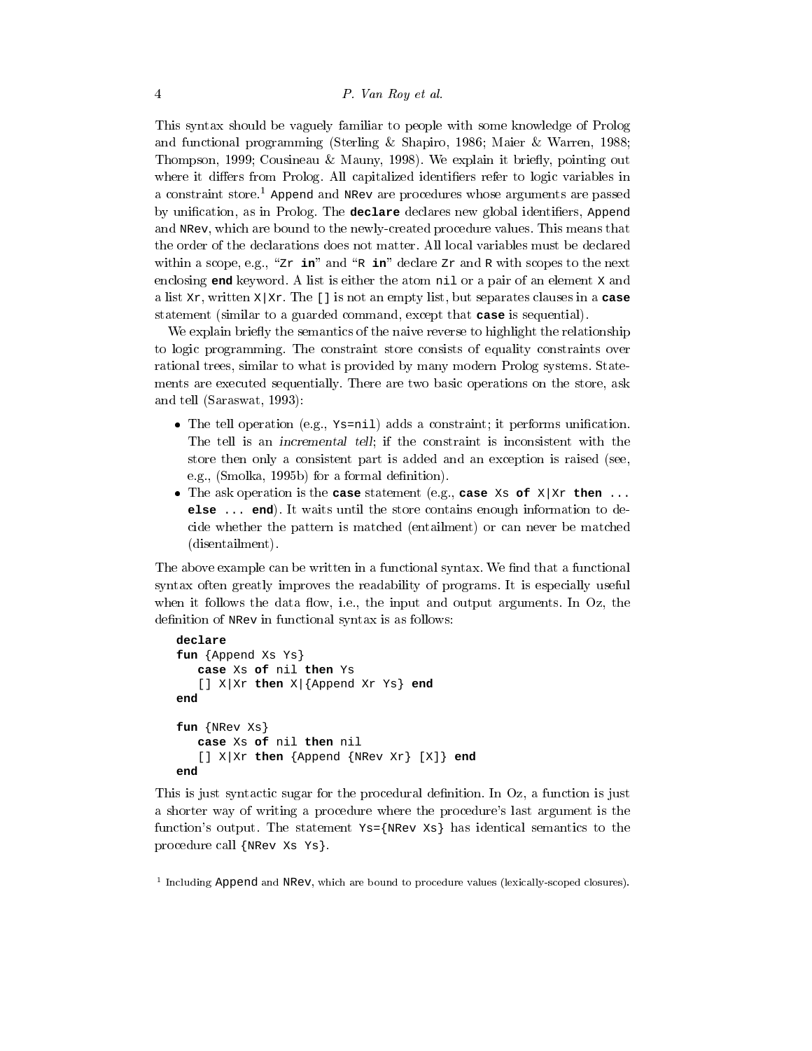This syntax should be vaguely familiar to people with some knowledge of Prolog and functional programming (Sterling & Shapiro, 1986; Maier & Warren, 1988; Thompson, 1999; Cousineau & Mauny, 1998). We explain it briefly, pointing out where it differs from Prolog. All capitalized identifiers refer to logic variables in a constraint store.[1] `Append` and `NRev` are procedures whose arguments are passed by unification, as in Prolog. The **`declare`** declares new global identifiers, `Append` and `NRev`, which are bound to the newly-created procedure values. This means that the order of the declarations does not matter. All local variables must be declared within a scope, e.g., "`Zr` **`in`**" and "`R` **`in`**" declare `Zr` and `R` with scopes to the next enclosing **`end`** keyword. A list is either the atom `nil` or a pair of an element `X` and a list `Xr`, written `X|Xr`. The `[]` is not an empty list, but separates clauses in a **`case`** statement (similar to a guarded command, except that **`case`** is sequential).

We explain briefly the semantics of the naive reverse to highlight the relationship to logic programming. The constraint store consists of equality constraints over rational trees, similar to what is provided by many modern Prolog systems. Statements are executed sequentially. There are two basic operations on the store, ask and tell (Saraswat, 1993):

- The tell operation (e.g., `Ys=nil`) adds a constraint; it performs unification. The tell is an *incremental tell*; if the constraint is inconsistent with the store then only a consistent part is added and an exception is raised (see, e.g., (Smolka, 1995b) for a formal definition).
- The ask operation is the **`case`** statement (e.g., **`case`** `Xs` **`of`** `X|Xr` **`then`** `...` **`else`** `...` **`end`**). It waits until the store contains enough information to decide whether the pattern is matched (entailment) or can never be matched (disentailment).

The above example can be written in a functional syntax. We find that a functional syntax often greatly improves the readability of programs. It is especially useful when it follows the data flow, i.e., the input and output arguments. In Oz, the definition of `NRev` in functional syntax is as follows:

```
declare
fun {Append Xs Ys}
   case Xs of nil then Ys
   [] X|Xr then X|{Append Xr Ys} end
end

fun {NRev Xs}
   case Xs of nil then nil
   [] X|Xr then {Append {NRev Xr} [X]} end
end
```

This is just syntactic sugar for the procedural definition. In Oz, a function is just a shorter way of writing a procedure where the procedure's last argument is the function's output. The statement `Ys={NRev Xs}` has identical semantics to the procedure call `{NRev Xs Ys}`.

[1] Including `Append` and `NRev`, which are bound to procedure values (lexically-scoped closures).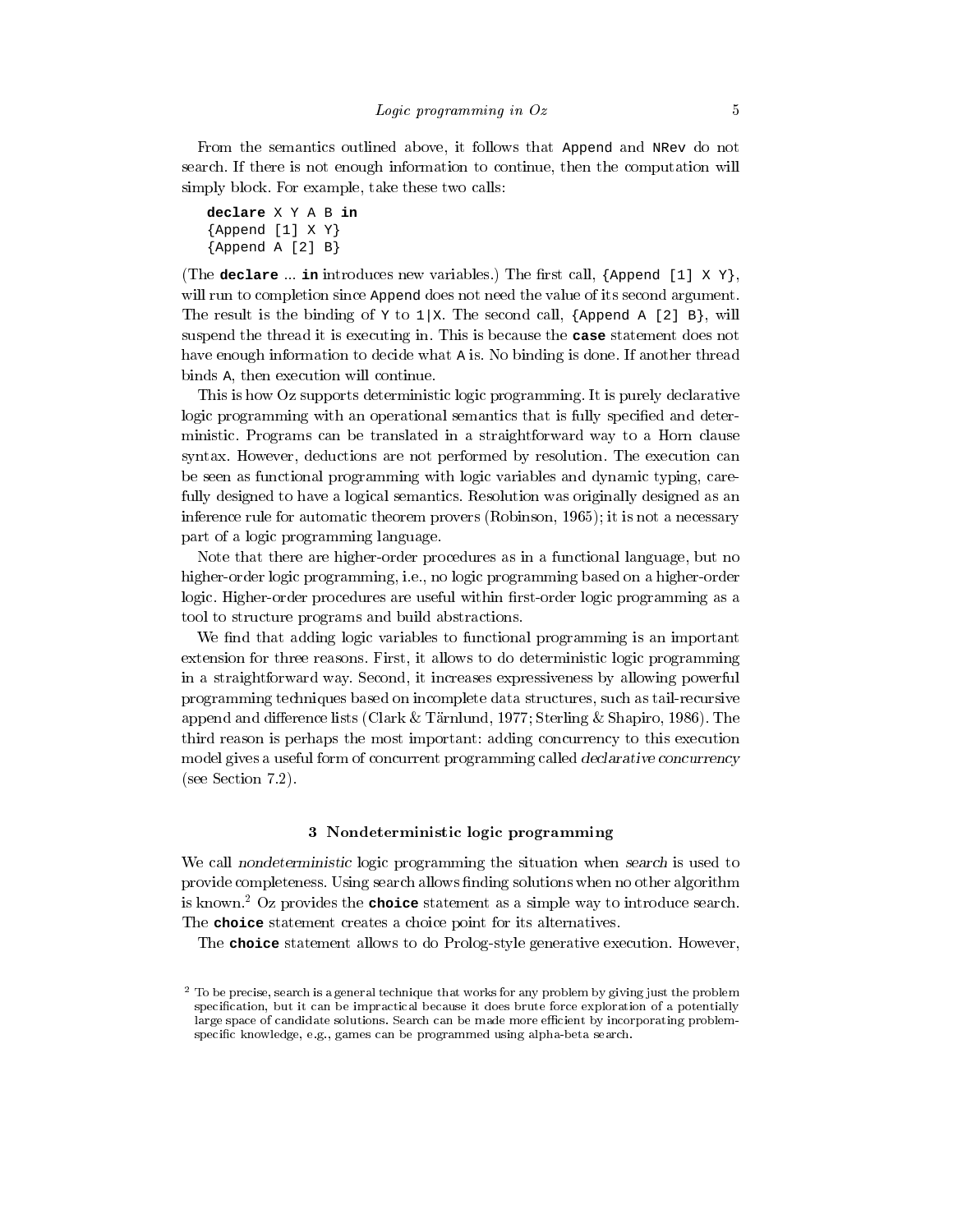From the semantics outlined above, it follows that `Append` and `NRev` do not search. If there is not enough information to continue, then the computation will simply block. For example, take these two calls:

```
declare X Y A B in
{Append [1] X Y}
{Append A [2] B}
```

(The **`declare`** ... **`in`** introduces new variables.) The first call, `{Append [1] X Y}`, will run to completion since `Append` does not need the value of its second argument. The result is the binding of `Y` to `1|X`. The second call, `{Append A [2] B}`, will suspend the thread it is executing in. This is because the **`case`** statement does not have enough information to decide what `A` is. No binding is done. If another thread binds `A`, then execution will continue.

This is how Oz supports deterministic logic programming. It is purely declarative logic programming with an operational semantics that is fully specified and deterministic. Programs can be translated in a straightforward way to a Horn clause syntax. However, deductions are not performed by resolution. The execution can be seen as functional programming with logic variables and dynamic typing, carefully designed to have a logical semantics. Resolution was originally designed as an inference rule for automatic theorem provers (Robinson, 1965); it is not a necessary part of a logic programming language.

Note that there are higher-order procedures as in a functional language, but no higher-order logic programming, i.e., no logic programming based on a higher-order logic. Higher-order procedures are useful within first-order logic programming as a tool to structure programs and build abstractions.

We find that adding logic variables to functional programming is an important extension for three reasons. First, it allows to do deterministic logic programming in a straightforward way. Second, it increases expressiveness by allowing powerful programming techniques based on incomplete data structures, such as tail-recursive append and difference lists (Clark & Tärnlund, 1977; Sterling & Shapiro, 1986). The third reason is perhaps the most important: adding concurrency to this execution model gives a useful form of concurrent programming called *declarative concurrency* (see Section 7.2).

## 3 Nondeterministic logic programming

We call *nondeterministic* logic programming the situation when *search* is used to provide completeness. Using search allows finding solutions when no other algorithm is known.[2] Oz provides the **`choice`** statement as a simple way to introduce search. The **`choice`** statement creates a choice point for its alternatives.

The **`choice`** statement allows to do Prolog-style generative execution. However,

[2] To be precise, search is a general technique that works for any problem by giving just the problem specification, but it can be impractical because it does brute force exploration of a potentially large space of candidate solutions. Search can be made more efficient by incorporating problem-specific knowledge, e.g., games can be programmed using alpha-beta search.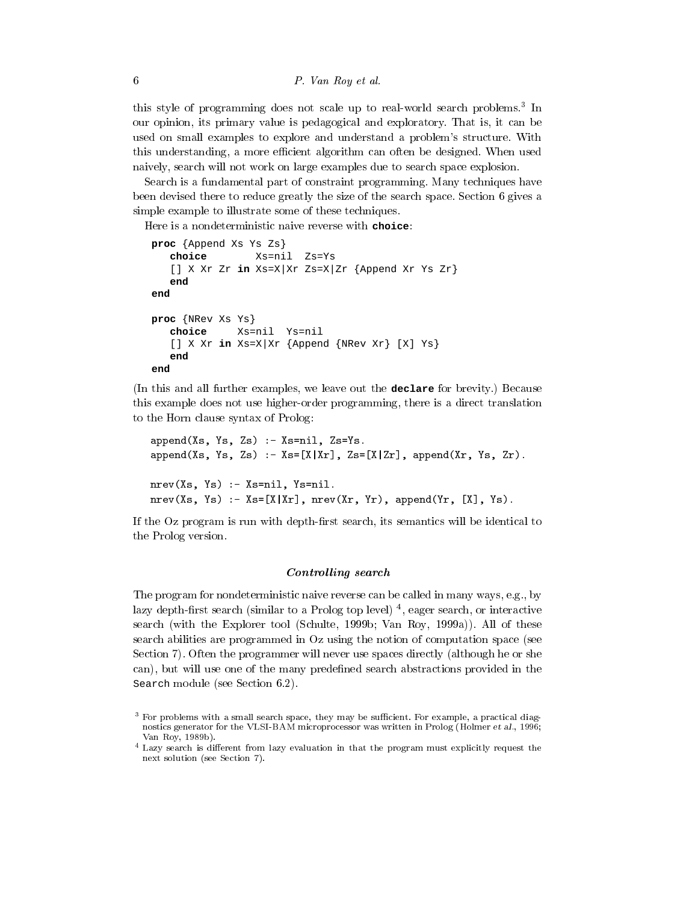this style of programming does not scale up to real-world search problems.[3] In our opinion, its primary value is pedagogical and exploratory. That is, it can be used on small examples to explore and understand a problem's structure. With this understanding, a more efficient algorithm can often be designed. When used naively, search will not work on large examples due to search space explosion.

Search is a fundamental part of constraint programming. Many techniques have been devised there to reduce greatly the size of the search space. Section 6 gives a simple example to illustrate some of these techniques.

Here is a nondeterministic naive reverse with **choice**:

```
proc {Append Xs Ys Zs}
   choice        Xs=nil  Zs=Ys
   [] X Xr Zr in Xs=X|Xr Zs=X|Zr {Append Xr Ys Zr}
   end
end

proc {NRev Xs Ys}
   choice     Xs=nil  Ys=nil
   [] X Xr in Xs=X|Xr {Append {NRev Xr} [X] Ys}
   end
end
```

(In this and all further examples, we leave out the **declare** for brevity.) Because this example does not use higher-order programming, there is a direct translation to the Horn clause syntax of Prolog:

```
append(Xs, Ys, Zs) :- Xs=nil, Zs=Ys.
append(Xs, Ys, Zs) :- Xs=[X|Xr], Zs=[X|Zr], append(Xr, Ys, Zr).

nrev(Xs, Ys) :- Xs=nil, Ys=nil.
nrev(Xs, Ys) :- Xs=[X|Xr], nrev(Xr, Yr), append(Yr, [X], Ys).
```

If the Oz program is run with depth-first search, its semantics will be identical to the Prolog version.

### *Controlling search*

The program for nondeterministic naive reverse can be called in many ways, e.g., by lazy depth-first search (similar to a Prolog top level) [4], eager search, or interactive search (with the Explorer tool (Schulte, 1999b; Van Roy, 1999a)). All of these search abilities are programmed in Oz using the notion of computation space (see Section 7). Often the programmer will never use spaces directly (although he or she can), but will use one of the many predefined search abstractions provided in the `Search` module (see Section 6.2).

[3] For problems with a small search space, they may be sufficient. For example, a practical diagnostics generator for the VLSI-BAM microprocessor was written in Prolog (Holmer *et al.*, 1996; Van Roy, 1989b).

[4] Lazy search is different from lazy evaluation in that the program must explicitly request the next solution (see Section 7).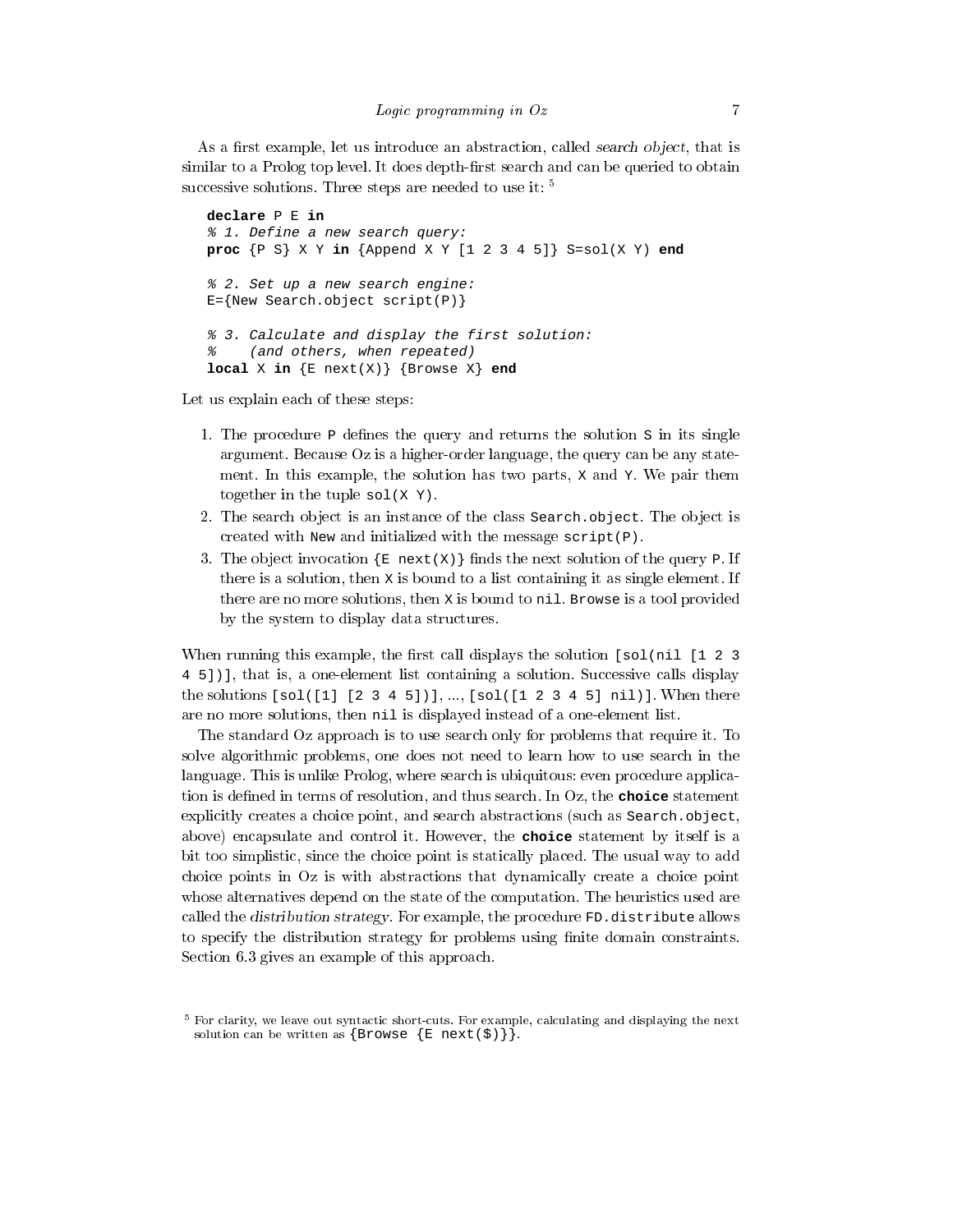As a first example, let us introduce an abstraction, called *search object*, that is similar to a Prolog top level. It does depth-first search and can be queried to obtain successive solutions. Three steps are needed to use it: [5]

```
declare P E in
% 1. Define a new search query:
proc {P S} X Y in {Append X Y [1 2 3 4 5]} S=sol(X Y) end

% 2. Set up a new search engine:
E={New Search.object script(P)}

% 3. Calculate and display the first solution:
%    (and others, when repeated)
local X in {E next(X)} {Browse X} end
```

Let us explain each of these steps:

1. The procedure `P` defines the query and returns the solution `S` in its single argument. Because Oz is a higher-order language, the query can be any statement. In this example, the solution has two parts, `X` and `Y`. We pair them together in the tuple `sol(X Y)`.
2. The search object is an instance of the class `Search.object`. The object is created with `New` and initialized with the message `script(P)`.
3. The object invocation `{E next(X)}` finds the next solution of the query `P`. If there is a solution, then `X` is bound to a list containing it as single element. If there are no more solutions, then `X` is bound to `nil`. `Browse` is a tool provided by the system to display data structures.

When running this example, the first call displays the solution `[sol(nil [1 2 3 4 5])]`, that is, a one-element list containing a solution. Successive calls display the solutions `[sol([1] [2 3 4 5])]`, ..., `[sol([1 2 3 4 5] nil)]`. When there are no more solutions, then `nil` is displayed instead of a one-element list.

The standard Oz approach is to use search only for problems that require it. To solve algorithmic problems, one does not need to learn how to use search in the language. This is unlike Prolog, where search is ubiquitous: even procedure application is defined in terms of resolution, and thus search. In Oz, the **choice** statement explicitly creates a choice point, and search abstractions (such as `Search.object`, above) encapsulate and control it. However, the **choice** statement by itself is a bit too simplistic, since the choice point is statically placed. The usual way to add choice points in Oz is with abstractions that dynamically create a choice point whose alternatives depend on the state of the computation. The heuristics used are called the *distribution strategy*. For example, the procedure `FD.distribute` allows to specify the distribution strategy for problems using finite domain constraints. Section 6.3 gives an example of this approach.

[5] For clarity, we leave out syntactic short-cuts. For example, calculating and displaying the next solution can be written as `{Browse {E next($)}}`.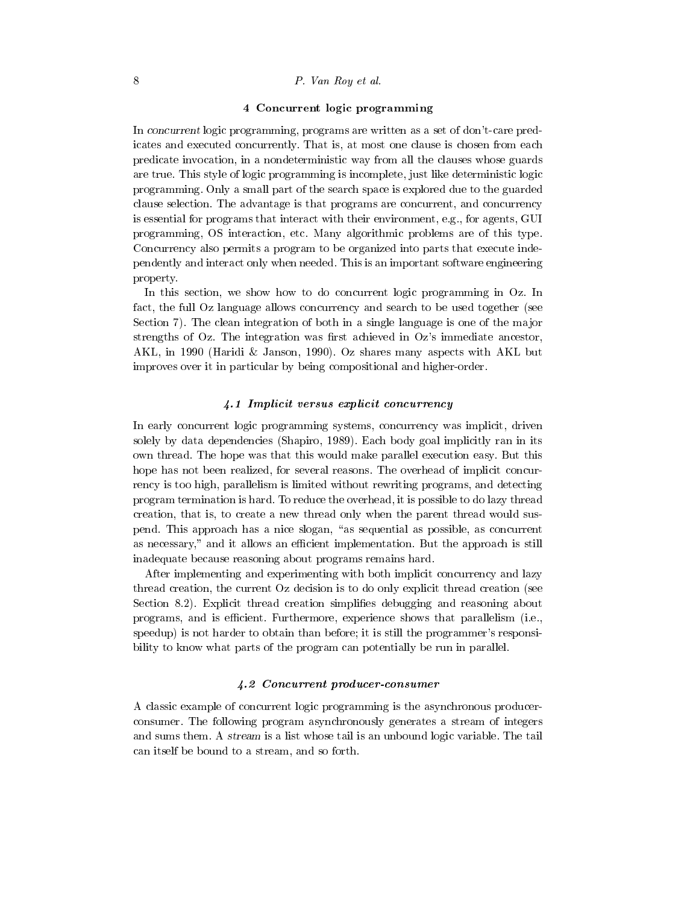## 4 Concurrent logic programming

In *concurrent* logic programming, programs are written as a set of don't-care predicates and executed concurrently. That is, at most one clause is chosen from each predicate invocation, in a nondeterministic way from all the clauses whose guards are true. This style of logic programming is incomplete, just like deterministic logic programming. Only a small part of the search space is explored due to the guarded clause selection. The advantage is that programs are concurrent, and concurrency is essential for programs that interact with their environment, e.g., for agents, GUI programming, OS interaction, etc. Many algorithmic problems are of this type. Concurrency also permits a program to be organized into parts that execute independently and interact only when needed. This is an important software engineering property.

In this section, we show how to do concurrent logic programming in Oz. In fact, the full Oz language allows concurrency and search to be used together (see Section 7). The clean integration of both in a single language is one of the major strengths of Oz. The integration was first achieved in Oz's immediate ancestor, AKL, in 1990 (Haridi & Janson, 1990). Oz shares many aspects with AKL but improves over it in particular by being compositional and higher-order.

### 4.1 Implicit versus explicit concurrency

In early concurrent logic programming systems, concurrency was implicit, driven solely by data dependencies (Shapiro, 1989). Each body goal implicitly ran in its own thread. The hope was that this would make parallel execution easy. But this hope has not been realized, for several reasons. The overhead of implicit concurrency is too high, parallelism is limited without rewriting programs, and detecting program termination is hard. To reduce the overhead, it is possible to do lazy thread creation, that is, to create a new thread only when the parent thread would suspend. This approach has a nice slogan, "as sequential as possible, as concurrent as necessary," and it allows an efficient implementation. But the approach is still inadequate because reasoning about programs remains hard.

After implementing and experimenting with both implicit concurrency and lazy thread creation, the current Oz decision is to do only explicit thread creation (see Section 8.2). Explicit thread creation simplifies debugging and reasoning about programs, and is efficient. Furthermore, experience shows that parallelism (i.e., speedup) is not harder to obtain than before; it is still the programmer's responsibility to know what parts of the program can potentially be run in parallel.

### 4.2 Concurrent producer-consumer

A classic example of concurrent logic programming is the asynchronous producer-consumer. The following program asynchronously generates a stream of integers and sums them. A *stream* is a list whose tail is an unbound logic variable. The tail can itself be bound to a stream, and so forth.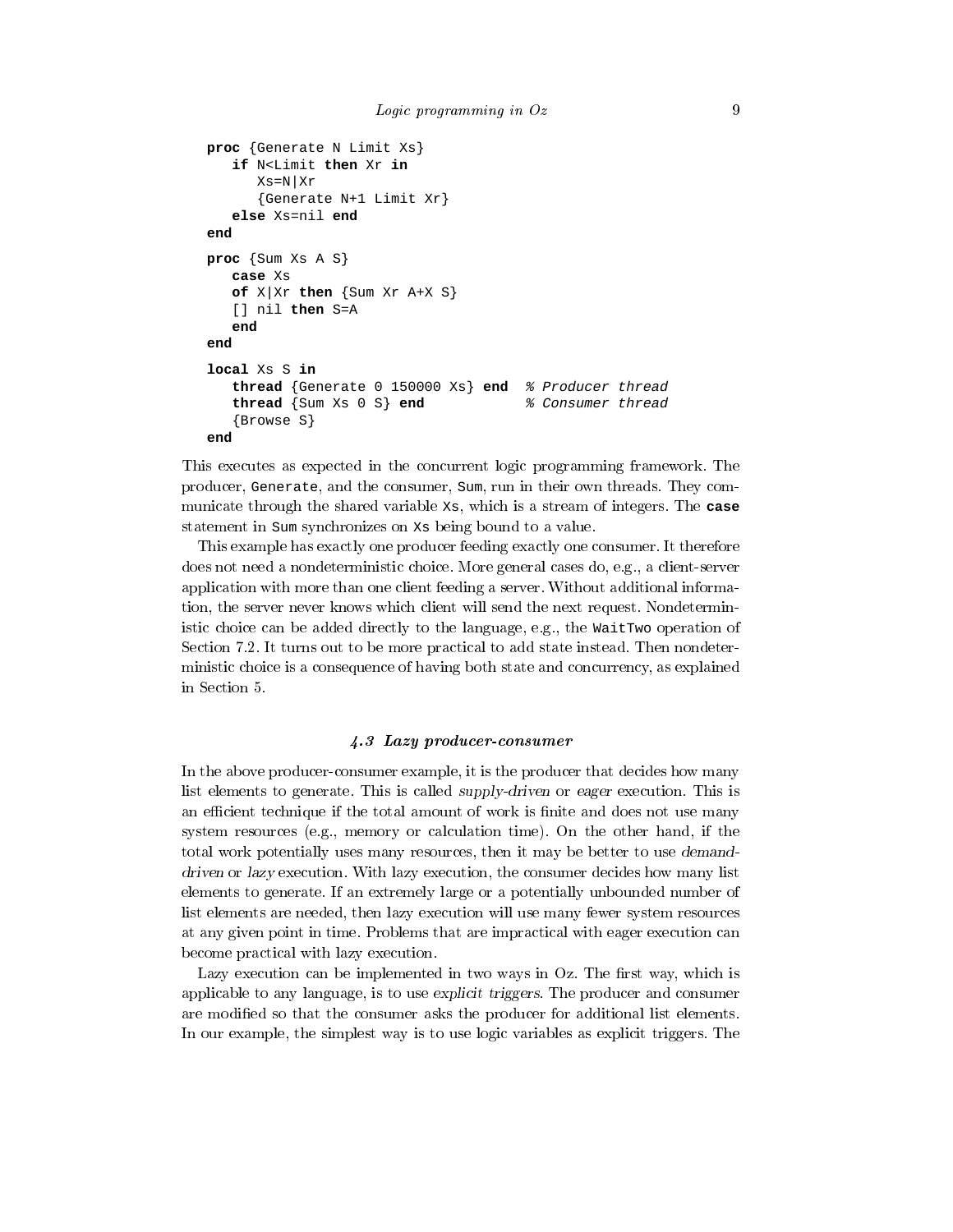```
proc {Generate N Limit Xs}
   if N<Limit then Xr in
      Xs=N|Xr
      {Generate N+1 Limit Xr}
   else Xs=nil end
end

proc {Sum Xs A S}
   case Xs
   of X|Xr then {Sum Xr A+X S}
   [] nil then S=A
   end
end

local Xs S in
   thread {Generate 0 150000 Xs} end  % Producer thread
   thread {Sum Xs 0 S} end            % Consumer thread
   {Browse S}
end
```

This executes as expected in the concurrent logic programming framework. The producer, `Generate`, and the consumer, `Sum`, run in their own threads. They communicate through the shared variable `Xs`, which is a stream of integers. The **`case`** statement in `Sum` synchronizes on `Xs` being bound to a value.

This example has exactly one producer feeding exactly one consumer. It therefore does not need a nondeterministic choice. More general cases do, e.g., a client-server application with more than one client feeding a server. Without additional information, the server never knows which client will send the next request. Nondeterministic choice can be added directly to the language, e.g., the `WaitTwo` operation of Section 7.2. It turns out to be more practical to add state instead. Then nondeterministic choice is a consequence of having both state and concurrency, as explained in Section 5.

### *4.3 Lazy producer-consumer*

In the above producer-consumer example, it is the producer that decides how many list elements to generate. This is called *supply-driven* or *eager* execution. This is an efficient technique if the total amount of work is finite and does not use many system resources (e.g., memory or calculation time). On the other hand, if the total work potentially uses many resources, then it may be better to use *demand-driven* or *lazy* execution. With lazy execution, the consumer decides how many list elements to generate. If an extremely large or a potentially unbounded number of list elements are needed, then lazy execution will use many fewer system resources at any given point in time. Problems that are impractical with eager execution can become practical with lazy execution.

Lazy execution can be implemented in two ways in Oz. The first way, which is applicable to any language, is to use *explicit triggers*. The producer and consumer are modified so that the consumer asks the producer for additional list elements. In our example, the simplest way is to use logic variables as explicit triggers. The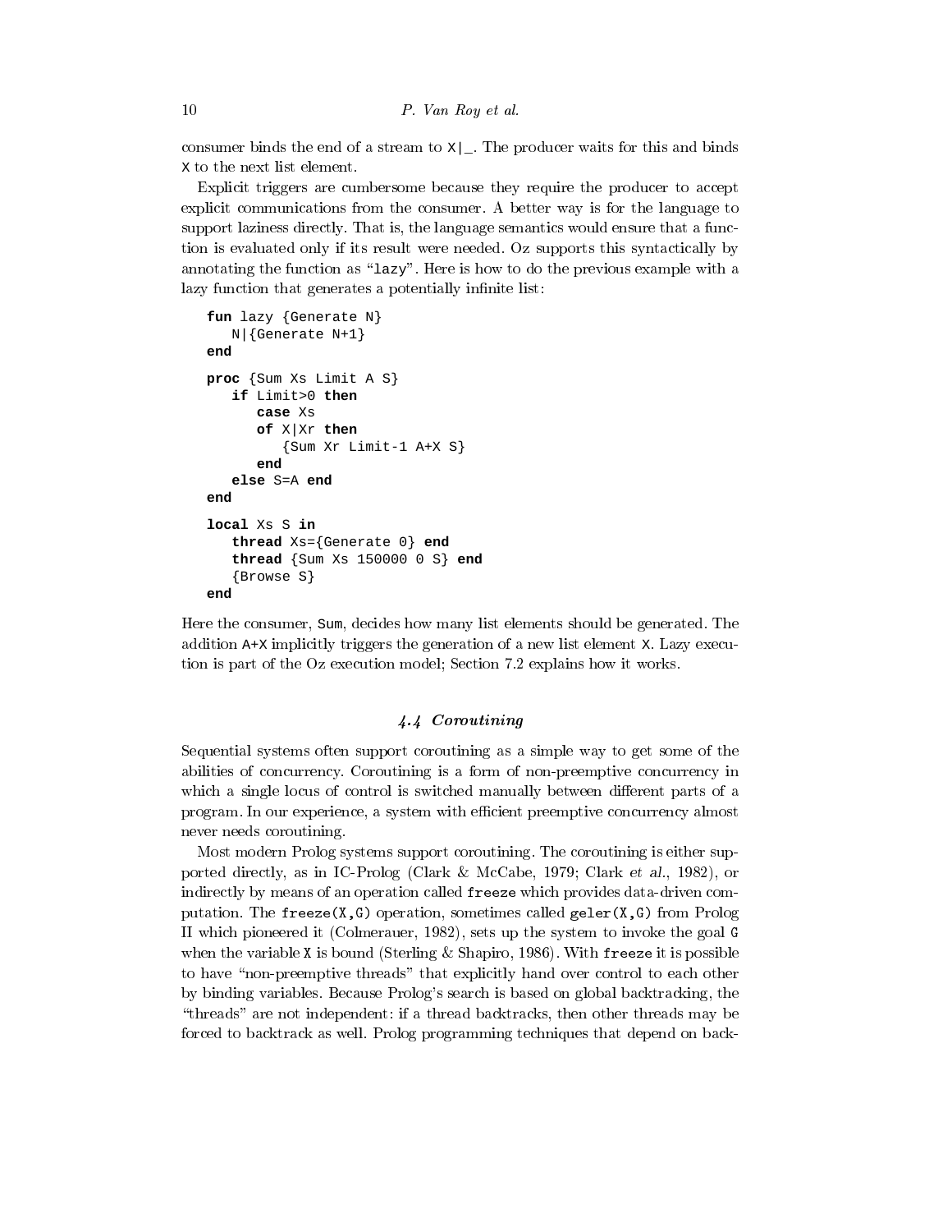consumer binds the end of a stream to `X|_`. The producer waits for this and binds `X` to the next list element.

Explicit triggers are cumbersome because they require the producer to accept explicit communications from the consumer. A better way is for the language to support laziness directly. That is, the language semantics would ensure that a function is evaluated only if its result were needed. Oz supports this syntactically by annotating the function as "`lazy`". Here is how to do the previous example with a lazy function that generates a potentially infinite list:

```
fun lazy {Generate N}
   N|{Generate N+1}
end

proc {Sum Xs Limit A S}
   if Limit>0 then
      case Xs
      of X|Xr then
         {Sum Xr Limit-1 A+X S}
      end
   else S=A end
end

local Xs S in
   thread Xs={Generate 0} end
   thread {Sum Xs 150000 0 S} end
   {Browse S}
end
```

Here the consumer, `Sum`, decides how many list elements should be generated. The addition `A+X` implicitly triggers the generation of a new list element `X`. Lazy execution is part of the Oz execution model; Section 7.2 explains how it works.

### *4.4 Coroutining*

Sequential systems often support coroutining as a simple way to get some of the abilities of concurrency. Coroutining is a form of non-preemptive concurrency in which a single locus of control is switched manually between different parts of a program. In our experience, a system with efficient preemptive concurrency almost never needs coroutining.

Most modern Prolog systems support coroutining. The coroutining is either supported directly, as in IC-Prolog (Clark & McCabe, 1979; Clark *et al.*, 1982), or indirectly by means of an operation called `freeze` which provides data-driven computation. The `freeze(X,G)` operation, sometimes called `geler(X,G)` from Prolog II which pioneered it (Colmerauer, 1982), sets up the system to invoke the goal `G` when the variable `X` is bound (Sterling & Shapiro, 1986). With `freeze` it is possible to have "non-preemptive threads" that explicitly hand over control to each other by binding variables. Because Prolog's search is based on global backtracking, the "threads" are not independent: if a thread backtracks, then other threads may be forced to backtrack as well. Prolog programming techniques that depend on back-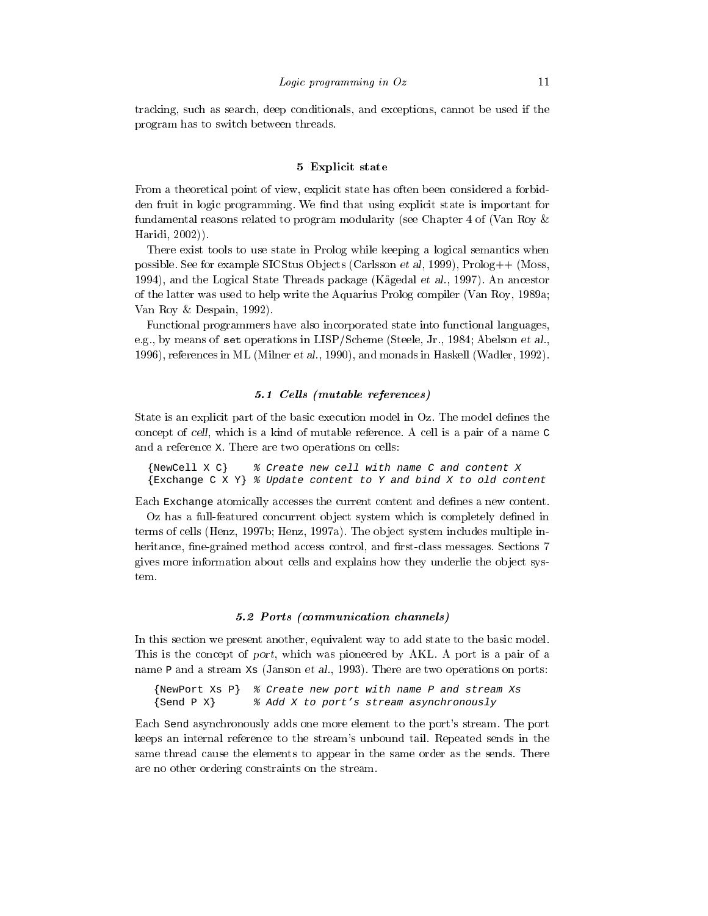tracking, such as search, deep conditionals, and exceptions, cannot be used if the program has to switch between threads.

## 5 Explicit state

From a theoretical point of view, explicit state has often been considered a forbidden fruit in logic programming. We find that using explicit state is important for fundamental reasons related to program modularity (see Chapter 4 of (Van Roy & Haridi, 2002)).

There exist tools to use state in Prolog while keeping a logical semantics when possible. See for example SICStus Objects (Carlsson *et al*, 1999), Prolog++ (Moss, 1994), and the Logical State Threads package (Kågedal *et al.*, 1997). An ancestor of the latter was used to help write the Aquarius Prolog compiler (Van Roy, 1989a; Van Roy & Despain, 1992).

Functional programmers have also incorporated state into functional languages, e.g., by means of `set` operations in LISP/Scheme (Steele, Jr., 1984; Abelson *et al.*, 1996), references in ML (Milner *et al.*, 1990), and monads in Haskell (Wadler, 1992).

### *5.1 Cells (mutable references)*

State is an explicit part of the basic execution model in Oz. The model defines the concept of *cell*, which is a kind of mutable reference. A cell is a pair of a name `C` and a reference `X`. There are two operations on cells:

```
{NewCell X C}    % Create new cell with name C and content X
{Exchange C X Y} % Update content to Y and bind X to old content
```

Each `Exchange` atomically accesses the current content and defines a new content.

Oz has a full-featured concurrent object system which is completely defined in terms of cells (Henz, 1997b; Henz, 1997a). The object system includes multiple inheritance, fine-grained method access control, and first-class messages. Sections 7 gives more information about cells and explains how they underlie the object system.

### *5.2 Ports (communication channels)*

In this section we present another, equivalent way to add state to the basic model. This is the concept of *port*, which was pioneered by AKL. A port is a pair of a name `P` and a stream `Xs` (Janson *et al.*, 1993). There are two operations on ports:

```
{NewPort Xs P}  % Create new port with name P and stream Xs
{Send P X}      % Add X to port's stream asynchronously
```

Each `Send` asynchronously adds one more element to the port's stream. The port keeps an internal reference to the stream's unbound tail. Repeated sends in the same thread cause the elements to appear in the same order as the sends. There are no other ordering constraints on the stream.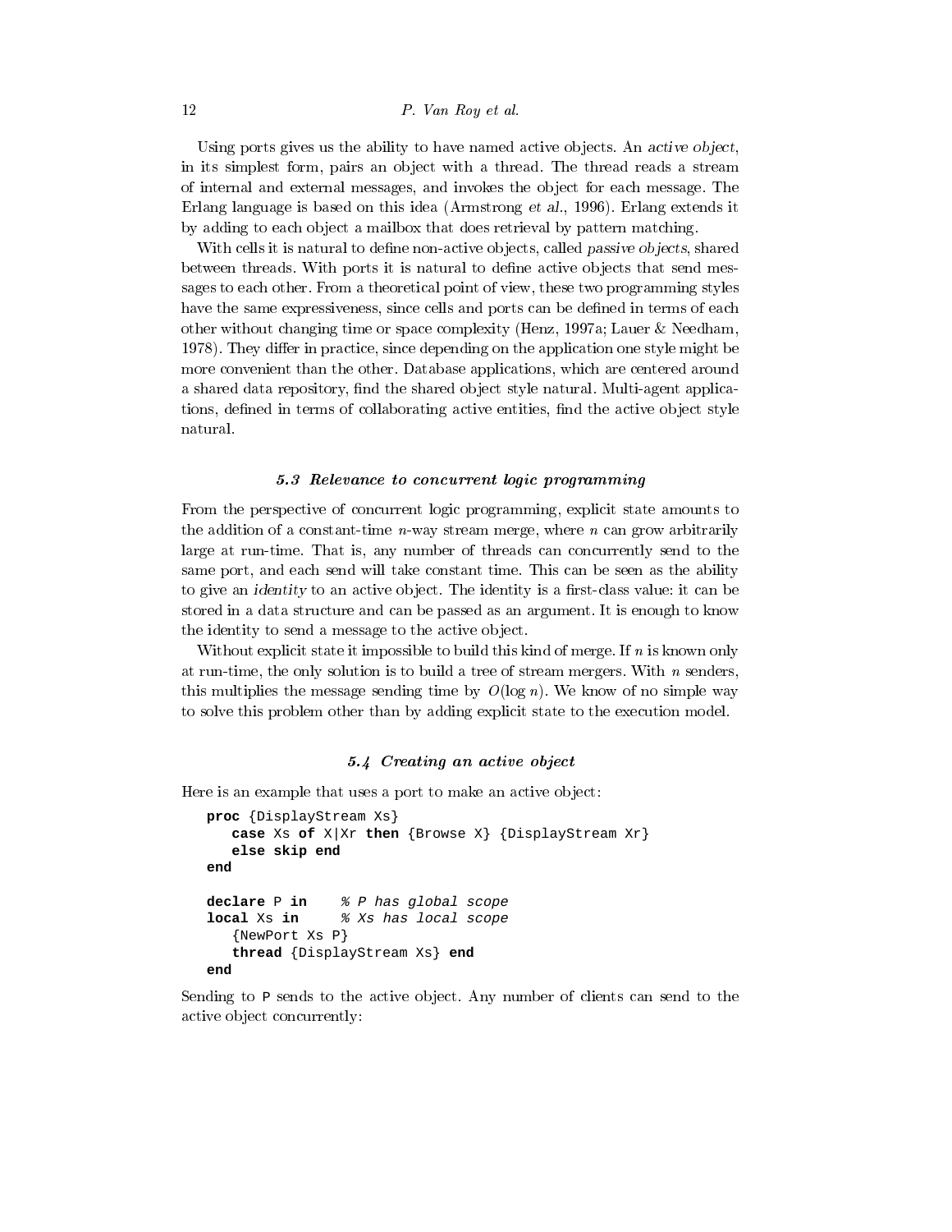Using ports gives us the ability to have named active objects. An *active object*, in its simplest form, pairs an object with a thread. The thread reads a stream of internal and external messages, and invokes the object for each message. The Erlang language is based on this idea (Armstrong *et al.*, 1996). Erlang extends it by adding to each object a mailbox that does retrieval by pattern matching.

With cells it is natural to define non-active objects, called *passive objects*, shared between threads. With ports it is natural to define active objects that send messages to each other. From a theoretical point of view, these two programming styles have the same expressiveness, since cells and ports can be defined in terms of each other without changing time or space complexity (Henz, 1997a; Lauer & Needham, 1978). They differ in practice, since depending on the application one style might be more convenient than the other. Database applications, which are centered around a shared data repository, find the shared object style natural. Multi-agent applications, defined in terms of collaborating active entities, find the active object style natural.

### *5.3 Relevance to concurrent logic programming*

From the perspective of concurrent logic programming, explicit state amounts to the addition of a constant-time $n$-way stream merge, where $n$ can grow arbitrarily large at run-time. That is, any number of threads can concurrently send to the same port, and each send will take constant time. This can be seen as the ability to give an *identity* to an active object. The identity is a first-class value: it can be stored in a data structure and can be passed as an argument. It is enough to know the identity to send a message to the active object.

Without explicit state it impossible to build this kind of merge. If $n$ is known only at run-time, the only solution is to build a tree of stream mergers. With $n$ senders, this multiplies the message sending time by $O(\log n)$. We know of no simple way to solve this problem other than by adding explicit state to the execution model.

### *5.4 Creating an active object*

Here is an example that uses a port to make an active object:

```
proc {DisplayStream Xs}
   case Xs of X|Xr then {Browse X} {DisplayStream Xr}
   else skip end
end

declare P in    % P has global scope
local Xs in     % Xs has local scope
   {NewPort Xs P}
   thread {DisplayStream Xs} end
end
```

Sending to P sends to the active object. Any number of clients can send to the active object concurrently: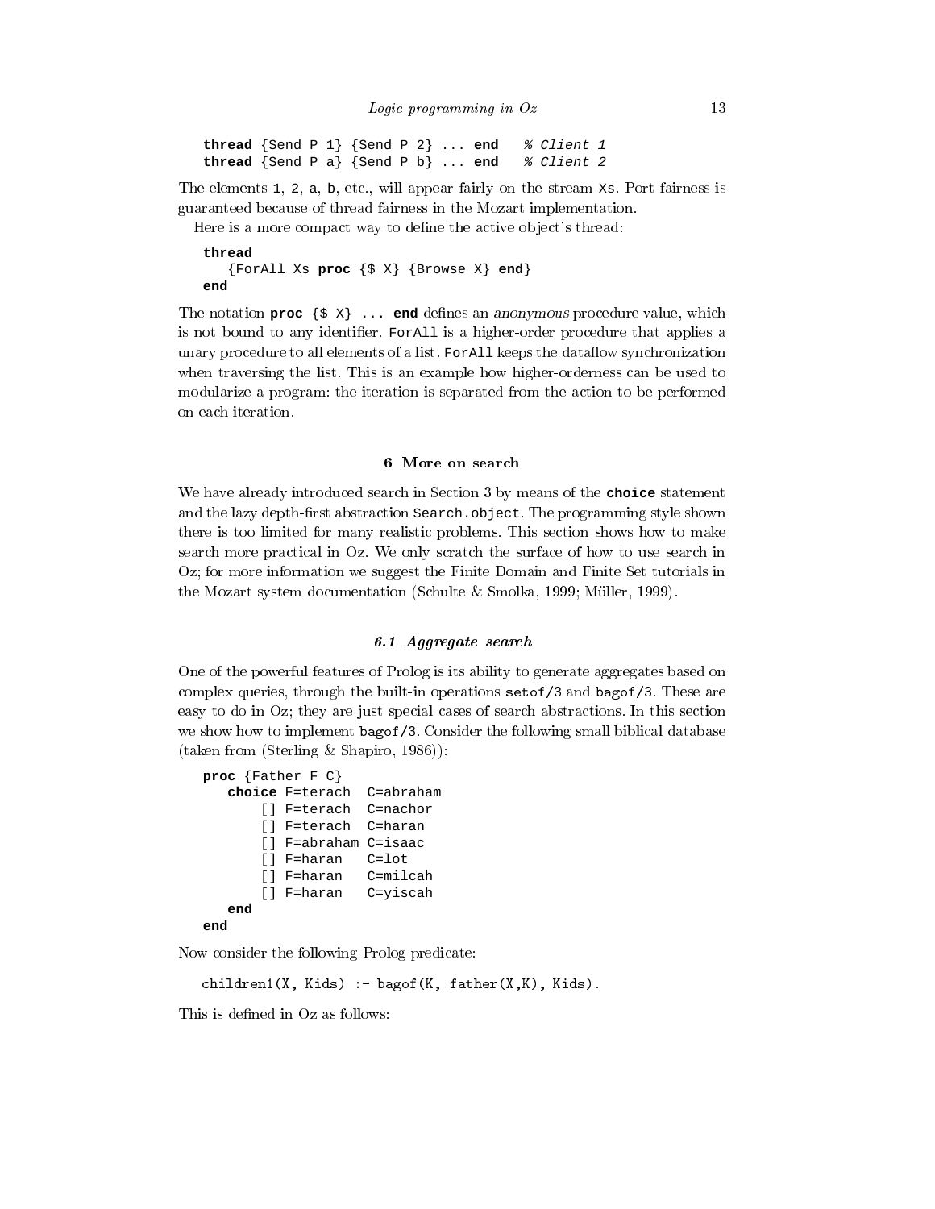```
thread {Send P 1} {Send P 2} ... end   % Client 1
thread {Send P a} {Send P b} ... end   % Client 2
```

The elements `1`, `2`, `a`, `b`, etc., will appear fairly on the stream `Xs`. Port fairness is guaranteed because of thread fairness in the Mozart implementation.

Here is a more compact way to define the active object's thread:

```
thread
   {ForAll Xs proc {$ X} {Browse X} end}
end
```

The notation **proc** `{$ X} ...` **end** defines an *anonymous* procedure value, which is not bound to any identifier. `ForAll` is a higher-order procedure that applies a unary procedure to all elements of a list. `ForAll` keeps the dataflow synchronization when traversing the list. This is an example how higher-orderness can be used to modularize a program: the iteration is separated from the action to be performed on each iteration.

## 6 More on search

We have already introduced search in Section 3 by means of the **choice** statement and the lazy depth-first abstraction `Search.object`. The programming style shown there is too limited for many realistic problems. This section shows how to make search more practical in Oz. We only scratch the surface of how to use search in Oz; for more information we suggest the Finite Domain and Finite Set tutorials in the Mozart system documentation (Schulte & Smolka, 1999; Müller, 1999).

### *6.1 Aggregate search*

One of the powerful features of Prolog is its ability to generate aggregates based on complex queries, through the built-in operations `setof/3` and `bagof/3`. These are easy to do in Oz; they are just special cases of search abstractions. In this section we show how to implement `bagof/3`. Consider the following small biblical database (taken from (Sterling & Shapiro, 1986)):

```
proc {Father F C}
   choice F=terach  C=abraham
       [] F=terach  C=nachor
       [] F=terach  C=haran
       [] F=abraham C=isaac
       [] F=haran   C=lot
       [] F=haran   C=milcah
       [] F=haran   C=yiscah
   end
end
```

Now consider the following Prolog predicate:

```
children1(X, Kids) :- bagof(K, father(X,K), Kids).
```

This is defined in Oz as follows: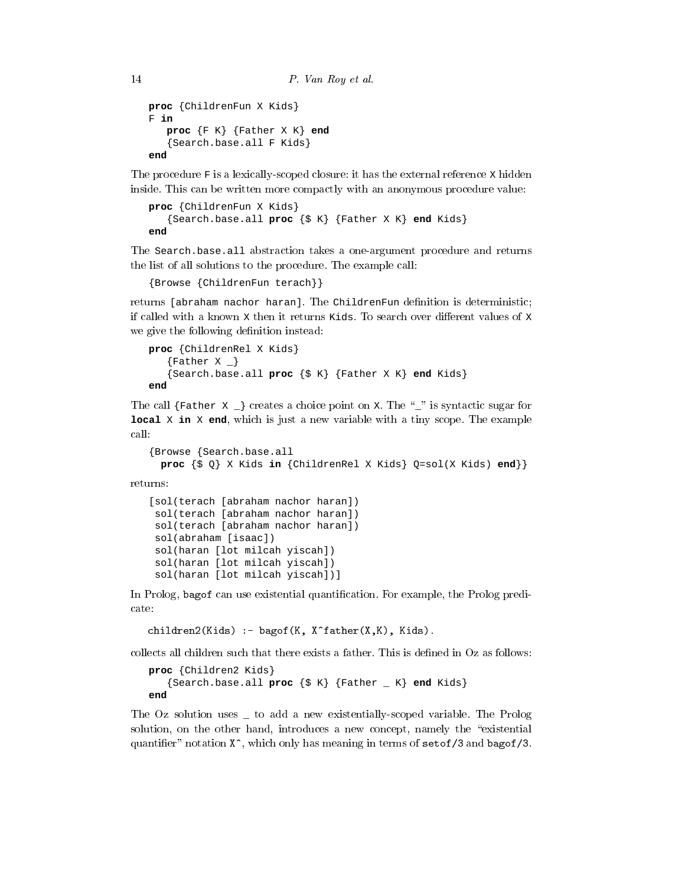```
proc {ChildrenFun X Kids}
F in
   proc {F K} {Father X K} end
   {Search.base.all F Kids}
end
```

The procedure `F` is a lexically-scoped closure: it has the external reference `X` hidden inside. This can be written more compactly with an anonymous procedure value:

```
proc {ChildrenFun X Kids}
   {Search.base.all proc {$ K} {Father X K} end Kids}
end
```

The `Search.base.all` abstraction takes a one-argument procedure and returns the list of all solutions to the procedure. The example call:

```
{Browse {ChildrenFun terach}}
```

returns `[abraham nachor haran]`. The `ChildrenFun` definition is deterministic; if called with a known `X` then it returns `Kids`. To search over different values of `X` we give the following definition instead:

```
proc {ChildrenRel X Kids}
   {Father X _}
   {Search.base.all proc {$ K} {Father X K} end Kids}
end
```

The call `{Father X _}` creates a choice point on `X`. The "`_`" is syntactic sugar for **local** `X` **in** `X` **end**, which is just a new variable with a tiny scope. The example call:

```
{Browse {Search.base.all
  proc {$ Q} X Kids in {ChildrenRel X Kids} Q=sol(X Kids) end}}
```

returns:

```
[sol(terach [abraham nachor haran])
 sol(terach [abraham nachor haran])
 sol(terach [abraham nachor haran])
 sol(abraham [isaac])
 sol(haran [lot milcah yiscah])
 sol(haran [lot milcah yiscah])
 sol(haran [lot milcah yiscah])]
```

In Prolog, `bagof` can use existential quantification. For example, the Prolog predicate:

```
children2(Kids) :- bagof(K, X^father(X,K), Kids).
```

collects all children such that there exists a father. This is defined in Oz as follows:

```
proc {Children2 Kids}
   {Search.base.all proc {$ K} {Father _ K} end Kids}
end
```

The Oz solution uses `_` to add a new existentially-scoped variable. The Prolog solution, on the other hand, introduces a new concept, namely the "existential quantifier" notation `X^`, which only has meaning in terms of `setof/3` and `bagof/3`.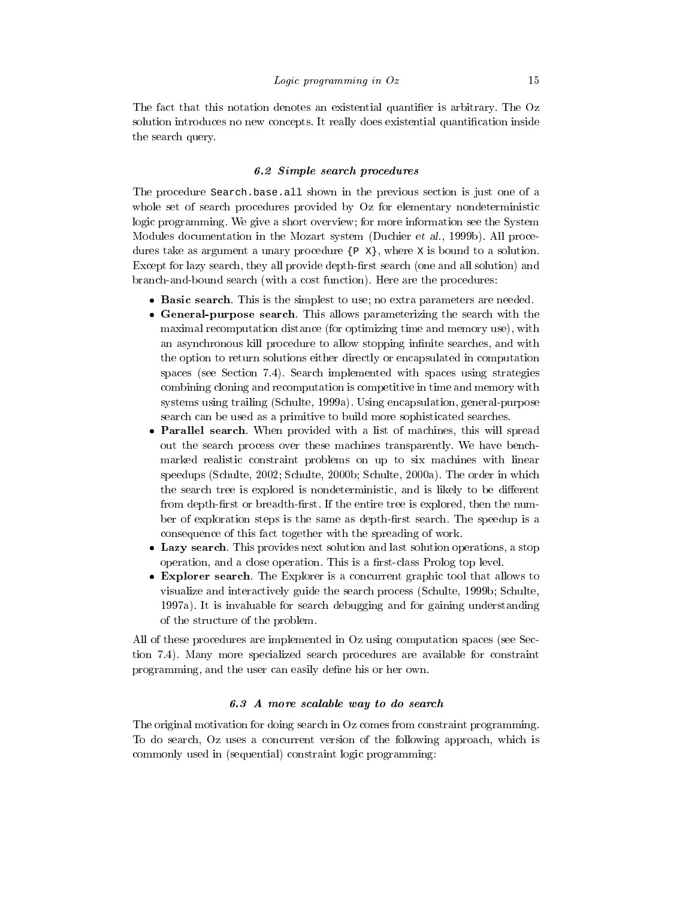The fact that this notation denotes an existential quantifier is arbitrary. The Oz solution introduces no new concepts. It really does existential quantification inside the search query.

### *6.2 Simple search procedures*

The procedure `Search.base.all` shown in the previous section is just one of a whole set of search procedures provided by Oz for elementary nondeterministic logic programming. We give a short overview; for more information see the System Modules documentation in the Mozart system (Duchier *et al.*, 1999b). All procedures take as argument a unary procedure `{P X}`, where `X` is bound to a solution. Except for lazy search, they all provide depth-first search (one and all solution) and branch-and-bound search (with a cost function). Here are the procedures:

- **Basic search**. This is the simplest to use; no extra parameters are needed.
- **General-purpose search**. This allows parameterizing the search with the maximal recomputation distance (for optimizing time and memory use), with an asynchronous kill procedure to allow stopping infinite searches, and with the option to return solutions either directly or encapsulated in computation spaces (see Section 7.4). Search implemented with spaces using strategies combining cloning and recomputation is competitive in time and memory with systems using trailing (Schulte, 1999a). Using encapsulation, general-purpose search can be used as a primitive to build more sophisticated searches.
- **Parallel search**. When provided with a list of machines, this will spread out the search process over these machines transparently. We have benchmarked realistic constraint problems on up to six machines with linear speedups (Schulte, 2002; Schulte, 2000b; Schulte, 2000a). The order in which the search tree is explored is nondeterministic, and is likely to be different from depth-first or breadth-first. If the entire tree is explored, then the number of exploration steps is the same as depth-first search. The speedup is a consequence of this fact together with the spreading of work.
- **Lazy search**. This provides next solution and last solution operations, a stop operation, and a close operation. This is a first-class Prolog top level.
- **Explorer search**. The Explorer is a concurrent graphic tool that allows to visualize and interactively guide the search process (Schulte, 1999b; Schulte, 1997a). It is invaluable for search debugging and for gaining understanding of the structure of the problem.

All of these procedures are implemented in Oz using computation spaces (see Section 7.4). Many more specialized search procedures are available for constraint programming, and the user can easily define his or her own.

### *6.3 A more scalable way to do search*

The original motivation for doing search in Oz comes from constraint programming. To do search, Oz uses a concurrent version of the following approach, which is commonly used in (sequential) constraint logic programming: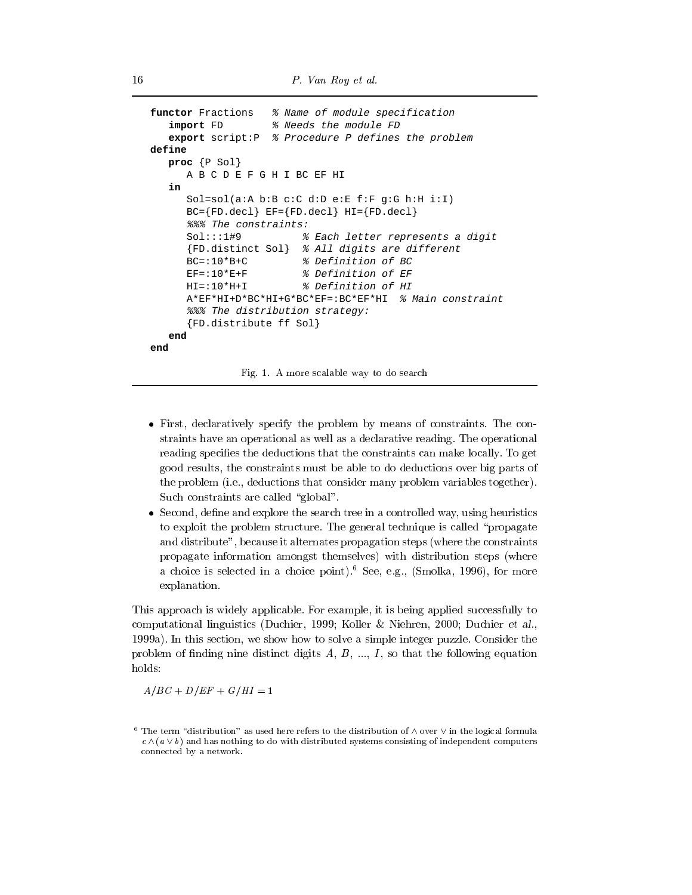```
functor Fractions   % Name of module specification
   import FD        % Needs the module FD
   export script:P  % Procedure P defines the problem
define
   proc {P Sol}
      A B C D E F G H I BC EF HI
   in
      Sol=sol(a:A b:B c:C d:D e:E f:F g:G h:H i:I)
      BC={FD.decl} EF={FD.decl} HI={FD.decl}
      %%% The constraints:
      Sol:::1#9          % Each letter represents a digit
      {FD.distinct Sol}  % All digits are different
      BC=:10*B+C         % Definition of BC
      EF=:10*E+F         % Definition of EF
      HI=:10*H+I         % Definition of HI
      A*EF*HI+D*BC*HI+G*BC*EF=:BC*EF*HI  % Main constraint
      %%% The distribution strategy:
      {FD.distribute ff Sol}
   end
end
```

Fig. 1. A more scalable way to do search

- First, declaratively specify the problem by means of constraints. The constraints have an operational as well as a declarative reading. The operational reading specifies the deductions that the constraints can make locally. To get good results, the constraints must be able to do deductions over big parts of the problem (i.e., deductions that consider many problem variables together). Such constraints are called "global".
- Second, define and explore the search tree in a controlled way, using heuristics to exploit the problem structure. The general technique is called "propagate and distribute", because it alternates propagation steps (where the constraints propagate information amongst themselves) with distribution steps (where a choice is selected in a choice point).[6] See, e.g., (Smolka, 1996), for more explanation.

This approach is widely applicable. For example, it is being applied successfully to computational linguistics (Duchier, 1999; Koller & Niehren, 2000; Duchier *et al.*, 1999a). In this section, we show how to solve a simple integer puzzle. Consider the problem of finding nine distinct digits $A$, $B$, ..., $I$, so that the following equation holds:

$A/BC + D/EF + G/HI = 1$

[6] The term "distribution" as used here refers to the distribution of $\wedge$ over $\vee$ in the logical formula $c \wedge (a \vee b)$ and has nothing to do with distributed systems consisting of independent computers connected by a network.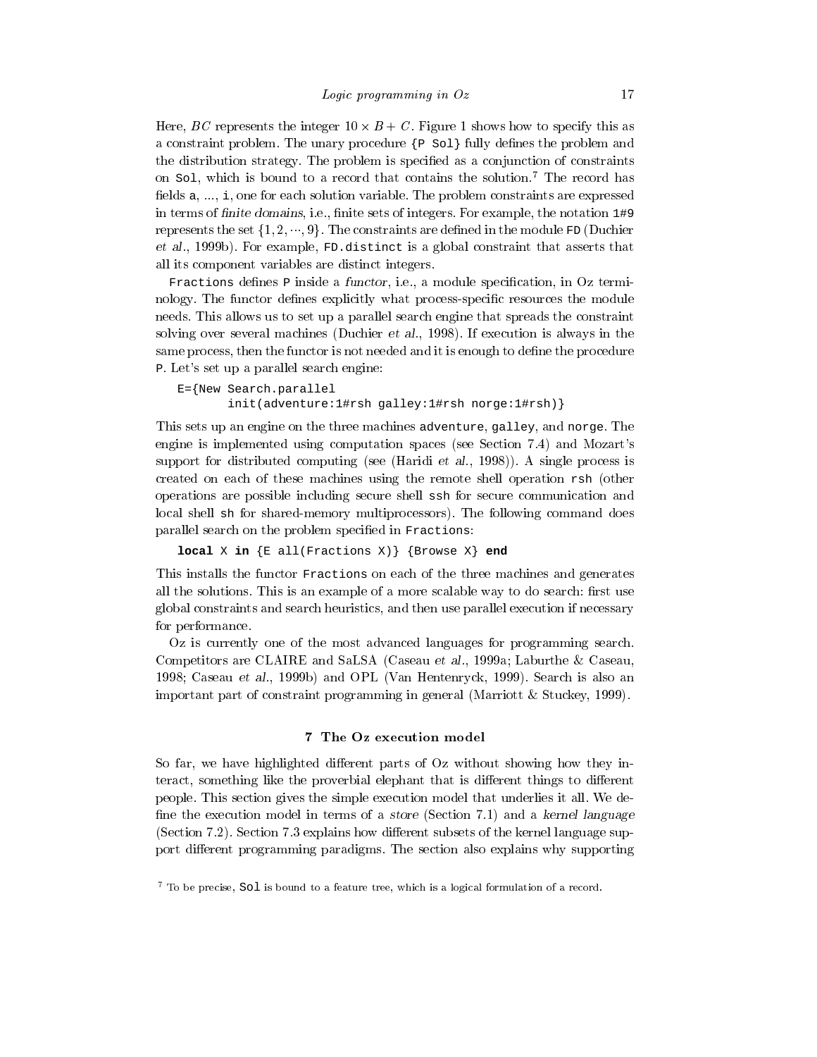Here, $BC$ represents the integer $10 \times B + C$. Figure 1 shows how to specify this as a constraint problem. The unary procedure `{P Sol}` fully defines the problem and the distribution strategy. The problem is specified as a conjunction of constraints on `Sol`, which is bound to a record that contains the solution.[7] The record has fields `a`, ..., `i`, one for each solution variable. The problem constraints are expressed in terms of *finite domains*, i.e., finite sets of integers. For example, the notation `1#9` represents the set $\{1, 2, \cdots, 9\}$. The constraints are defined in the module `FD` (Duchier *et al.*, 1999b). For example, `FD.distinct` is a global constraint that asserts that all its component variables are distinct integers.

`Fractions` defines `P` inside a *functor*, i.e., a module specification, in Oz terminology. The functor defines explicitly what process-specific resources the module needs. This allows us to set up a parallel search engine that spreads the constraint solving over several machines (Duchier *et al.*, 1998). If execution is always in the same process, then the functor is not needed and it is enough to define the procedure `P`. Let's set up a parallel search engine:

```
E={New Search.parallel
      init(adventure:1#rsh galley:1#rsh norge:1#rsh)}
```

This sets up an engine on the three machines `adventure`, `galley`, and `norge`. The engine is implemented using computation spaces (see Section 7.4) and Mozart's support for distributed computing (see (Haridi *et al.*, 1998)). A single process is created on each of these machines using the remote shell operation `rsh` (other operations are possible including secure shell `ssh` for secure communication and local shell `sh` for shared-memory multiprocessors). The following command does parallel search on the problem specified in `Fractions`:

```
local X in {E all(Fractions X)} {Browse X} end
```

This installs the functor `Fractions` on each of the three machines and generates all the solutions. This is an example of a more scalable way to do search: first use global constraints and search heuristics, and then use parallel execution if necessary for performance.

Oz is currently one of the most advanced languages for programming search. Competitors are CLAIRE and SaLSA (Caseau *et al.*, 1999a; Laburthe & Caseau, 1998; Caseau *et al.*, 1999b) and OPL (Van Hentenryck, 1999). Search is also an important part of constraint programming in general (Marriott & Stuckey, 1999).

## 7 The Oz execution model

So far, we have highlighted different parts of Oz without showing how they interact, something like the proverbial elephant that is different things to different people. This section gives the simple execution model that underlies it all. We define the execution model in terms of a *store* (Section 7.1) and a *kernel language* (Section 7.2). Section 7.3 explains how different subsets of the kernel language support different programming paradigms. The section also explains why supporting

[7] To be precise, `Sol` is bound to a feature tree, which is a logical formulation of a record.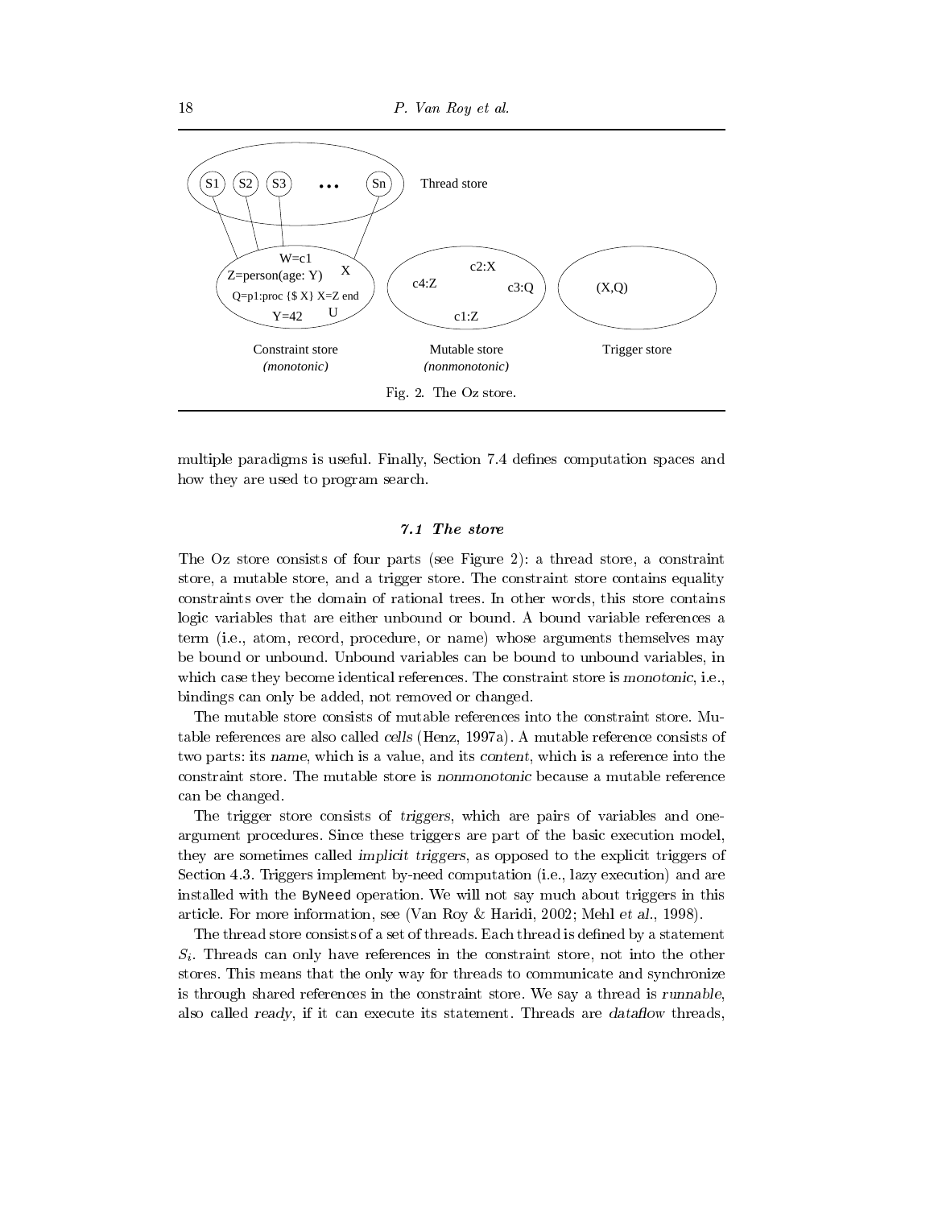Fig. 2. The Oz store.

multiple paradigms is useful. Finally, Section 7.4 defines computation spaces and how they are used to program search.

### 7.1 The store

The Oz store consists of four parts (see Figure 2): a thread store, a constraint store, a mutable store, and a trigger store. The constraint store contains equality constraints over the domain of rational trees. In other words, this store contains logic variables that are either unbound or bound. A bound variable references a term (i.e., atom, record, procedure, or name) whose arguments themselves may be bound or unbound. Unbound variables can be bound to unbound variables, in which case they become identical references. The constraint store is *monotonic*, i.e., bindings can only be added, not removed or changed.

The mutable store consists of mutable references into the constraint store. Mutable references are also called *cells* (Henz, 1997a). A mutable reference consists of two parts: its *name*, which is a value, and its *content*, which is a reference into the constraint store. The mutable store is *nonmonotonic* because a mutable reference can be changed.

The trigger store consists of *triggers*, which are pairs of variables and one-argument procedures. Since these triggers are part of the basic execution model, they are sometimes called *implicit triggers*, as opposed to the explicit triggers of Section 4.3. Triggers implement by-need computation (i.e., lazy execution) and are installed with the `ByNeed` operation. We will not say much about triggers in this article. For more information, see (Van Roy & Haridi, 2002; Mehl *et al.*, 1998).

The thread store consists of a set of threads. Each thread is defined by a statement $S_i$. Threads can only have references in the constraint store, not into the other stores. This means that the only way for threads to communicate and synchronize is through shared references in the constraint store. We say a thread is *runnable*, also called *ready*, if it can execute its statement. Threads are *dataflow* threads,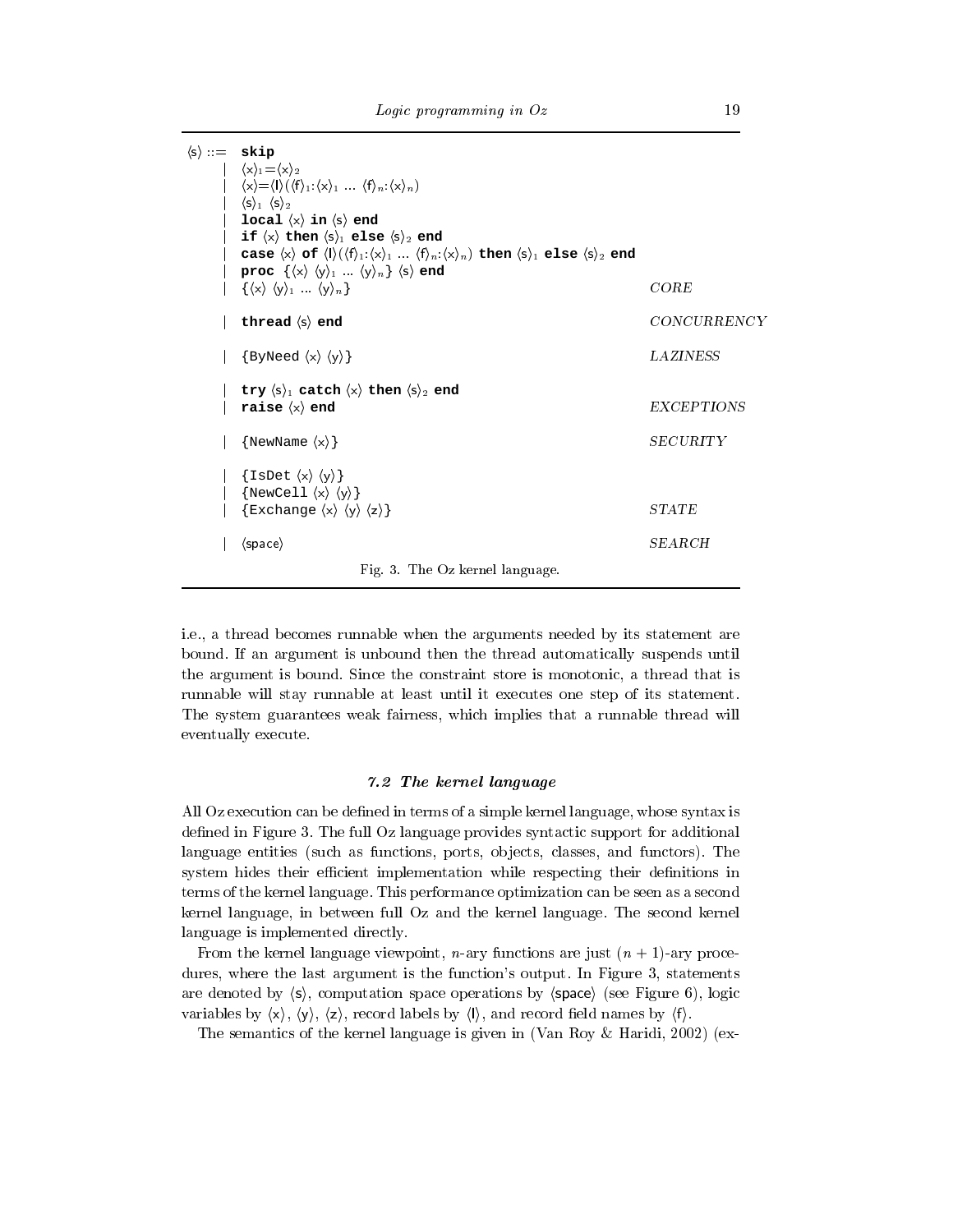```
⟨s⟩ ::= skip
     |  ⟨x⟩1=⟨x⟩2
     |  ⟨x⟩=⟨l⟩(⟨f⟩1:⟨x⟩1 ... ⟨f⟩n:⟨x⟩n)
     |  ⟨s⟩1 ⟨s⟩2
     |  local ⟨x⟩ in ⟨s⟩ end
     |  if ⟨x⟩ then ⟨s⟩1 else ⟨s⟩2 end
     |  case ⟨x⟩ of ⟨l⟩(⟨f⟩1:⟨x⟩1 ... ⟨f⟩n:⟨x⟩n) then ⟨s⟩1 else ⟨s⟩2 end
     |  proc {⟨x⟩ ⟨y⟩1 ... ⟨y⟩n} ⟨s⟩ end
     |  {⟨x⟩ ⟨y⟩1 ... ⟨y⟩n}                                          CORE

     |  thread ⟨s⟩ end                                               CONCURRENCY

     |  {ByNeed ⟨x⟩ ⟨y⟩}                                             LAZINESS

     |  try ⟨s⟩1 catch ⟨x⟩ then ⟨s⟩2 end
     |  raise ⟨x⟩ end                                                EXCEPTIONS

     |  {NewName ⟨x⟩}                                                SECURITY

     |  {IsDet ⟨x⟩ ⟨y⟩}
     |  {NewCell ⟨x⟩ ⟨y⟩}
     |  {Exchange ⟨x⟩ ⟨y⟩ ⟨z⟩}                                       STATE

     |  ⟨space⟩                                                      SEARCH
```

Fig. 3. The Oz kernel language.

i.e., a thread becomes runnable when the arguments needed by its statement are bound. If an argument is unbound then the thread automatically suspends until the argument is bound. Since the constraint store is monotonic, a thread that is runnable will stay runnable at least until it executes one step of its statement. The system guarantees weak fairness, which implies that a runnable thread will eventually execute.

### *7.2 The kernel language*

All Oz execution can be defined in terms of a simple kernel language, whose syntax is defined in Figure 3. The full Oz language provides syntactic support for additional language entities (such as functions, ports, objects, classes, and functors). The system hides their efficient implementation while respecting their definitions in terms of the kernel language. This performance optimization can be seen as a second kernel language, in between full Oz and the kernel language. The second kernel language is implemented directly.

From the kernel language viewpoint, $n$-ary functions are just $(n+1)$-ary procedures, where the last argument is the function's output. In Figure 3, statements are denoted by ⟨s⟩, computation space operations by ⟨space⟩ (see Figure 6), logic variables by ⟨x⟩, ⟨y⟩, ⟨z⟩, record labels by ⟨l⟩, and record field names by ⟨f⟩.

The semantics of the kernel language is given in (Van Roy & Haridi, 2002) (ex-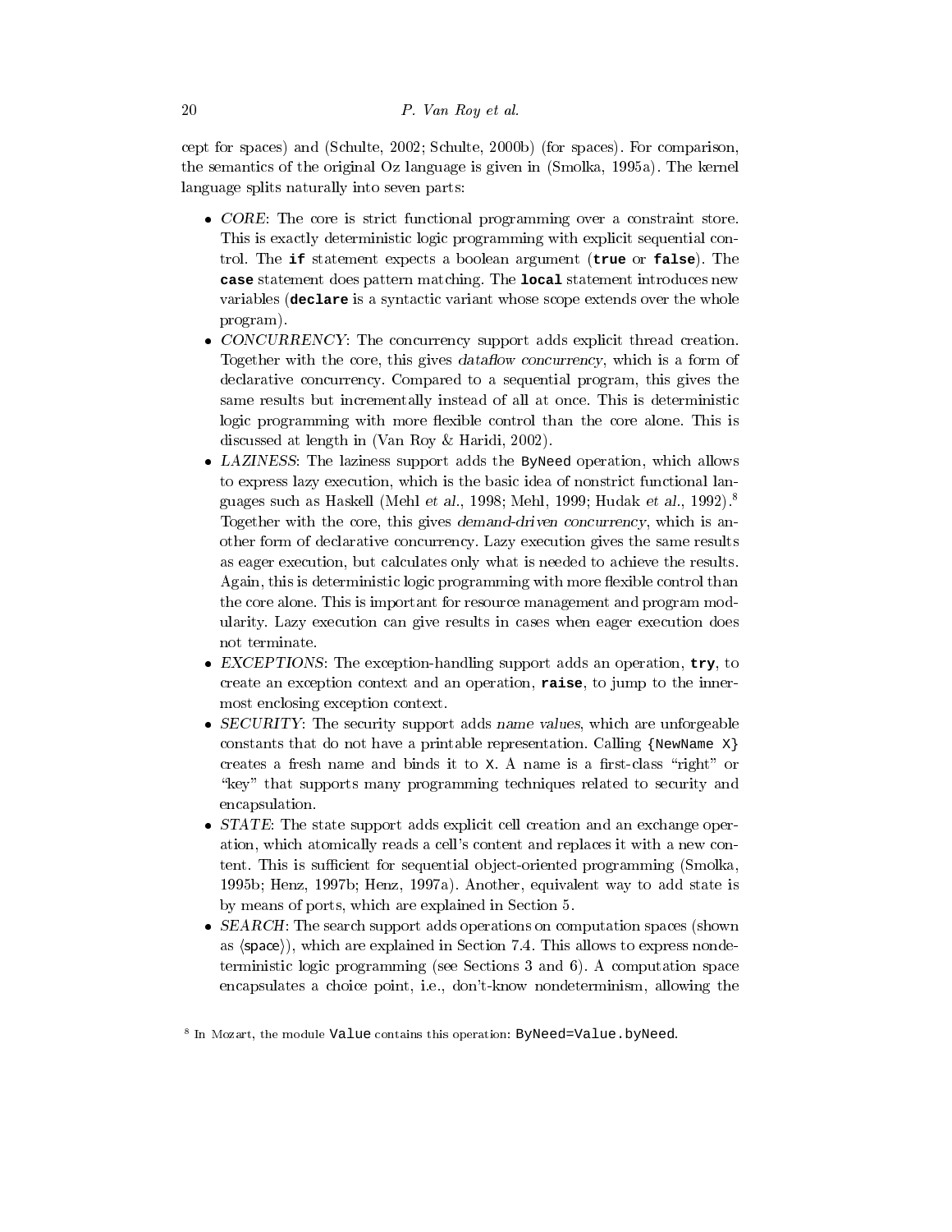cept for spaces) and (Schulte, 2002; Schulte, 2000b) (for spaces). For comparison, the semantics of the original Oz language is given in (Smolka, 1995a). The kernel language splits naturally into seven parts:

- *CORE*: The core is strict functional programming over a constraint store. This is exactly deterministic logic programming with explicit sequential control. The **`if`** statement expects a boolean argument (**`true`** or **`false`**). The **`case`** statement does pattern matching. The **`local`** statement introduces new variables (**`declare`** is a syntactic variant whose scope extends over the whole program).
- *CONCURRENCY*: The concurrency support adds explicit thread creation. Together with the core, this gives *dataflow concurrency*, which is a form of declarative concurrency. Compared to a sequential program, this gives the same results but incrementally instead of all at once. This is deterministic logic programming with more flexible control than the core alone. This is discussed at length in (Van Roy & Haridi, 2002).
- *LAZINESS*: The laziness support adds the `ByNeed` operation, which allows to express lazy execution, which is the basic idea of nonstrict functional languages such as Haskell (Mehl *et al.*, 1998; Mehl, 1999; Hudak *et al.*, 1992).[8] Together with the core, this gives *demand-driven concurrency*, which is another form of declarative concurrency. Lazy execution gives the same results as eager execution, but calculates only what is needed to achieve the results. Again, this is deterministic logic programming with more flexible control than the core alone. This is important for resource management and program modularity. Lazy execution can give results in cases when eager execution does not terminate.
- *EXCEPTIONS*: The exception-handling support adds an operation, **`try`**, to create an exception context and an operation, **`raise`**, to jump to the innermost enclosing exception context.
- *SECURITY*: The security support adds *name values*, which are unforgeable constants that do not have a printable representation. Calling `{NewName X}` creates a fresh name and binds it to `X`. A name is a first-class "right" or "key" that supports many programming techniques related to security and encapsulation.
- *STATE*: The state support adds explicit cell creation and an exchange operation, which atomically reads a cell's content and replaces it with a new content. This is sufficient for sequential object-oriented programming (Smolka, 1995b; Henz, 1997b; Henz, 1997a). Another, equivalent way to add state is by means of ports, which are explained in Section 5.
- *SEARCH*: The search support adds operations on computation spaces (shown as ⟨space⟩), which are explained in Section 7.4. This allows to express nondeterministic logic programming (see Sections 3 and 6). A computation space encapsulates a choice point, i.e., don't-know nondeterminism, allowing the

[8] In Mozart, the module `Value` contains this operation: `ByNeed=Value.byNeed`.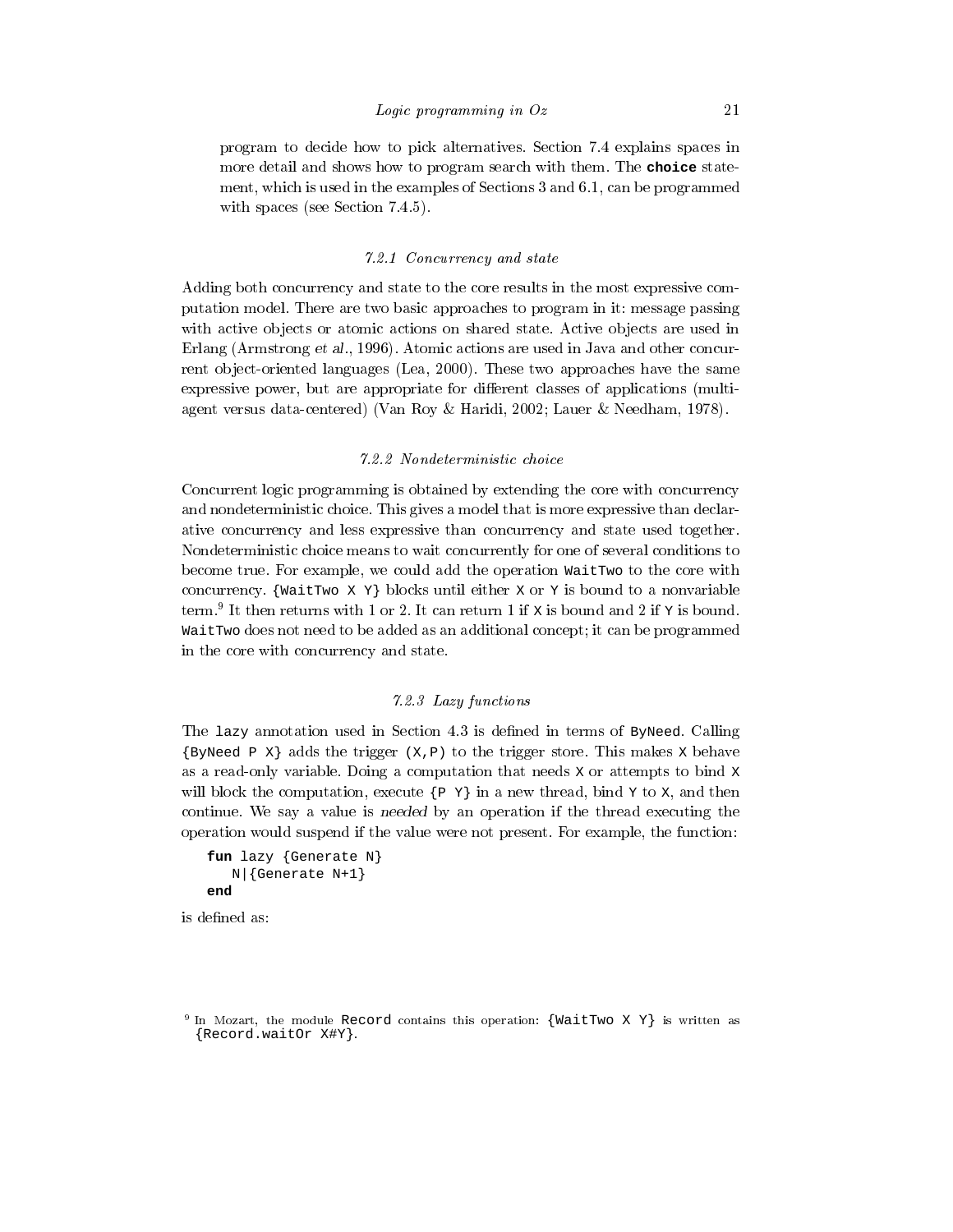program to decide how to pick alternatives. Section 7.4 explains spaces in more detail and shows how to program search with them. The **choice** statement, which is used in the examples of Sections 3 and 6.1, can be programmed with spaces (see Section 7.4.5).

### *7.2.1 Concurrency and state*

Adding both concurrency and state to the core results in the most expressive computation model. There are two basic approaches to program in it: message passing with active objects or atomic actions on shared state. Active objects are used in Erlang (Armstrong *et al.*, 1996). Atomic actions are used in Java and other concurrent object-oriented languages (Lea, 2000). These two approaches have the same expressive power, but are appropriate for different classes of applications (multi-agent versus data-centered) (Van Roy & Haridi, 2002; Lauer & Needham, 1978).

### *7.2.2 Nondeterministic choice*

Concurrent logic programming is obtained by extending the core with concurrency and nondeterministic choice. This gives a model that is more expressive than declarative concurrency and less expressive than concurrency and state used together. Nondeterministic choice means to wait concurrently for one of several conditions to become true. For example, we could add the operation `WaitTwo` to the core with concurrency. `{WaitTwo X Y}` blocks until either `X` or `Y` is bound to a nonvariable term.[9] It then returns with 1 or 2. It can return 1 if `X` is bound and 2 if `Y` is bound. `WaitTwo` does not need to be added as an additional concept; it can be programmed in the core with concurrency and state.

### *7.2.3 Lazy functions*

The `lazy` annotation used in Section 4.3 is defined in terms of `ByNeed`. Calling `{ByNeed P X}` adds the trigger `(X,P)` to the trigger store. This makes `X` behave as a read-only variable. Doing a computation that needs `X` or attempts to bind `X` will block the computation, execute `{P Y}` in a new thread, bind `Y` to `X`, and then continue. We say a value is *needed* by an operation if the thread executing the operation would suspend if the value were not present. For example, the function:

```
fun lazy {Generate N}
   N|{Generate N+1}
end
```

is defined as:

[9] In Mozart, the module `Record` contains this operation: `{WaitTwo X Y}` is written as `{Record.waitOr X#Y}`.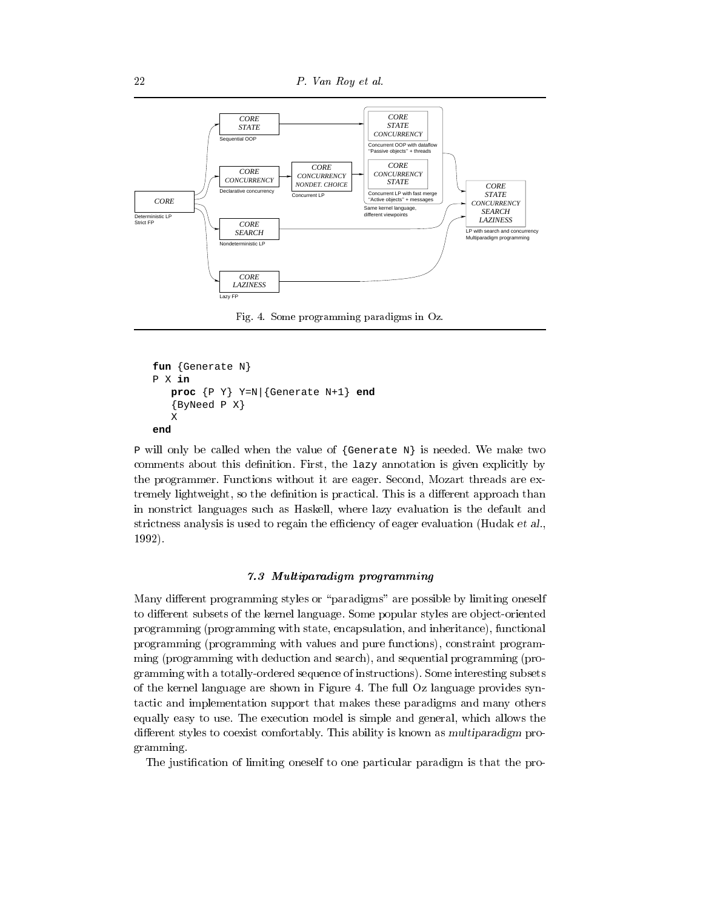Fig. 4. Some programming paradigms in Oz.

```
fun {Generate N}
P X in
   proc {P Y} Y=N|{Generate N+1} end
   {ByNeed P X}
   X
end
```

P will only be called when the value of {Generate N} is needed. We make two comments about this definition. First, the lazy annotation is given explicitly by the programmer. Functions without it are eager. Second, Mozart threads are extremely lightweight, so the definition is practical. This is a different approach than in nonstrict languages such as Haskell, where lazy evaluation is the default and strictness analysis is used to regain the efficiency of eager evaluation (Hudak *et al.*, 1992).

### 7.3 Multiparadigm programming

Many different programming styles or "paradigms" are possible by limiting oneself to different subsets of the kernel language. Some popular styles are object-oriented programming (programming with state, encapsulation, and inheritance), functional programming (programming with values and pure functions), constraint programming (programming with deduction and search), and sequential programming (programming with a totally-ordered sequence of instructions). Some interesting subsets of the kernel language are shown in Figure 4. The full Oz language provides syntactic and implementation support that makes these paradigms and many others equally easy to use. The execution model is simple and general, which allows the different styles to coexist comfortably. This ability is known as *multiparadigm* programming.

The justification of limiting oneself to one particular paradigm is that the pro-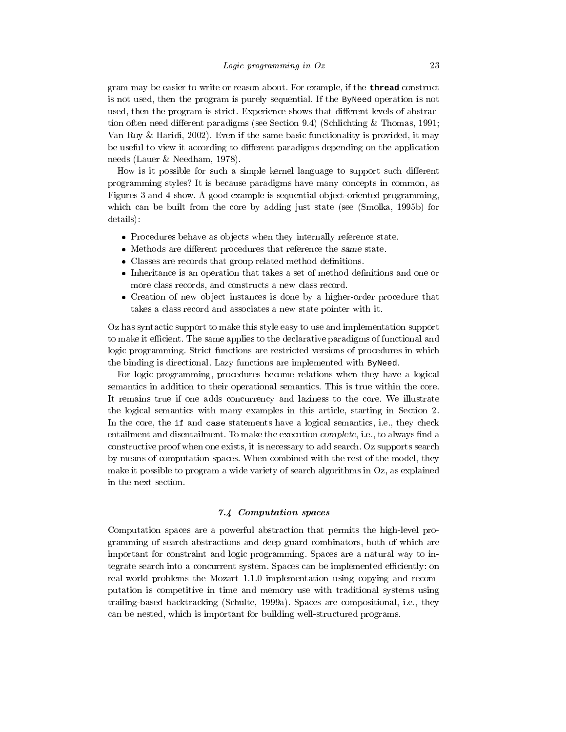gram may be easier to write or reason about. For example, if the **thread** construct is not used, then the program is purely sequential. If the `ByNeed` operation is not used, then the program is strict. Experience shows that different levels of abstraction often need different paradigms (see Section 9.4) (Schlichting & Thomas, 1991; Van Roy & Haridi, 2002). Even if the same basic functionality is provided, it may be useful to view it according to different paradigms depending on the application needs (Lauer & Needham, 1978).

How is it possible for such a simple kernel language to support such different programming styles? It is because paradigms have many concepts in common, as Figures 3 and 4 show. A good example is sequential object-oriented programming, which can be built from the core by adding just state (see (Smolka, 1995b) for details):

- Procedures behave as objects when they internally reference state.
- Methods are different procedures that reference the *same* state.
- Classes are records that group related method definitions.
- Inheritance is an operation that takes a set of method definitions and one or more class records, and constructs a new class record.
- Creation of new object instances is done by a higher-order procedure that takes a class record and associates a new state pointer with it.

Oz has syntactic support to make this style easy to use and implementation support to make it efficient. The same applies to the declarative paradigms of functional and logic programming. Strict functions are restricted versions of procedures in which the binding is directional. Lazy functions are implemented with `ByNeed`.

For logic programming, procedures become relations when they have a logical semantics in addition to their operational semantics. This is true within the core. It remains true if one adds concurrency and laziness to the core. We illustrate the logical semantics with many examples in this article, starting in Section 2. In the core, the `if` and `case` statements have a logical semantics, i.e., they check entailment and disentailment. To make the execution *complete*, i.e., to always find a constructive proof when one exists, it is necessary to add search. Oz supports search by means of computation spaces. When combined with the rest of the model, they make it possible to program a wide variety of search algorithms in Oz, as explained in the next section.

### *7.4 Computation spaces*

Computation spaces are a powerful abstraction that permits the high-level programming of search abstractions and deep guard combinators, both of which are important for constraint and logic programming. Spaces are a natural way to integrate search into a concurrent system. Spaces can be implemented efficiently: on real-world problems the Mozart 1.1.0 implementation using copying and recomputation is competitive in time and memory use with traditional systems using trailing-based backtracking (Schulte, 1999a). Spaces are compositional, i.e., they can be nested, which is important for building well-structured programs.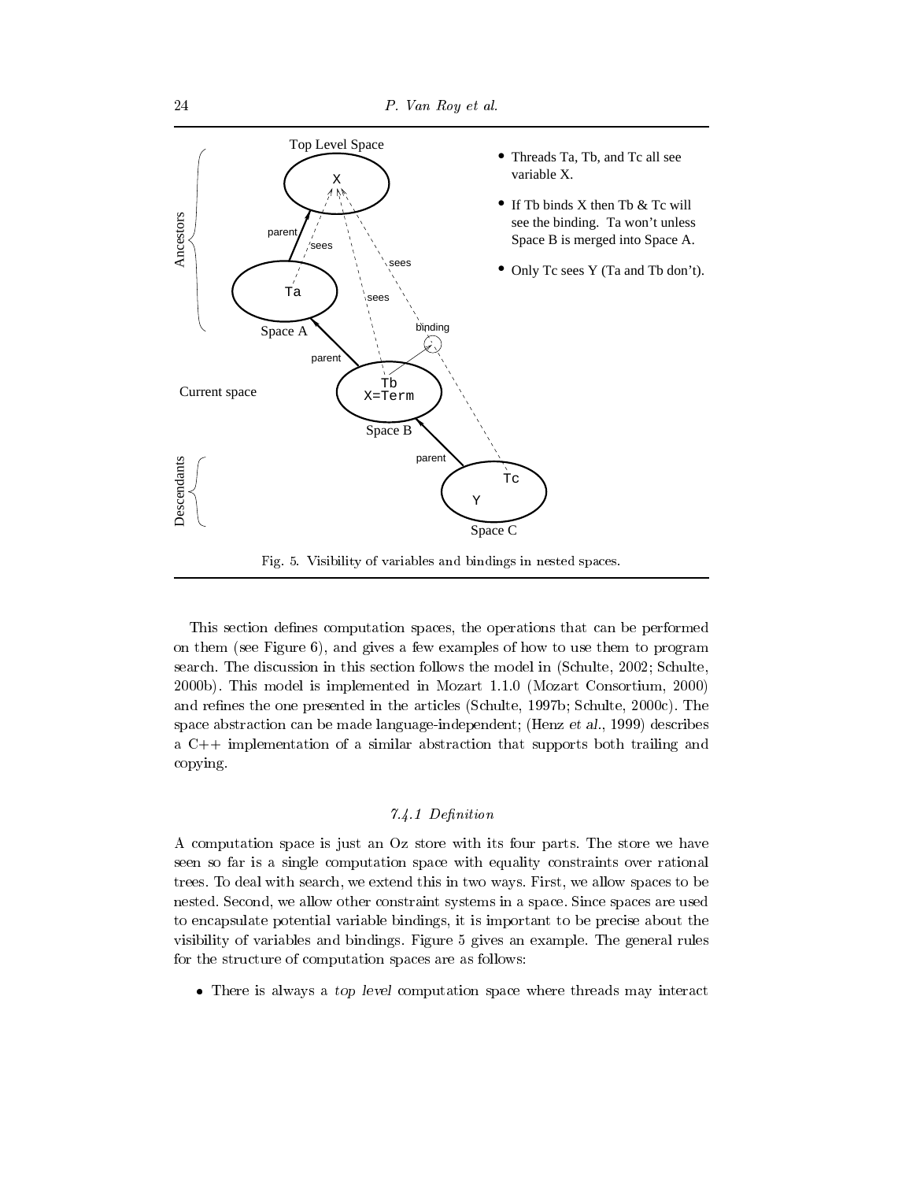- Threads Ta, Tb, and Tc all see variable X.
- If Tb binds X then Tb & Tc will see the binding. Ta won't unless Space B is merged into Space A.
- Only Tc sees Y (Ta and Tb don't).

Fig. 5. Visibility of variables and bindings in nested spaces.

This section defines computation spaces, the operations that can be performed on them (see Figure 6), and gives a few examples of how to use them to program search. The discussion in this section follows the model in (Schulte, 2002; Schulte, 2000b). This model is implemented in Mozart 1.1.0 (Mozart Consortium, 2000) and refines the one presented in the articles (Schulte, 1997b; Schulte, 2000c). The space abstraction can be made language-independent; (Henz *et al.*, 1999) describes a C++ implementation of a similar abstraction that supports both trailing and copying.

#### *7.4.1 Definition*

A computation space is just an Oz store with its four parts. The store we have seen so far is a single computation space with equality constraints over rational trees. To deal with search, we extend this in two ways. First, we allow spaces to be nested. Second, we allow other constraint systems in a space. Since spaces are used to encapsulate potential variable bindings, it is important to be precise about the visibility of variables and bindings. Figure 5 gives an example. The general rules for the structure of computation spaces are as follows:

- There is always a *top level* computation space where threads may interact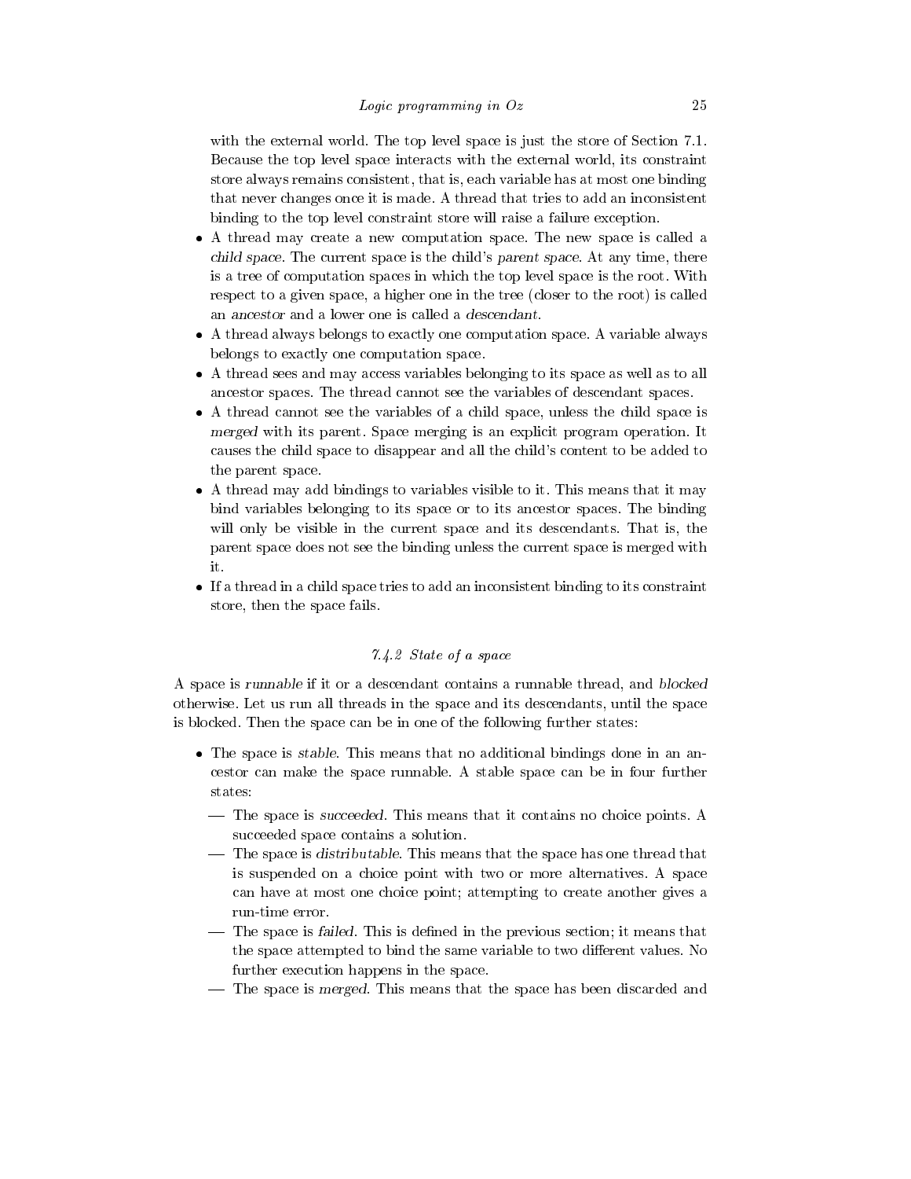with the external world. The top level space is just the store of Section 7.1. Because the top level space interacts with the external world, its constraint store always remains consistent, that is, each variable has at most one binding that never changes once it is made. A thread that tries to add an inconsistent binding to the top level constraint store will raise a failure exception.

- A thread may create a new computation space. The new space is called a *child space*. The current space is the child's *parent space*. At any time, there is a tree of computation spaces in which the top level space is the root. With respect to a given space, a higher one in the tree (closer to the root) is called an *ancestor* and a lower one is called a *descendant*.
- A thread always belongs to exactly one computation space. A variable always belongs to exactly one computation space.
- A thread sees and may access variables belonging to its space as well as to all ancestor spaces. The thread cannot see the variables of descendant spaces.
- A thread cannot see the variables of a child space, unless the child space is *merged* with its parent. Space merging is an explicit program operation. It causes the child space to disappear and all the child's content to be added to the parent space.
- A thread may add bindings to variables visible to it. This means that it may bind variables belonging to its space or to its ancestor spaces. The binding will only be visible in the current space and its descendants. That is, the parent space does not see the binding unless the current space is merged with it.
- If a thread in a child space tries to add an inconsistent binding to its constraint store, then the space fails.

### 7.4.2 State of a space

A space is *runnable* if it or a descendant contains a runnable thread, and *blocked* otherwise. Let us run all threads in the space and its descendants, until the space is blocked. Then the space can be in one of the following further states:

- The space is *stable*. This means that no additional bindings done in an ancestor can make the space runnable. A stable space can be in four further states:
  - The space is *succeeded*. This means that it contains no choice points. A succeeded space contains a solution.
  - The space is *distributable*. This means that the space has one thread that is suspended on a choice point with two or more alternatives. A space can have at most one choice point; attempting to create another gives a run-time error.
  - The space is *failed*. This is defined in the previous section; it means that the space attempted to bind the same variable to two different values. No further execution happens in the space.
  - The space is *merged*. This means that the space has been discarded and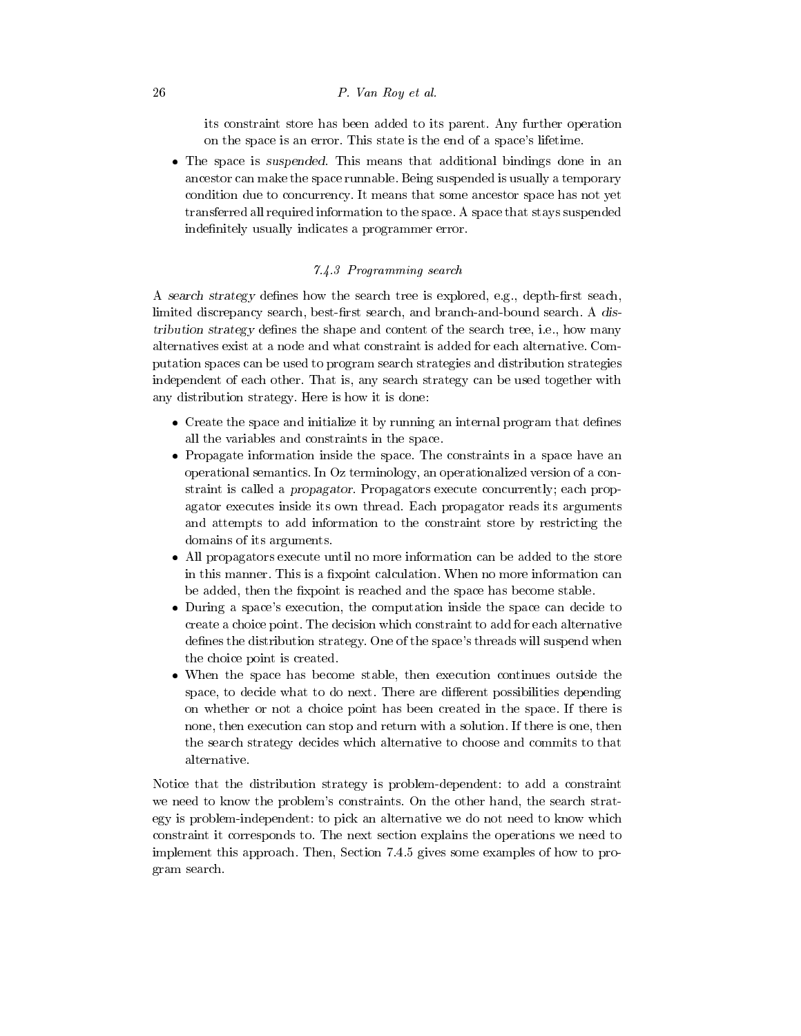its constraint store has been added to its parent. Any further operation on the space is an error. This state is the end of a space's lifetime.

- The space is *suspended*. This means that additional bindings done in an ancestor can make the space runnable. Being suspended is usually a temporary condition due to concurrency. It means that some ancestor space has not yet transferred all required information to the space. A space that stays suspended indefinitely usually indicates a programmer error.

#### 7.4.3 Programming search

A *search strategy* defines how the search tree is explored, e.g., depth-first seach, limited discrepancy search, best-first search, and branch-and-bound search. A *distribution strategy* defines the shape and content of the search tree, i.e., how many alternatives exist at a node and what constraint is added for each alternative. Computation spaces can be used to program search strategies and distribution strategies independent of each other. That is, any search strategy can be used together with any distribution strategy. Here is how it is done:

- Create the space and initialize it by running an internal program that defines all the variables and constraints in the space.
- Propagate information inside the space. The constraints in a space have an operational semantics. In Oz terminology, an operationalized version of a constraint is called a *propagator*. Propagators execute concurrently; each propagator executes inside its own thread. Each propagator reads its arguments and attempts to add information to the constraint store by restricting the domains of its arguments.
- All propagators execute until no more information can be added to the store in this manner. This is a fixpoint calculation. When no more information can be added, then the fixpoint is reached and the space has become stable.
- During a space's execution, the computation inside the space can decide to create a choice point. The decision which constraint to add for each alternative defines the distribution strategy. One of the space's threads will suspend when the choice point is created.
- When the space has become stable, then execution continues outside the space, to decide what to do next. There are different possibilities depending on whether or not a choice point has been created in the space. If there is none, then execution can stop and return with a solution. If there is one, then the search strategy decides which alternative to choose and commits to that alternative.

Notice that the distribution strategy is problem-dependent: to add a constraint we need to know the problem's constraints. On the other hand, the search strategy is problem-independent: to pick an alternative we do not need to know which constraint it corresponds to. The next section explains the operations we need to implement this approach. Then, Section 7.4.5 gives some examples of how to program search.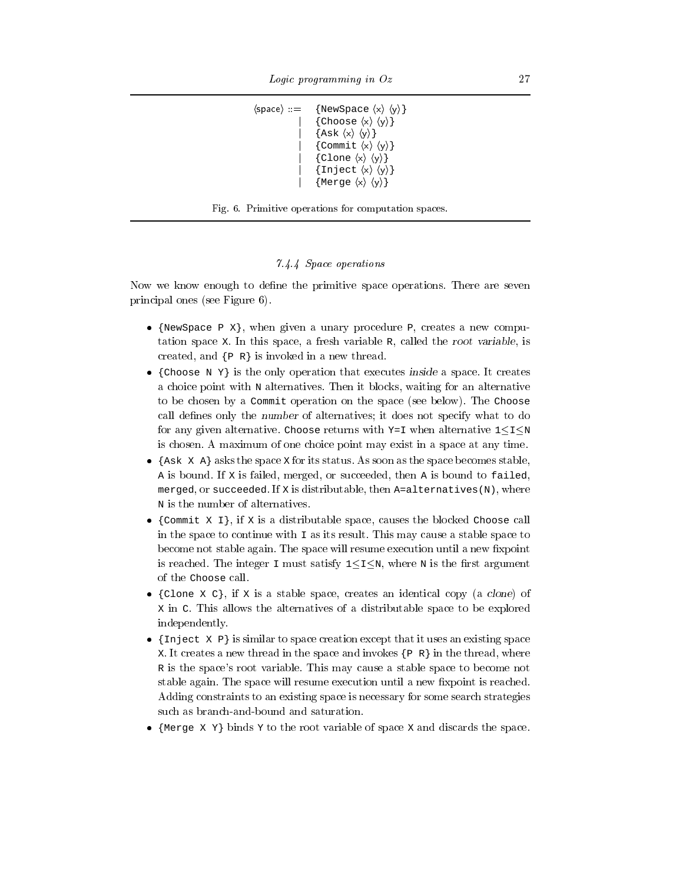```
⟨space⟩ ::= {NewSpace ⟨x⟩ ⟨y⟩}
          | {Choose ⟨x⟩ ⟨y⟩}
          | {Ask ⟨x⟩ ⟨y⟩}
          | {Commit ⟨x⟩ ⟨y⟩}
          | {Clone ⟨x⟩ ⟨y⟩}
          | {Inject ⟨x⟩ ⟨y⟩}
          | {Merge ⟨x⟩ ⟨y⟩}
```

Fig. 6. Primitive operations for computation spaces.

#### 7.4.4 Space operations

Now we know enough to define the primitive space operations. There are seven principal ones (see Figure 6).

- `{NewSpace P X}`, when given a unary procedure `P`, creates a new computation space `X`. In this space, a fresh variable `R`, called the *root variable*, is created, and `{P R}` is invoked in a new thread.
- `{Choose N Y}` is the only operation that executes *inside* a space. It creates a choice point with `N` alternatives. Then it blocks, waiting for an alternative to be chosen by a `Commit` operation on the space (see below). The `Choose` call defines only the *number* of alternatives; it does not specify what to do for any given alternative. `Choose` returns with `Y=I` when alternative `1≤I≤N` is chosen. A maximum of one choice point may exist in a space at any time.
- `{Ask X A}` asks the space `X` for its status. As soon as the space becomes stable, `A` is bound. If `X` is failed, merged, or succeeded, then `A` is bound to `failed`, `merged`, or `succeeded`. If `X` is distributable, then `A=alternatives(N)`, where `N` is the number of alternatives.
- `{Commit X I}`, if `X` is a distributable space, causes the blocked `Choose` call in the space to continue with `I` as its result. This may cause a stable space to become not stable again. The space will resume execution until a new fixpoint is reached. The integer `I` must satisfy `1≤I≤N`, where `N` is the first argument of the `Choose` call.
- `{Clone X C}`, if `X` is a stable space, creates an identical copy (a *clone*) of `X` in `C`. This allows the alternatives of a distributable space to be explored independently.
- `{Inject X P}` is similar to space creation except that it uses an existing space `X`. It creates a new thread in the space and invokes `{P R}` in the thread, where `R` is the space's root variable. This may cause a stable space to become not stable again. The space will resume execution until a new fixpoint is reached. Adding constraints to an existing space is necessary for some search strategies such as branch-and-bound and saturation.
- `{Merge X Y}` binds `Y` to the root variable of space `X` and discards the space.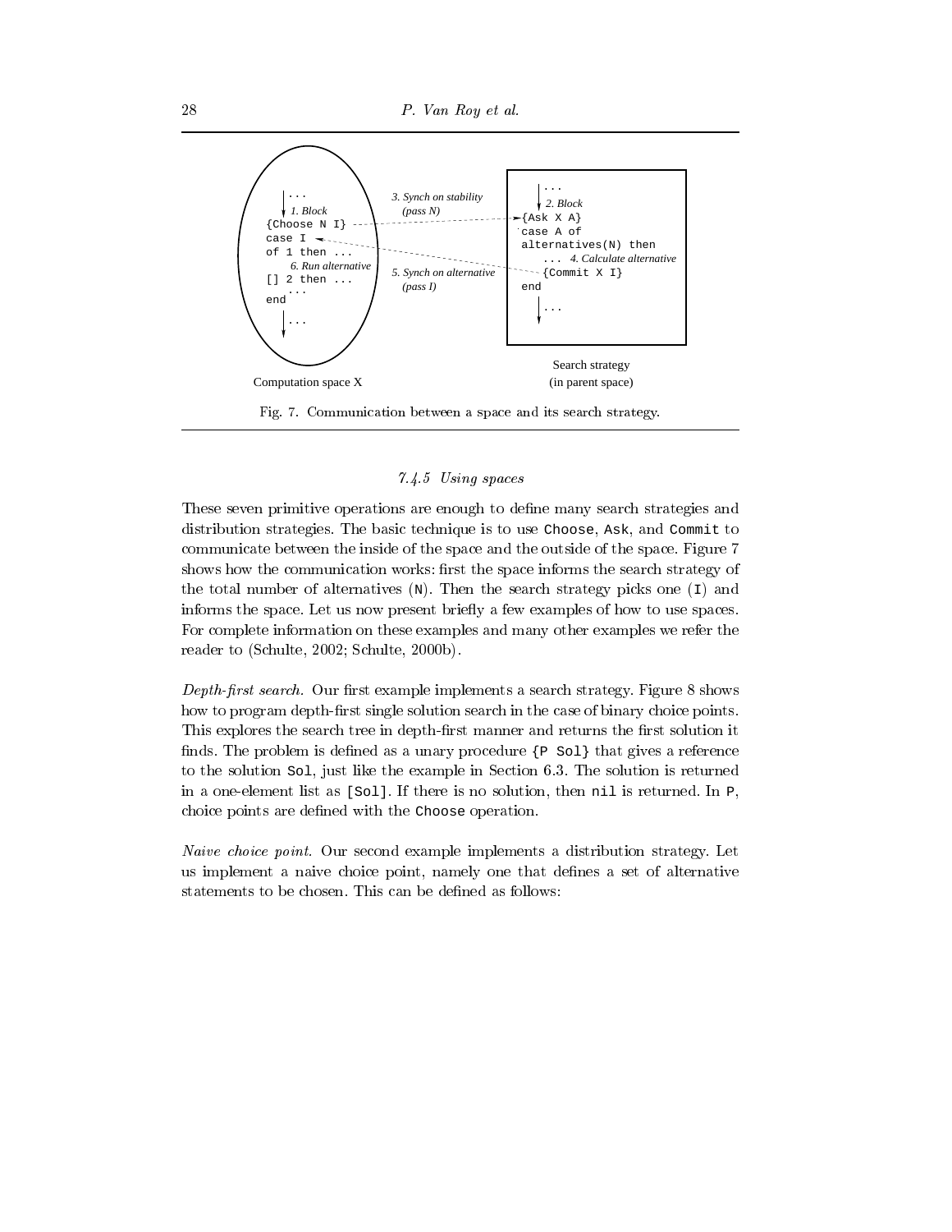Fig. 7. Communication between a space and its search strategy.

### 7.4.5 Using spaces

These seven primitive operations are enough to define many search strategies and distribution strategies. The basic technique is to use `Choose`, `Ask`, and `Commit` to communicate between the inside of the space and the outside of the space. Figure 7 shows how the communication works: first the space informs the search strategy of the total number of alternatives (`N`). Then the search strategy picks one (`I`) and informs the space. Let us now present briefly a few examples of how to use spaces. For complete information on these examples and many other examples we refer the reader to (Schulte, 2002; Schulte, 2000b).

*Depth-first search.* Our first example implements a search strategy. Figure 8 shows how to program depth-first single solution search in the case of binary choice points. This explores the search tree in depth-first manner and returns the first solution it finds. The problem is defined as a unary procedure `{P Sol}` that gives a reference to the solution `Sol`, just like the example in Section 6.3. The solution is returned in a one-element list as `[Sol]`. If there is no solution, then `nil` is returned. In `P`, choice points are defined with the `Choose` operation.

*Naive choice point.* Our second example implements a distribution strategy. Let us implement a naive choice point, namely one that defines a set of alternative statements to be chosen. This can be defined as follows: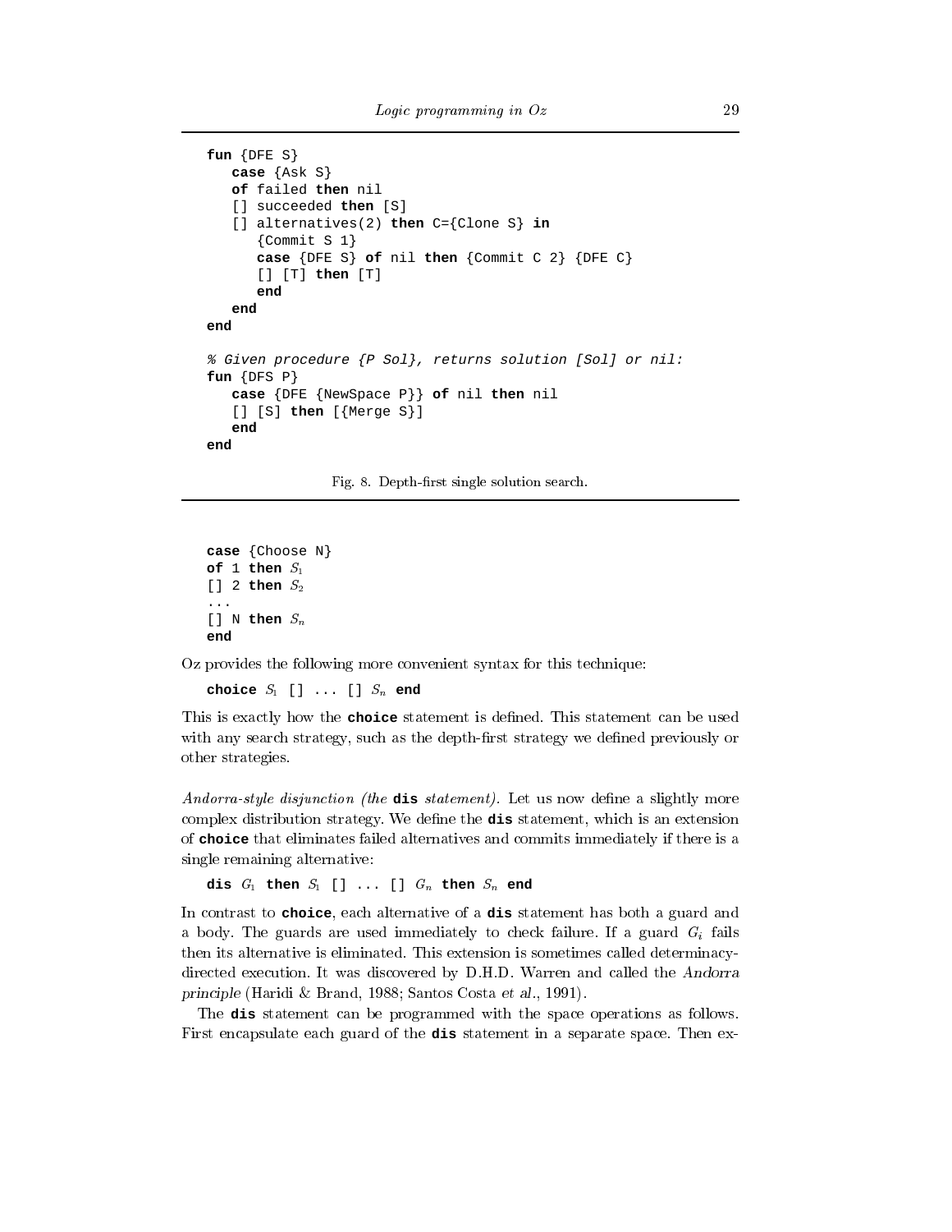```
fun {DFE S}
   case {Ask S}
   of failed then nil
   [] succeeded then [S]
   [] alternatives(2) then C={Clone S} in
      {Commit S 1}
      case {DFE S} of nil then {Commit C 2} {DFE C}
      [] [T] then [T]
      end
   end
end

% Given procedure {P Sol}, returns solution [Sol] or nil:
fun {DFS P}
   case {DFE {NewSpace P}} of nil then nil
   [] [S] then [{Merge S}]
   end
end
```

Fig. 8. Depth-first single solution search.

```
case {Choose N}
of 1 then S1
[] 2 then S2
...
[] N then Sn
end
```

Oz provides the following more convenient syntax for this technique:

```
choice S1 [] ... [] Sn end
```

This is exactly how the **choice** statement is defined. This statement can be used with any search strategy, such as the depth-first strategy we defined previously or other strategies.

*Andorra-style disjunction (the* **dis** *statement).* Let us now define a slightly more complex distribution strategy. We define the **dis** statement, which is an extension of **choice** that eliminates failed alternatives and commits immediately if there is a single remaining alternative:

```
dis G1 then S1 [] ... [] Gn then Sn end
```

In contrast to **choice**, each alternative of a **dis** statement has both a guard and a body. The guards are used immediately to check failure. If a guard $G_i$ fails then its alternative is eliminated. This extension is sometimes called determinacy-directed execution. It was discovered by D.H.D. Warren and called the *Andorra principle* (Haridi & Brand, 1988; Santos Costa *et al.*, 1991).

The **dis** statement can be programmed with the space operations as follows. First encapsulate each guard of the **dis** statement in a separate space. Then ex-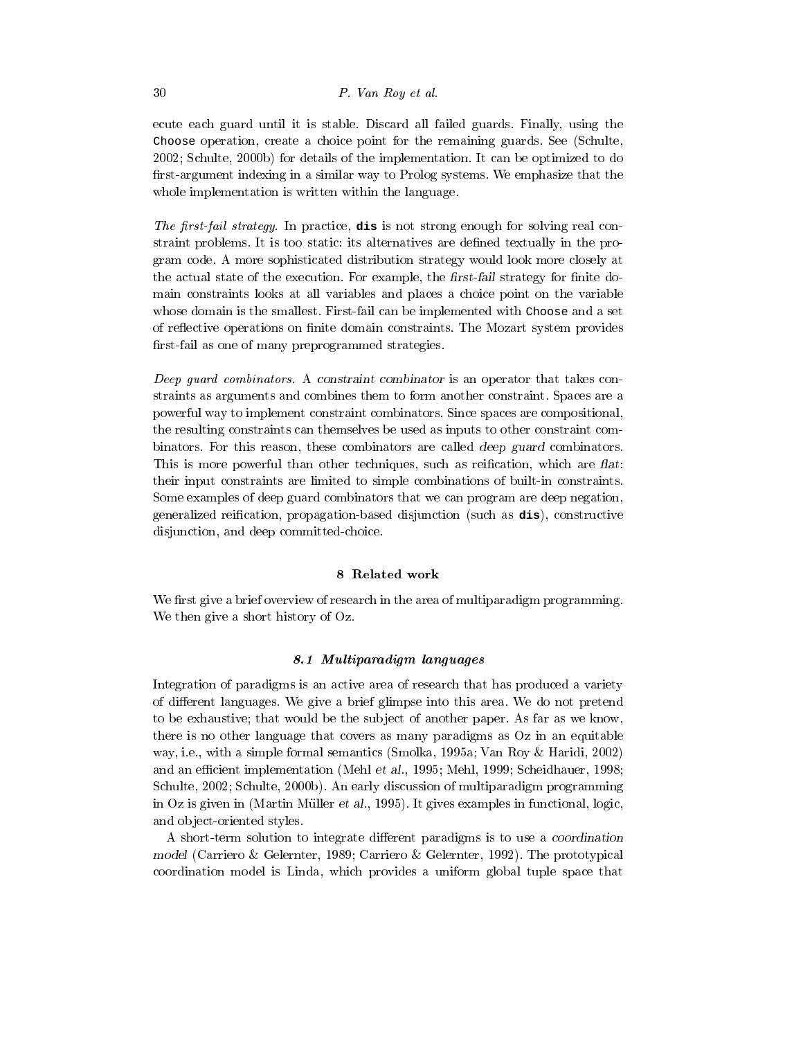ecute each guard until it is stable. Discard all failed guards. Finally, using the `Choose` operation, create a choice point for the remaining guards. See (Schulte, 2002; Schulte, 2000b) for details of the implementation. It can be optimized to do first-argument indexing in a similar way to Prolog systems. We emphasize that the whole implementation is written within the language.

*The first-fail strategy.* In practice, **`dis`** is not strong enough for solving real constraint problems. It is too static: its alternatives are defined textually in the program code. A more sophisticated distribution strategy would look more closely at the actual state of the execution. For example, the *first-fail* strategy for finite domain constraints looks at all variables and places a choice point on the variable whose domain is the smallest. First-fail can be implemented with `Choose` and a set of reflective operations on finite domain constraints. The Mozart system provides first-fail as one of many preprogrammed strategies.

*Deep guard combinators.* A *constraint combinator* is an operator that takes constraints as arguments and combines them to form another constraint. Spaces are a powerful way to implement constraint combinators. Since spaces are compositional, the resulting constraints can themselves be used as inputs to other constraint combinators. For this reason, these combinators are called *deep guard* combinators. This is more powerful than other techniques, such as reification, which are *flat*: their input constraints are limited to simple combinations of built-in constraints. Some examples of deep guard combinators that we can program are deep negation, generalized reification, propagation-based disjunction (such as **`dis`**), constructive disjunction, and deep committed-choice.

## 8 Related work

We first give a brief overview of research in the area of multiparadigm programming. We then give a short history of Oz.

### 8.1 Multiparadigm languages

Integration of paradigms is an active area of research that has produced a variety of different languages. We give a brief glimpse into this area. We do not pretend to be exhaustive; that would be the subject of another paper. As far as we know, there is no other language that covers as many paradigms as Oz in an equitable way, i.e., with a simple formal semantics (Smolka, 1995a; Van Roy & Haridi, 2002) and an efficient implementation (Mehl *et al.*, 1995; Mehl, 1999; Scheidhauer, 1998; Schulte, 2002; Schulte, 2000b). An early discussion of multiparadigm programming in Oz is given in (Martin Müller *et al.*, 1995). It gives examples in functional, logic, and object-oriented styles.

A short-term solution to integrate different paradigms is to use a *coordination model* (Carriero & Gelernter, 1989; Carriero & Gelernter, 1992). The prototypical coordination model is Linda, which provides a uniform global tuple space that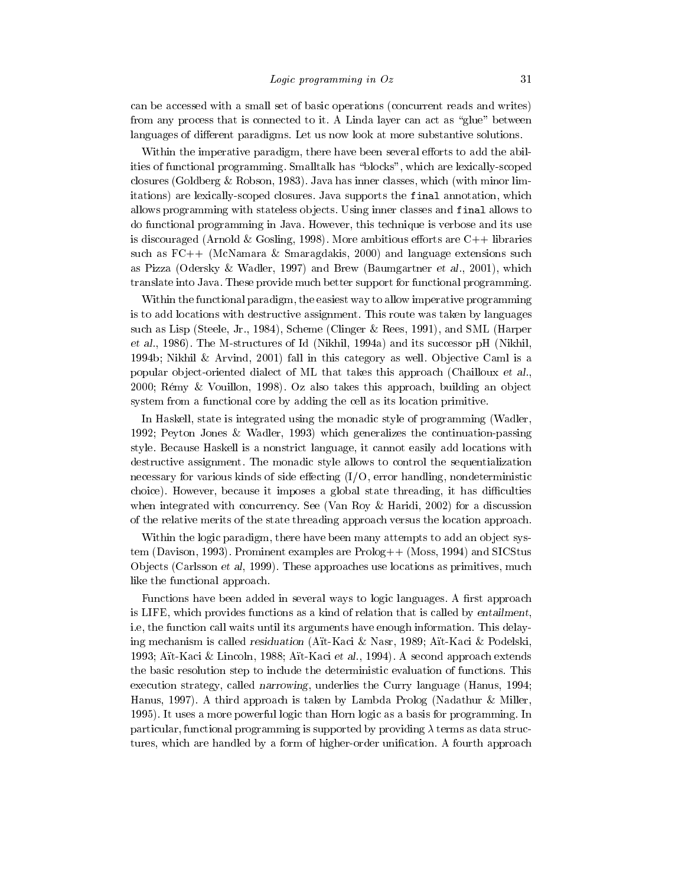can be accessed with a small set of basic operations (concurrent reads and writes) from any process that is connected to it. A Linda layer can act as "glue" between languages of different paradigms. Let us now look at more substantive solutions.

Within the imperative paradigm, there have been several efforts to add the abilities of functional programming. Smalltalk has "blocks", which are lexically-scoped closures (Goldberg & Robson, 1983). Java has inner classes, which (with minor limitations) are lexically-scoped closures. Java supports the `final` annotation, which allows programming with stateless objects. Using inner classes and `final` allows to do functional programming in Java. However, this technique is verbose and its use is discouraged (Arnold & Gosling, 1998). More ambitious efforts are C++ libraries such as FC++ (McNamara & Smaragdakis, 2000) and language extensions such as Pizza (Odersky & Wadler, 1997) and Brew (Baumgartner *et al.*, 2001), which translate into Java. These provide much better support for functional programming.

Within the functional paradigm, the easiest way to allow imperative programming is to add locations with destructive assignment. This route was taken by languages such as Lisp (Steele, Jr., 1984), Scheme (Clinger & Rees, 1991), and SML (Harper *et al.*, 1986). The M-structures of Id (Nikhil, 1994a) and its successor pH (Nikhil, 1994b; Nikhil & Arvind, 2001) fall in this category as well. Objective Caml is a popular object-oriented dialect of ML that takes this approach (Chailloux *et al.*, 2000; Rémy & Vouillon, 1998). Oz also takes this approach, building an object system from a functional core by adding the cell as its location primitive.

In Haskell, state is integrated using the monadic style of programming (Wadler, 1992; Peyton Jones & Wadler, 1993) which generalizes the continuation-passing style. Because Haskell is a nonstrict language, it cannot easily add locations with destructive assignment. The monadic style allows to control the sequentialization necessary for various kinds of side effecting (I/O, error handling, nondeterministic choice). However, because it imposes a global state threading, it has difficulties when integrated with concurrency. See (Van Roy & Haridi, 2002) for a discussion of the relative merits of the state threading approach versus the location approach.

Within the logic paradigm, there have been many attempts to add an object system (Davison, 1993). Prominent examples are Prolog++ (Moss, 1994) and SICStus Objects (Carlsson *et al*, 1999). These approaches use locations as primitives, much like the functional approach.

Functions have been added in several ways to logic languages. A first approach is LIFE, which provides functions as a kind of relation that is called by *entailment*, i.e, the function call waits until its arguments have enough information. This delaying mechanism is called *residuation* (Aït-Kaci & Nasr, 1989; Aït-Kaci & Podelski, 1993; Aït-Kaci & Lincoln, 1988; Aït-Kaci *et al.*, 1994). A second approach extends the basic resolution step to include the deterministic evaluation of functions. This execution strategy, called *narrowing*, underlies the Curry language (Hanus, 1994; Hanus, 1997). A third approach is taken by Lambda Prolog (Nadathur & Miller, 1995). It uses a more powerful logic than Horn logic as a basis for programming. In particular, functional programming is supported by providing $\lambda$ terms as data structures, which are handled by a form of higher-order unification. A fourth approach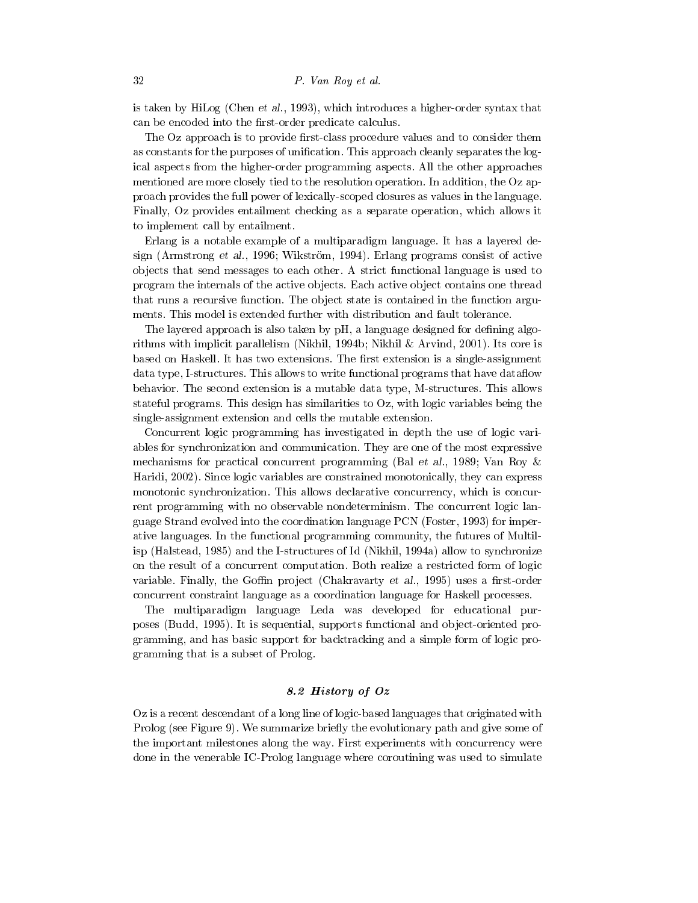is taken by HiLog (Chen *et al.*, 1993), which introduces a higher-order syntax that can be encoded into the first-order predicate calculus.

The Oz approach is to provide first-class procedure values and to consider them as constants for the purposes of unification. This approach cleanly separates the logical aspects from the higher-order programming aspects. All the other approaches mentioned are more closely tied to the resolution operation. In addition, the Oz approach provides the full power of lexically-scoped closures as values in the language. Finally, Oz provides entailment checking as a separate operation, which allows it to implement call by entailment.

Erlang is a notable example of a multiparadigm language. It has a layered design (Armstrong *et al.*, 1996; Wikström, 1994). Erlang programs consist of active objects that send messages to each other. A strict functional language is used to program the internals of the active objects. Each active object contains one thread that runs a recursive function. The object state is contained in the function arguments. This model is extended further with distribution and fault tolerance.

The layered approach is also taken by pH, a language designed for defining algorithms with implicit parallelism (Nikhil, 1994b; Nikhil & Arvind, 2001). Its core is based on Haskell. It has two extensions. The first extension is a single-assignment data type, I-structures. This allows to write functional programs that have dataflow behavior. The second extension is a mutable data type, M-structures. This allows stateful programs. This design has similarities to Oz, with logic variables being the single-assignment extension and cells the mutable extension.

Concurrent logic programming has investigated in depth the use of logic variables for synchronization and communication. They are one of the most expressive mechanisms for practical concurrent programming (Bal *et al.*, 1989; Van Roy & Haridi, 2002). Since logic variables are constrained monotonically, they can express monotonic synchronization. This allows declarative concurrency, which is concurrent programming with no observable nondeterminism. The concurrent logic language Strand evolved into the coordination language PCN (Foster, 1993) for imperative languages. In the functional programming community, the futures of Multilisp (Halstead, 1985) and the I-structures of Id (Nikhil, 1994a) allow to synchronize on the result of a concurrent computation. Both realize a restricted form of logic variable. Finally, the Goffin project (Chakravarty *et al.*, 1995) uses a first-order concurrent constraint language as a coordination language for Haskell processes.

The multiparadigm language Leda was developed for educational purposes (Budd, 1995). It is sequential, supports functional and object-oriented programming, and has basic support for backtracking and a simple form of logic programming that is a subset of Prolog.

### *8.2 History of Oz*

Oz is a recent descendant of a long line of logic-based languages that originated with Prolog (see Figure 9). We summarize briefly the evolutionary path and give some of the important milestones along the way. First experiments with concurrency were done in the venerable IC-Prolog language where coroutining was used to simulate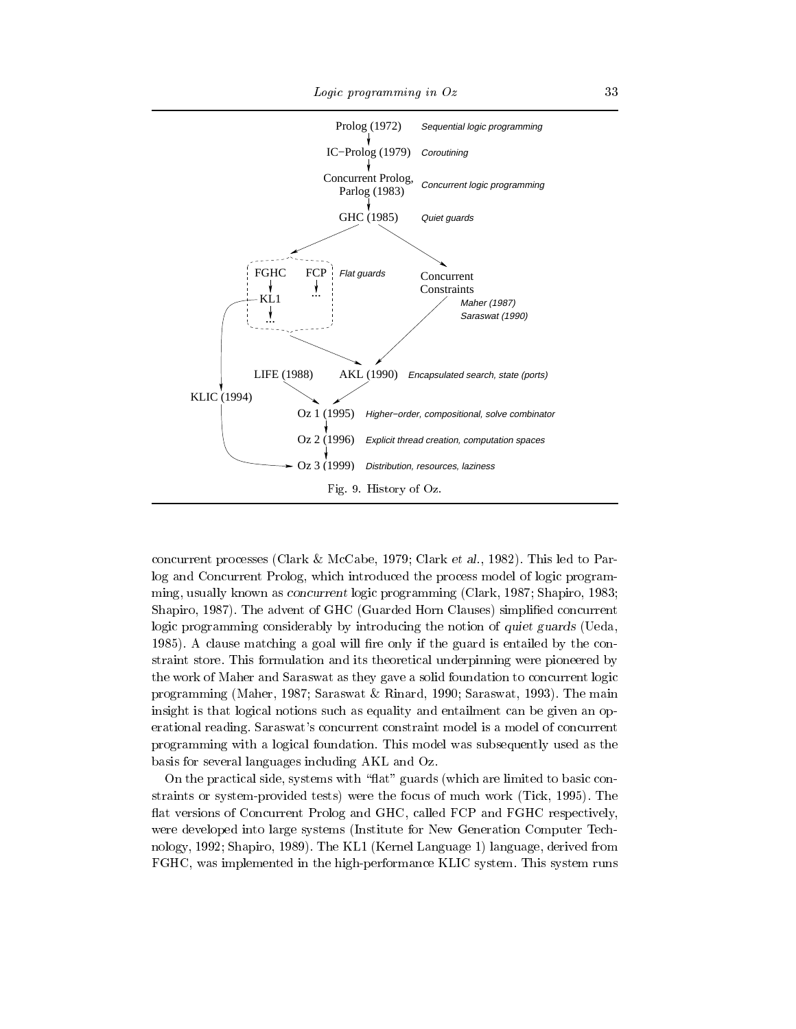Fig. 9. History of Oz.

concurrent processes (Clark & McCabe, 1979; Clark *et al.*, 1982). This led to Parlog and Concurrent Prolog, which introduced the process model of logic programming, usually known as *concurrent* logic programming (Clark, 1987; Shapiro, 1983; Shapiro, 1987). The advent of GHC (Guarded Horn Clauses) simplified concurrent logic programming considerably by introducing the notion of *quiet guards* (Ueda, 1985). A clause matching a goal will fire only if the guard is entailed by the constraint store. This formulation and its theoretical underpinning were pioneered by the work of Maher and Saraswat as they gave a solid foundation to concurrent logic programming (Maher, 1987; Saraswat & Rinard, 1990; Saraswat, 1993). The main insight is that logical notions such as equality and entailment can be given an operational reading. Saraswat's concurrent constraint model is a model of concurrent programming with a logical foundation. This model was subsequently used as the basis for several languages including AKL and Oz.

On the practical side, systems with "flat" guards (which are limited to basic constraints or system-provided tests) were the focus of much work (Tick, 1995). The flat versions of Concurrent Prolog and GHC, called FCP and FGHC respectively, were developed into large systems (Institute for New Generation Computer Technology, 1992; Shapiro, 1989). The KL1 (Kernel Language 1) language, derived from FGHC, was implemented in the high-performance KLIC system. This system runs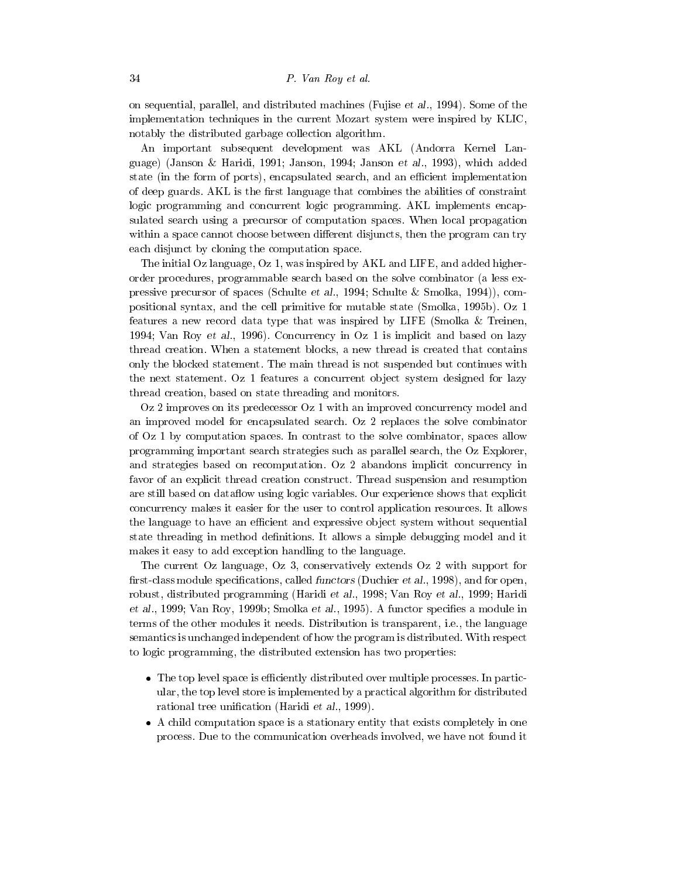on sequential, parallel, and distributed machines (Fujise *et al.*, 1994). Some of the implementation techniques in the current Mozart system were inspired by KLIC, notably the distributed garbage collection algorithm.

An important subsequent development was AKL (Andorra Kernel Language) (Janson & Haridi, 1991; Janson, 1994; Janson *et al.*, 1993), which added state (in the form of ports), encapsulated search, and an efficient implementation of deep guards. AKL is the first language that combines the abilities of constraint logic programming and concurrent logic programming. AKL implements encapsulated search using a precursor of computation spaces. When local propagation within a space cannot choose between different disjuncts, then the program can try each disjunct by cloning the computation space.

The initial Oz language, Oz 1, was inspired by AKL and LIFE, and added higher-order procedures, programmable search based on the solve combinator (a less expressive precursor of spaces (Schulte *et al.*, 1994; Schulte & Smolka, 1994)), compositional syntax, and the cell primitive for mutable state (Smolka, 1995b). Oz 1 features a new record data type that was inspired by LIFE (Smolka & Treinen, 1994; Van Roy *et al.*, 1996). Concurrency in Oz 1 is implicit and based on lazy thread creation. When a statement blocks, a new thread is created that contains only the blocked statement. The main thread is not suspended but continues with the next statement. Oz 1 features a concurrent object system designed for lazy thread creation, based on state threading and monitors.

Oz 2 improves on its predecessor Oz 1 with an improved concurrency model and an improved model for encapsulated search. Oz 2 replaces the solve combinator of Oz 1 by computation spaces. In contrast to the solve combinator, spaces allow programming important search strategies such as parallel search, the Oz Explorer, and strategies based on recomputation. Oz 2 abandons implicit concurrency in favor of an explicit thread creation construct. Thread suspension and resumption are still based on dataflow using logic variables. Our experience shows that explicit concurrency makes it easier for the user to control application resources. It allows the language to have an efficient and expressive object system without sequential state threading in method definitions. It allows a simple debugging model and it makes it easy to add exception handling to the language.

The current Oz language, Oz 3, conservatively extends Oz 2 with support for first-class module specifications, called *functors* (Duchier *et al.*, 1998), and for open, robust, distributed programming (Haridi *et al.*, 1998; Van Roy *et al.*, 1999; Haridi *et al.*, 1999; Van Roy, 1999b; Smolka *et al.*, 1995). A functor specifies a module in terms of the other modules it needs. Distribution is transparent, i.e., the language semantics is unchanged independent of how the program is distributed. With respect to logic programming, the distributed extension has two properties:

- The top level space is efficiently distributed over multiple processes. In particular, the top level store is implemented by a practical algorithm for distributed rational tree unification (Haridi *et al.*, 1999).
- A child computation space is a stationary entity that exists completely in one process. Due to the communication overheads involved, we have not found it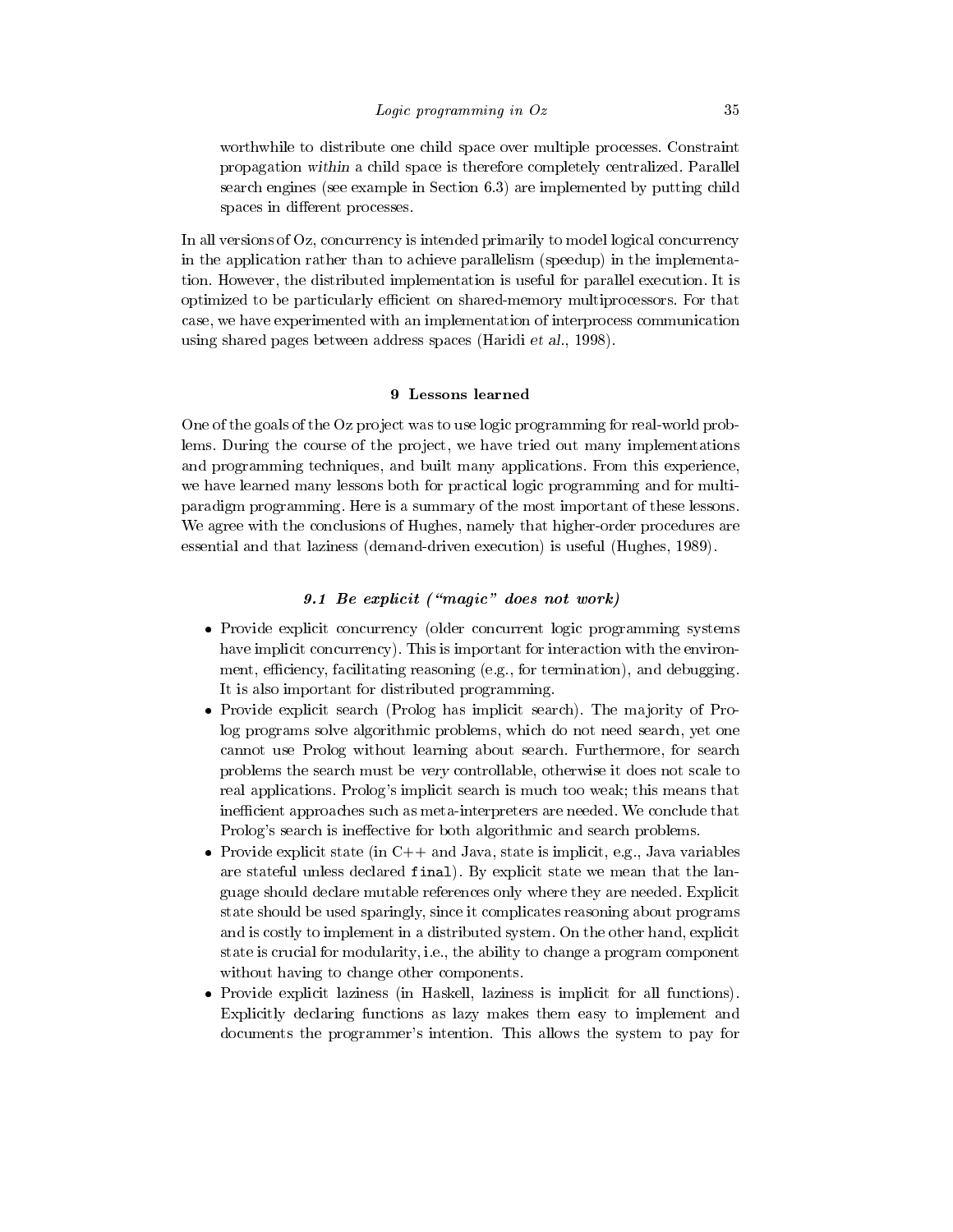worthwhile to distribute one child space over multiple processes. Constraint propagation *within* a child space is therefore completely centralized. Parallel search engines (see example in Section 6.3) are implemented by putting child spaces in different processes.

In all versions of Oz, concurrency is intended primarily to model logical concurrency in the application rather than to achieve parallelism (speedup) in the implementation. However, the distributed implementation is useful for parallel execution. It is optimized to be particularly efficient on shared-memory multiprocessors. For that case, we have experimented with an implementation of interprocess communication using shared pages between address spaces (Haridi *et al.*, 1998).

## 9 Lessons learned

One of the goals of the Oz project was to use logic programming for real-world problems. During the course of the project, we have tried out many implementations and programming techniques, and built many applications. From this experience, we have learned many lessons both for practical logic programming and for multiparadigm programming. Here is a summary of the most important of these lessons. We agree with the conclusions of Hughes, namely that higher-order procedures are essential and that laziness (demand-driven execution) is useful (Hughes, 1989).

### 9.1 Be explicit ("magic" does not work)

- Provide explicit concurrency (older concurrent logic programming systems have implicit concurrency). This is important for interaction with the environment, efficiency, facilitating reasoning (e.g., for termination), and debugging. It is also important for distributed programming.
- Provide explicit search (Prolog has implicit search). The majority of Prolog programs solve algorithmic problems, which do not need search, yet one cannot use Prolog without learning about search. Furthermore, for search problems the search must be *very* controllable, otherwise it does not scale to real applications. Prolog's implicit search is much too weak; this means that inefficient approaches such as meta-interpreters are needed. We conclude that Prolog's search is ineffective for both algorithmic and search problems.
- Provide explicit state (in C++ and Java, state is implicit, e.g., Java variables are stateful unless declared `final`). By explicit state we mean that the language should declare mutable references only where they are needed. Explicit state should be used sparingly, since it complicates reasoning about programs and is costly to implement in a distributed system. On the other hand, explicit state is crucial for modularity, i.e., the ability to change a program component without having to change other components.
- Provide explicit laziness (in Haskell, laziness is implicit for all functions). Explicitly declaring functions as lazy makes them easy to implement and documents the programmer's intention. This allows the system to pay for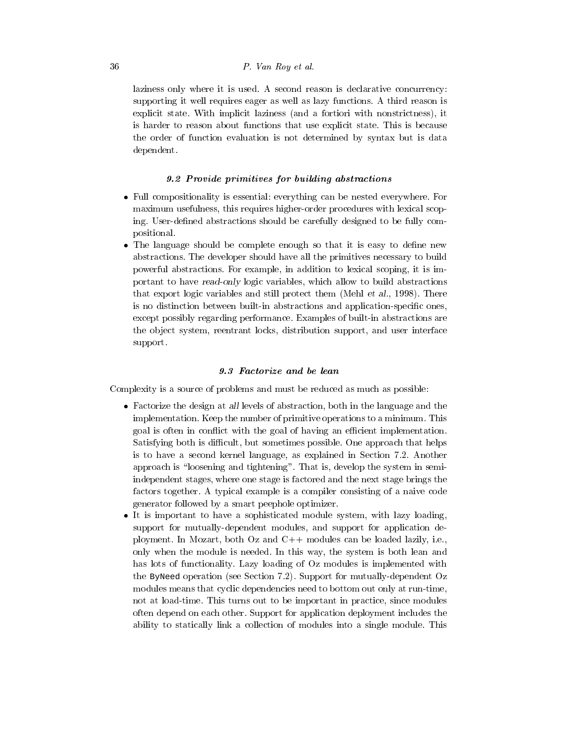laziness only where it is used. A second reason is declarative concurrency: supporting it well requires eager as well as lazy functions. A third reason is explicit state. With implicit laziness (and a fortiori with nonstrictness), it is harder to reason about functions that use explicit state. This is because the order of function evaluation is not determined by syntax but is data dependent.

### *9.2 Provide primitives for building abstractions*

- Full compositionality is essential: everything can be nested everywhere. For maximum usefulness, this requires higher-order procedures with lexical scoping. User-defined abstractions should be carefully designed to be fully compositional.
- The language should be complete enough so that it is easy to define new abstractions. The developer should have all the primitives necessary to build powerful abstractions. For example, in addition to lexical scoping, it is important to have *read-only* logic variables, which allow to build abstractions that export logic variables and still protect them (Mehl *et al.*, 1998). There is no distinction between built-in abstractions and application-specific ones, except possibly regarding performance. Examples of built-in abstractions are the object system, reentrant locks, distribution support, and user interface support.

### *9.3 Factorize and be lean*

Complexity is a source of problems and must be reduced as much as possible:

- Factorize the design at *all* levels of abstraction, both in the language and the implementation. Keep the number of primitive operations to a minimum. This goal is often in conflict with the goal of having an efficient implementation. Satisfying both is difficult, but sometimes possible. One approach that helps is to have a second kernel language, as explained in Section 7.2. Another approach is "loosening and tightening". That is, develop the system in semi-independent stages, where one stage is factored and the next stage brings the factors together. A typical example is a compiler consisting of a naive code generator followed by a smart peephole optimizer.
- It is important to have a sophisticated module system, with lazy loading, support for mutually-dependent modules, and support for application deployment. In Mozart, both Oz and C++ modules can be loaded lazily, i.e., only when the module is needed. In this way, the system is both lean and has lots of functionality. Lazy loading of Oz modules is implemented with the `ByNeed` operation (see Section 7.2). Support for mutually-dependent Oz modules means that cyclic dependencies need to bottom out only at run-time, not at load-time. This turns out to be important in practice, since modules often depend on each other. Support for application deployment includes the ability to statically link a collection of modules into a single module. This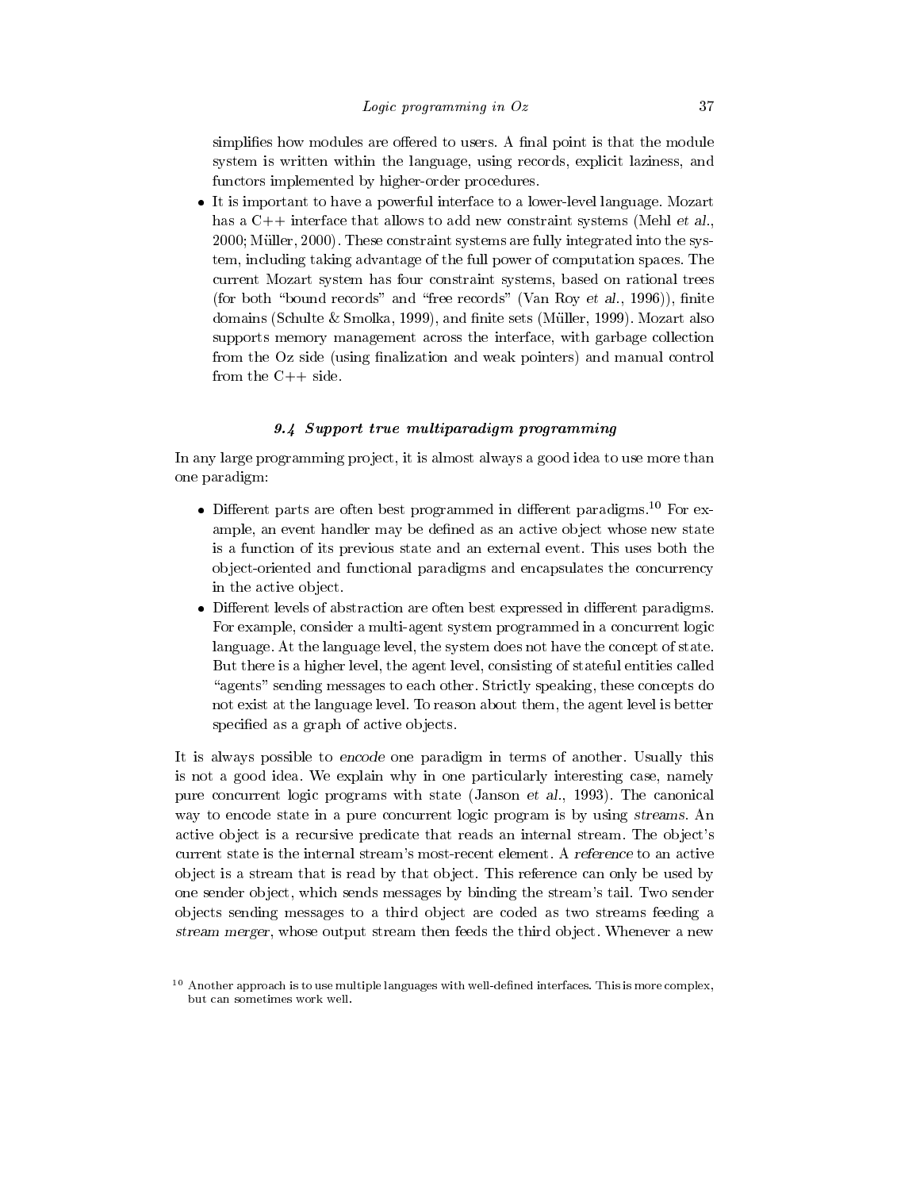simplifies how modules are offered to users. A final point is that the module system is written within the language, using records, explicit laziness, and functors implemented by higher-order procedures.

- It is important to have a powerful interface to a lower-level language. Mozart has a C++ interface that allows to add new constraint systems (Mehl *et al.*, 2000; Müller, 2000). These constraint systems are fully integrated into the system, including taking advantage of the full power of computation spaces. The current Mozart system has four constraint systems, based on rational trees (for both "bound records" and "free records" (Van Roy *et al.*, 1996)), finite domains (Schulte & Smolka, 1999), and finite sets (Müller, 1999). Mozart also supports memory management across the interface, with garbage collection from the Oz side (using finalization and weak pointers) and manual control from the C++ side.

### *9.4 Support true multiparadigm programming*

In any large programming project, it is almost always a good idea to use more than one paradigm:

- Different parts are often best programmed in different paradigms.[10] For example, an event handler may be defined as an active object whose new state is a function of its previous state and an external event. This uses both the object-oriented and functional paradigms and encapsulates the concurrency in the active object.
- Different levels of abstraction are often best expressed in different paradigms. For example, consider a multi-agent system programmed in a concurrent logic language. At the language level, the system does not have the concept of state. But there is a higher level, the agent level, consisting of stateful entities called "agents" sending messages to each other. Strictly speaking, these concepts do not exist at the language level. To reason about them, the agent level is better specified as a graph of active objects.

It is always possible to *encode* one paradigm in terms of another. Usually this is not a good idea. We explain why in one particularly interesting case, namely pure concurrent logic programs with state (Janson *et al.*, 1993). The canonical way to encode state in a pure concurrent logic program is by using *streams*. An active object is a recursive predicate that reads an internal stream. The object's current state is the internal stream's most-recent element. A *reference* to an active object is a stream that is read by that object. This reference can only be used by one sender object, which sends messages by binding the stream's tail. Two sender objects sending messages to a third object are coded as two streams feeding a *stream merger*, whose output stream then feeds the third object. Whenever a new

[10] Another approach is to use multiple languages with well-defined interfaces. This is more complex, but can sometimes work well.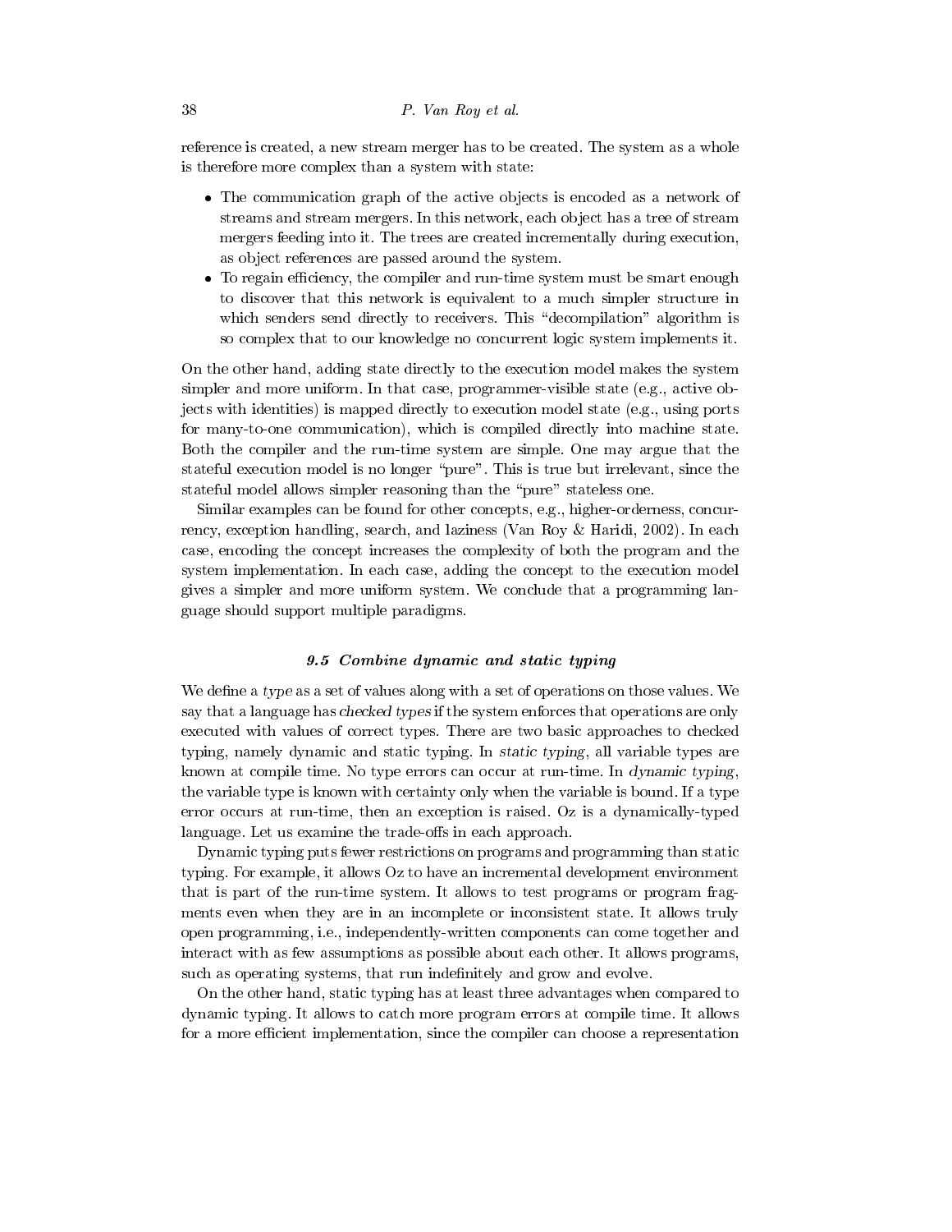reference is created, a new stream merger has to be created. The system as a whole is therefore more complex than a system with state:

- The communication graph of the active objects is encoded as a network of streams and stream mergers. In this network, each object has a tree of stream mergers feeding into it. The trees are created incrementally during execution, as object references are passed around the system.
- To regain efficiency, the compiler and run-time system must be smart enough to discover that this network is equivalent to a much simpler structure in which senders send directly to receivers. This "decompilation" algorithm is so complex that to our knowledge no concurrent logic system implements it.

On the other hand, adding state directly to the execution model makes the system simpler and more uniform. In that case, programmer-visible state (e.g., active objects with identities) is mapped directly to execution model state (e.g., using ports for many-to-one communication), which is compiled directly into machine state. Both the compiler and the run-time system are simple. One may argue that the stateful execution model is no longer "pure". This is true but irrelevant, since the stateful model allows simpler reasoning than the "pure" stateless one.

Similar examples can be found for other concepts, e.g., higher-orderness, concurrency, exception handling, search, and laziness (Van Roy & Haridi, 2002). In each case, encoding the concept increases the complexity of both the program and the system implementation. In each case, adding the concept to the execution model gives a simpler and more uniform system. We conclude that a programming language should support multiple paradigms.

### *9.5 Combine dynamic and static typing*

We define a *type* as a set of values along with a set of operations on those values. We say that a language has *checked types* if the system enforces that operations are only executed with values of correct types. There are two basic approaches to checked typing, namely dynamic and static typing. In *static typing*, all variable types are known at compile time. No type errors can occur at run-time. In *dynamic typing*, the variable type is known with certainty only when the variable is bound. If a type error occurs at run-time, then an exception is raised. Oz is a dynamically-typed language. Let us examine the trade-offs in each approach.

Dynamic typing puts fewer restrictions on programs and programming than static typing. For example, it allows Oz to have an incremental development environment that is part of the run-time system. It allows to test programs or program fragments even when they are in an incomplete or inconsistent state. It allows truly open programming, i.e., independently-written components can come together and interact with as few assumptions as possible about each other. It allows programs, such as operating systems, that run indefinitely and grow and evolve.

On the other hand, static typing has at least three advantages when compared to dynamic typing. It allows to catch more program errors at compile time. It allows for a more efficient implementation, since the compiler can choose a representation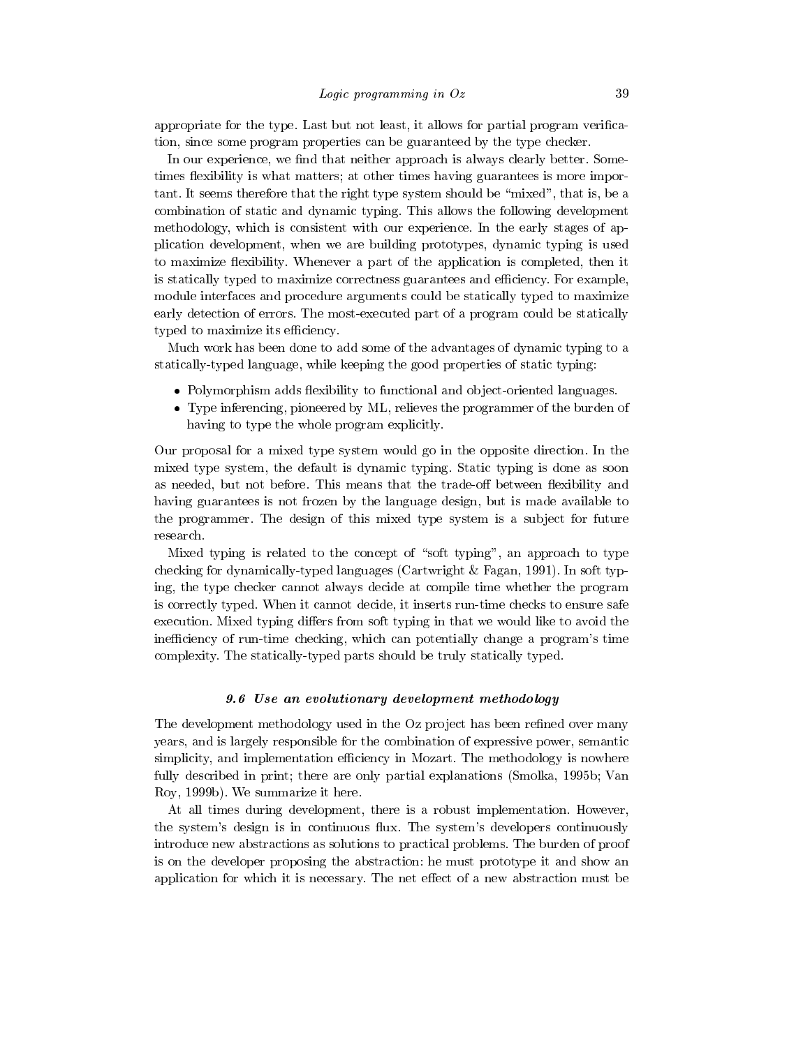appropriate for the type. Last but not least, it allows for partial program verification, since some program properties can be guaranteed by the type checker.

In our experience, we find that neither approach is always clearly better. Sometimes flexibility is what matters; at other times having guarantees is more important. It seems therefore that the right type system should be "mixed", that is, be a combination of static and dynamic typing. This allows the following development methodology, which is consistent with our experience. In the early stages of application development, when we are building prototypes, dynamic typing is used to maximize flexibility. Whenever a part of the application is completed, then it is statically typed to maximize correctness guarantees and efficiency. For example, module interfaces and procedure arguments could be statically typed to maximize early detection of errors. The most-executed part of a program could be statically typed to maximize its efficiency.

Much work has been done to add some of the advantages of dynamic typing to a statically-typed language, while keeping the good properties of static typing:

- Polymorphism adds flexibility to functional and object-oriented languages.
- Type inferencing, pioneered by ML, relieves the programmer of the burden of having to type the whole program explicitly.

Our proposal for a mixed type system would go in the opposite direction. In the mixed type system, the default is dynamic typing. Static typing is done as soon as needed, but not before. This means that the trade-off between flexibility and having guarantees is not frozen by the language design, but is made available to the programmer. The design of this mixed type system is a subject for future research.

Mixed typing is related to the concept of "soft typing", an approach to type checking for dynamically-typed languages (Cartwright & Fagan, 1991). In soft typing, the type checker cannot always decide at compile time whether the program is correctly typed. When it cannot decide, it inserts run-time checks to ensure safe execution. Mixed typing differs from soft typing in that we would like to avoid the inefficiency of run-time checking, which can potentially change a program's time complexity. The statically-typed parts should be truly statically typed.

### *9.6 Use an evolutionary development methodology*

The development methodology used in the Oz project has been refined over many years, and is largely responsible for the combination of expressive power, semantic simplicity, and implementation efficiency in Mozart. The methodology is nowhere fully described in print; there are only partial explanations (Smolka, 1995b; Van Roy, 1999b). We summarize it here.

At all times during development, there is a robust implementation. However, the system's design is in continuous flux. The system's developers continuously introduce new abstractions as solutions to practical problems. The burden of proof is on the developer proposing the abstraction: he must prototype it and show an application for which it is necessary. The net effect of a new abstraction must be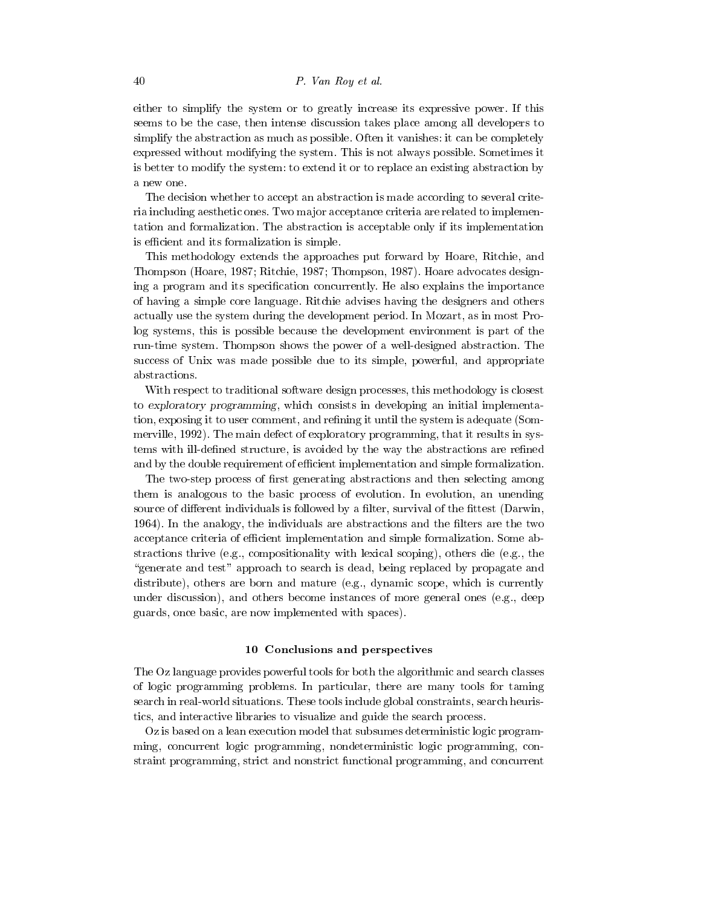either to simplify the system or to greatly increase its expressive power. If this seems to be the case, then intense discussion takes place among all developers to simplify the abstraction as much as possible. Often it vanishes: it can be completely expressed without modifying the system. This is not always possible. Sometimes it is better to modify the system: to extend it or to replace an existing abstraction by a new one.

The decision whether to accept an abstraction is made according to several criteria including aesthetic ones. Two major acceptance criteria are related to implementation and formalization. The abstraction is acceptable only if its implementation is efficient and its formalization is simple.

This methodology extends the approaches put forward by Hoare, Ritchie, and Thompson (Hoare, 1987; Ritchie, 1987; Thompson, 1987). Hoare advocates designing a program and its specification concurrently. He also explains the importance of having a simple core language. Ritchie advises having the designers and others actually use the system during the development period. In Mozart, as in most Prolog systems, this is possible because the development environment is part of the run-time system. Thompson shows the power of a well-designed abstraction. The success of Unix was made possible due to its simple, powerful, and appropriate abstractions.

With respect to traditional software design processes, this methodology is closest to *exploratory programming*, which consists in developing an initial implementation, exposing it to user comment, and refining it until the system is adequate (Sommerville, 1992). The main defect of exploratory programming, that it results in systems with ill-defined structure, is avoided by the way the abstractions are refined and by the double requirement of efficient implementation and simple formalization.

The two-step process of first generating abstractions and then selecting among them is analogous to the basic process of evolution. In evolution, an unending source of different individuals is followed by a filter, survival of the fittest (Darwin, 1964). In the analogy, the individuals are abstractions and the filters are the two acceptance criteria of efficient implementation and simple formalization. Some abstractions thrive (e.g., compositionality with lexical scoping), others die (e.g., the "generate and test" approach to search is dead, being replaced by propagate and distribute), others are born and mature (e.g., dynamic scope, which is currently under discussion), and others become instances of more general ones (e.g., deep guards, once basic, are now implemented with spaces).

## 10 Conclusions and perspectives

The Oz language provides powerful tools for both the algorithmic and search classes of logic programming problems. In particular, there are many tools for taming search in real-world situations. These tools include global constraints, search heuristics, and interactive libraries to visualize and guide the search process.

Oz is based on a lean execution model that subsumes deterministic logic programming, concurrent logic programming, nondeterministic logic programming, constraint programming, strict and nonstrict functional programming, and concurrent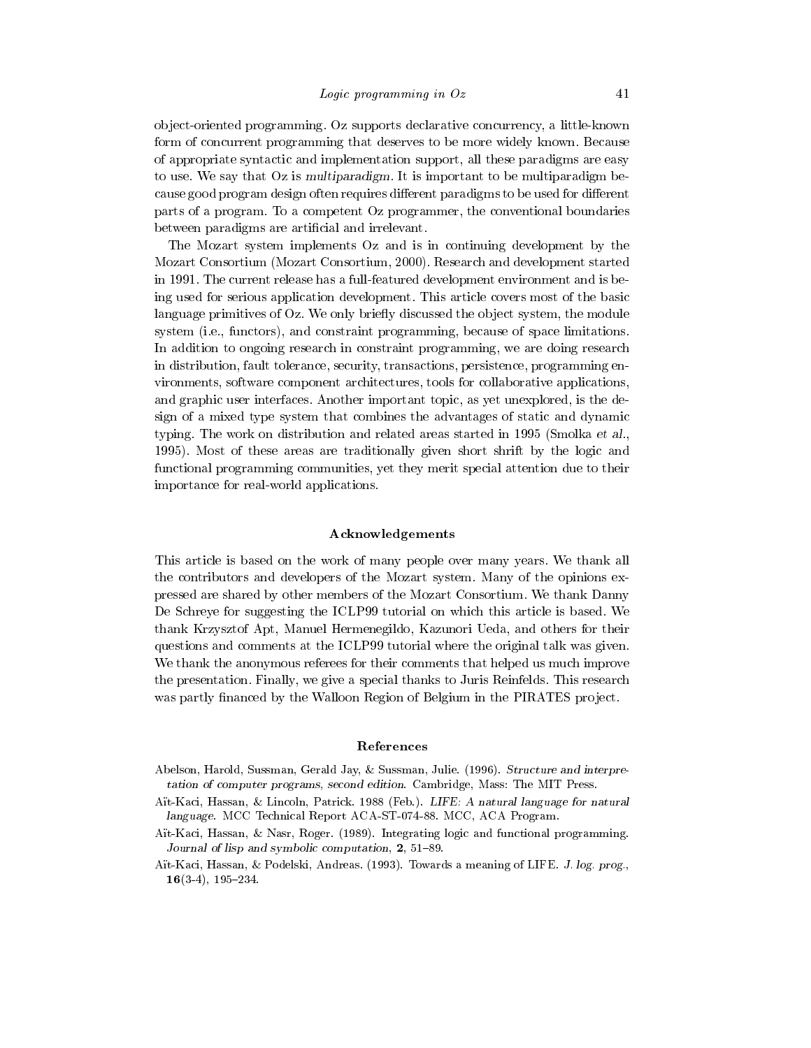object-oriented programming. Oz supports declarative concurrency, a little-known form of concurrent programming that deserves to be more widely known. Because of appropriate syntactic and implementation support, all these paradigms are easy to use. We say that Oz is *multiparadigm*. It is important to be multiparadigm because good program design often requires different paradigms to be used for different parts of a program. To a competent Oz programmer, the conventional boundaries between paradigms are artificial and irrelevant.

The Mozart system implements Oz and is in continuing development by the Mozart Consortium (Mozart Consortium, 2000). Research and development started in 1991. The current release has a full-featured development environment and is being used for serious application development. This article covers most of the basic language primitives of Oz. We only briefly discussed the object system, the module system (i.e., functors), and constraint programming, because of space limitations. In addition to ongoing research in constraint programming, we are doing research in distribution, fault tolerance, security, transactions, persistence, programming environments, software component architectures, tools for collaborative applications, and graphic user interfaces. Another important topic, as yet unexplored, is the design of a mixed type system that combines the advantages of static and dynamic typing. The work on distribution and related areas started in 1995 (Smolka *et al.*, 1995). Most of these areas are traditionally given short shrift by the logic and functional programming communities, yet they merit special attention due to their importance for real-world applications.

## Acknowledgements

This article is based on the work of many people over many years. We thank all the contributors and developers of the Mozart system. Many of the opinions expressed are shared by other members of the Mozart Consortium. We thank Danny De Schreye for suggesting the ICLP99 tutorial on which this article is based. We thank Krzysztof Apt, Manuel Hermenegildo, Kazunori Ueda, and others for their questions and comments at the ICLP99 tutorial where the original talk was given. We thank the anonymous referees for their comments that helped us much improve the presentation. Finally, we give a special thanks to Juris Reinfelds. This research was partly financed by the Walloon Region of Belgium in the PIRATES project.

## References

Abelson, Harold, Sussman, Gerald Jay, & Sussman, Julie. (1996). *Structure and interpretation of computer programs, second edition*. Cambridge, Mass: The MIT Press.

Aït-Kaci, Hassan, & Lincoln, Patrick. 1988 (Feb.). *LIFE: A natural language for natural language*. MCC Technical Report ACA-ST-074-88. MCC, ACA Program.

Aït-Kaci, Hassan, & Nasr, Roger. (1989). Integrating logic and functional programming. *Journal of lisp and symbolic computation*, **2**, 51–89.

Aït-Kaci, Hassan, & Podelski, Andreas. (1993). Towards a meaning of LIFE. *J. log. prog.*, **16**(3-4), 195–234.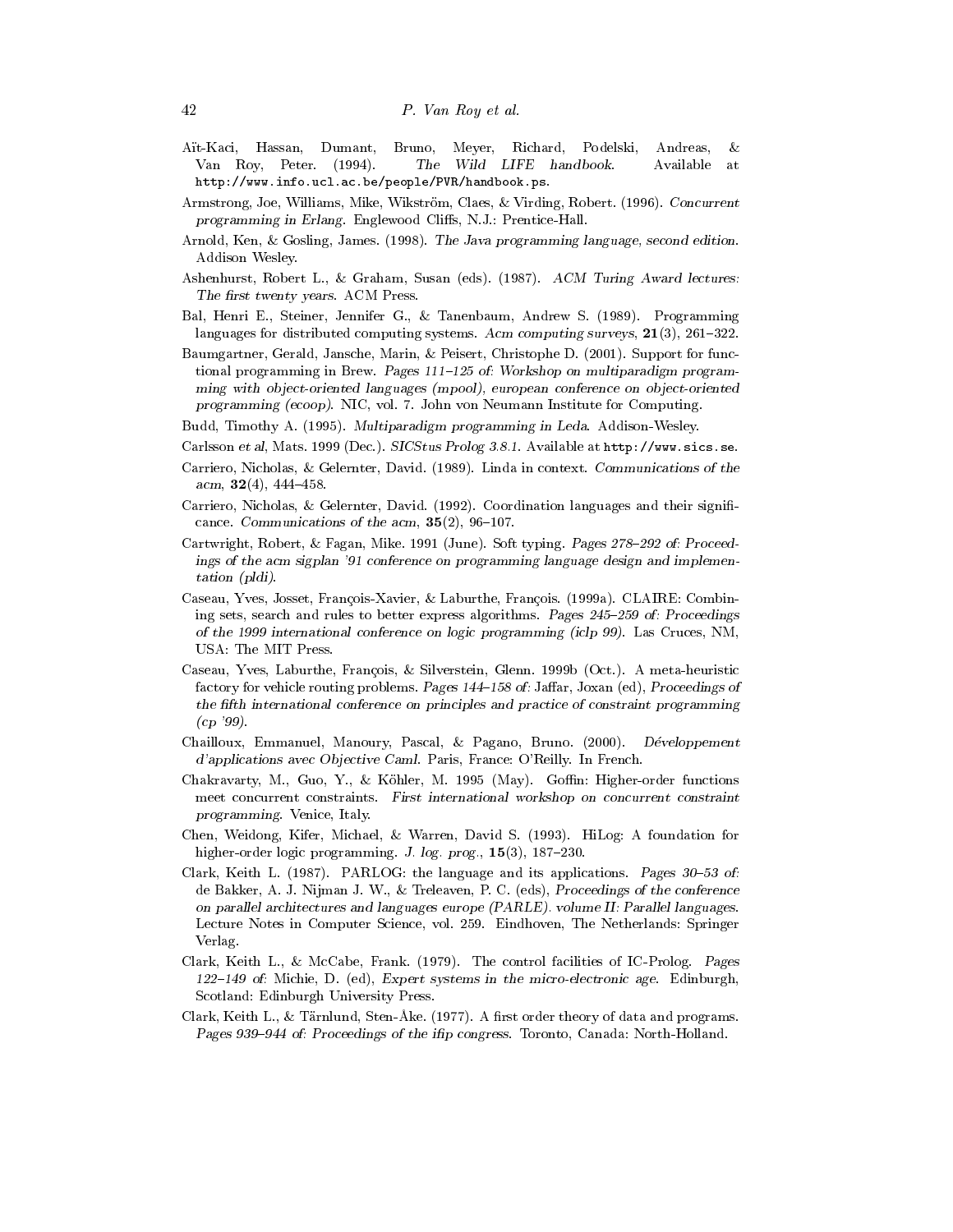Aït-Kaci, Hassan, Dumant, Bruno, Meyer, Richard, Podelski, Andreas, & Van Roy, Peter. (1994). *The Wild LIFE handbook*. Available at http://www.info.ucl.ac.be/people/PVR/handbook.ps.

Armstrong, Joe, Williams, Mike, Wikström, Claes, & Virding, Robert. (1996). *Concurrent programming in Erlang*. Englewood Cliffs, N.J.: Prentice-Hall.

Arnold, Ken, & Gosling, James. (1998). *The Java programming language, second edition*. Addison Wesley.

Ashenhurst, Robert L., & Graham, Susan (eds). (1987). *ACM Turing Award lectures: The first twenty years*. ACM Press.

Bal, Henri E., Steiner, Jennifer G., & Tanenbaum, Andrew S. (1989). Programming languages for distributed computing systems. *Acm computing surveys*, **21**(3), 261–322.

Baumgartner, Gerald, Jansche, Marin, & Peisert, Christophe D. (2001). Support for functional programming in Brew. *Pages 111–125 of: Workshop on multiparadigm programming with object-oriented languages (mpool), european conference on object-oriented programming (ecoop)*. NIC, vol. 7. John von Neumann Institute for Computing.

Budd, Timothy A. (1995). *Multiparadigm programming in Leda*. Addison-Wesley.

Carlsson *et al*, Mats. 1999 (Dec.). *SICStus Prolog 3.8.1*. Available at http://www.sics.se.

Carriero, Nicholas, & Gelernter, David. (1989). Linda in context. *Communications of the acm*, **32**(4), 444–458.

Carriero, Nicholas, & Gelernter, David. (1992). Coordination languages and their significance. *Communications of the acm*, **35**(2), 96–107.

Cartwright, Robert, & Fagan, Mike. 1991 (June). Soft typing. *Pages 278–292 of: Proceedings of the acm sigplan '91 conference on programming language design and implementation (pldi)*.

Caseau, Yves, Josset, François-Xavier, & Laburthe, François. (1999a). CLAIRE: Combining sets, search and rules to better express algorithms. *Pages 245–259 of: Proceedings of the 1999 international conference on logic programming (iclp 99)*. Las Cruces, NM, USA: The MIT Press.

Caseau, Yves, Laburthe, François, & Silverstein, Glenn. 1999b (Oct.). A meta-heuristic factory for vehicle routing problems. *Pages 144–158 of:* Jaffar, Joxan (ed), *Proceedings of the fifth international conference on principles and practice of constraint programming (cp '99)*.

Chailloux, Emmanuel, Manoury, Pascal, & Pagano, Bruno. (2000). *Développement d'applications avec Objective Caml*. Paris, France: O'Reilly. In French.

Chakravarty, M., Guo, Y., & Köhler, M. 1995 (May). Goffin: Higher-order functions meet concurrent constraints. *First international workshop on concurrent constraint programming*. Venice, Italy.

Chen, Weidong, Kifer, Michael, & Warren, David S. (1993). HiLog: A foundation for higher-order logic programming. *J. log. prog.*, **15**(3), 187–230.

Clark, Keith L. (1987). PARLOG: the language and its applications. *Pages 30–53 of:* de Bakker, A. J. Nijman J. W., & Treleaven, P. C. (eds), *Proceedings of the conference on parallel architectures and languages europe (PARLE). volume II: Parallel languages*. Lecture Notes in Computer Science, vol. 259. Eindhoven, The Netherlands: Springer Verlag.

Clark, Keith L., & McCabe, Frank. (1979). The control facilities of IC-Prolog. *Pages 122–149 of:* Michie, D. (ed), *Expert systems in the micro-electronic age*. Edinburgh, Scotland: Edinburgh University Press.

Clark, Keith L., & Tärnlund, Sten-Åke. (1977). A first order theory of data and programs. *Pages 939–944 of: Proceedings of the ifip congress*. Toronto, Canada: North-Holland.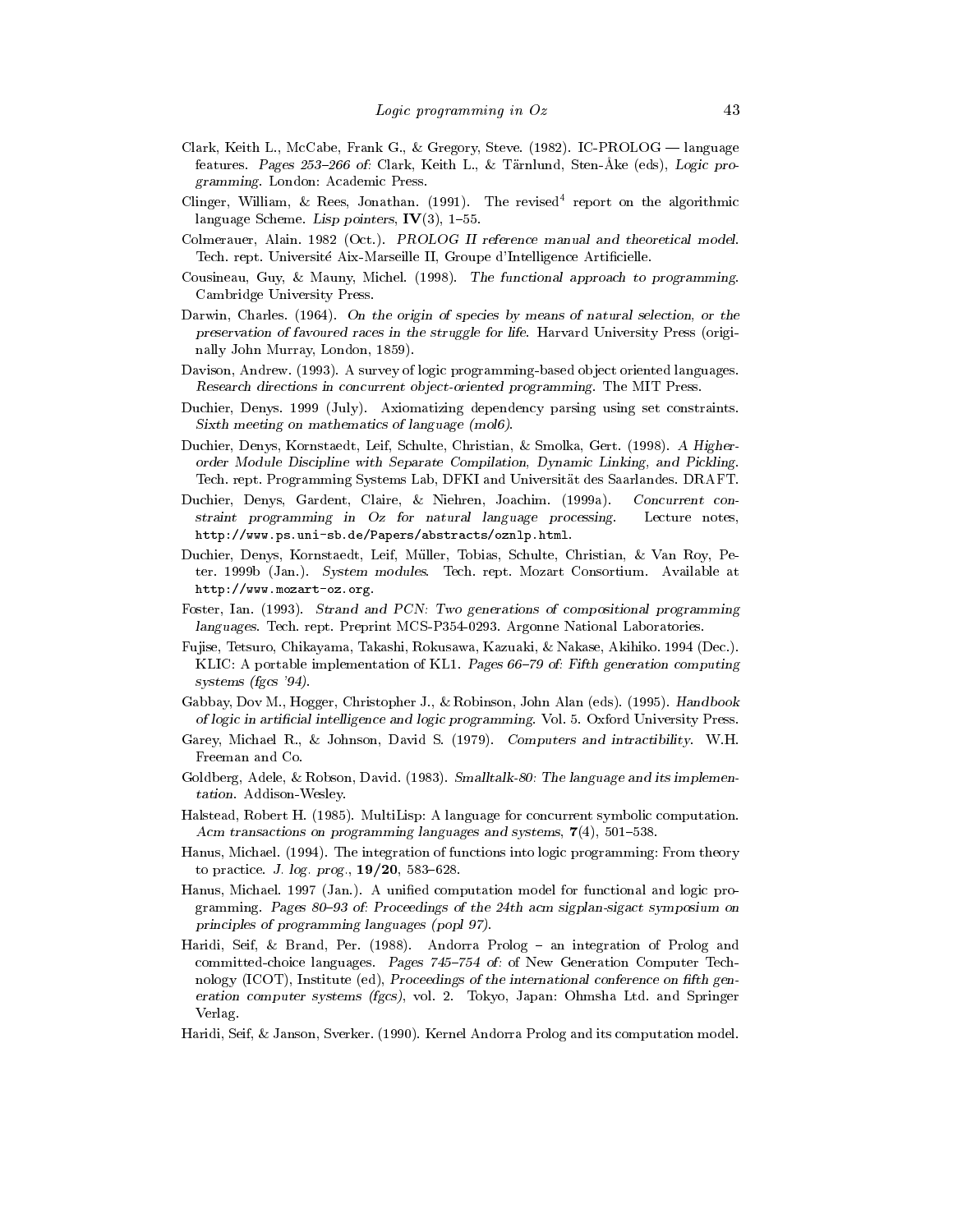Clark, Keith L., McCabe, Frank G., & Gregory, Steve. (1982). IC-PROLOG — language features. *Pages 253–266 of:* Clark, Keith L., & Tärnlund, Sten-Åke (eds), *Logic programming*. London: Academic Press.

Clinger, William, & Rees, Jonathan. (1991). The revised$^4$ report on the algorithmic language Scheme. *Lisp pointers*, **IV**(3), 1–55.

Colmerauer, Alain. 1982 (Oct.). *PROLOG II reference manual and theoretical model*. Tech. rept. Université Aix-Marseille II, Groupe d'Intelligence Artificielle.

Cousineau, Guy, & Mauny, Michel. (1998). *The functional approach to programming*. Cambridge University Press.

Darwin, Charles. (1964). *On the origin of species by means of natural selection, or the preservation of favoured races in the struggle for life*. Harvard University Press (originally John Murray, London, 1859).

Davison, Andrew. (1993). A survey of logic programming-based object oriented languages. *Research directions in concurrent object-oriented programming*. The MIT Press.

Duchier, Denys. 1999 (July). Axiomatizing dependency parsing using set constraints. *Sixth meeting on mathematics of language (mol6)*.

Duchier, Denys, Kornstaedt, Leif, Schulte, Christian, & Smolka, Gert. (1998). *A Higher-order Module Discipline with Separate Compilation, Dynamic Linking, and Pickling*. Tech. rept. Programming Systems Lab, DFKI and Universität des Saarlandes. DRAFT.

Duchier, Denys, Gardent, Claire, & Niehren, Joachim. (1999a). *Concurrent constraint programming in Oz for natural language processing*. Lecture notes, http://www.ps.uni-sb.de/Papers/abstracts/oznlp.html.

Duchier, Denys, Kornstaedt, Leif, Müller, Tobias, Schulte, Christian, & Van Roy, Peter. 1999b (Jan.). *System modules*. Tech. rept. Mozart Consortium. Available at http://www.mozart-oz.org.

Foster, Ian. (1993). *Strand and PCN: Two generations of compositional programming languages*. Tech. rept. Preprint MCS-P354-0293. Argonne National Laboratories.

Fujise, Tetsuro, Chikayama, Takashi, Rokusawa, Kazuaki, & Nakase, Akihiko. 1994 (Dec.). KLIC: A portable implementation of KL1. *Pages 66–79 of: Fifth generation computing systems (fgcs '94)*.

Gabbay, Dov M., Hogger, Christopher J., & Robinson, John Alan (eds). (1995). *Handbook of logic in artificial intelligence and logic programming*. Vol. 5. Oxford University Press.

Garey, Michael R., & Johnson, David S. (1979). *Computers and intractibility*. W.H. Freeman and Co.

Goldberg, Adele, & Robson, David. (1983). *Smalltalk-80: The language and its implementation*. Addison-Wesley.

Halstead, Robert H. (1985). MultiLisp: A language for concurrent symbolic computation. *Acm transactions on programming languages and systems*, **7**(4), 501–538.

Hanus, Michael. (1994). The integration of functions into logic programming: From theory to practice. *J. log. prog.*, **19/20**, 583–628.

Hanus, Michael. 1997 (Jan.). A unified computation model for functional and logic programming. *Pages 80–93 of: Proceedings of the 24th acm sigplan-sigact symposium on principles of programming languages (popl 97)*.

Haridi, Seif, & Brand, Per. (1988). Andorra Prolog – an integration of Prolog and committed-choice languages. *Pages 745–754 of:* of New Generation Computer Technology (ICOT), Institute (ed), *Proceedings of the international conference on fifth generation computer systems (fgcs)*, vol. 2. Tokyo, Japan: Ohmsha Ltd. and Springer Verlag.

Haridi, Seif, & Janson, Sverker. (1990). Kernel Andorra Prolog and its computation model.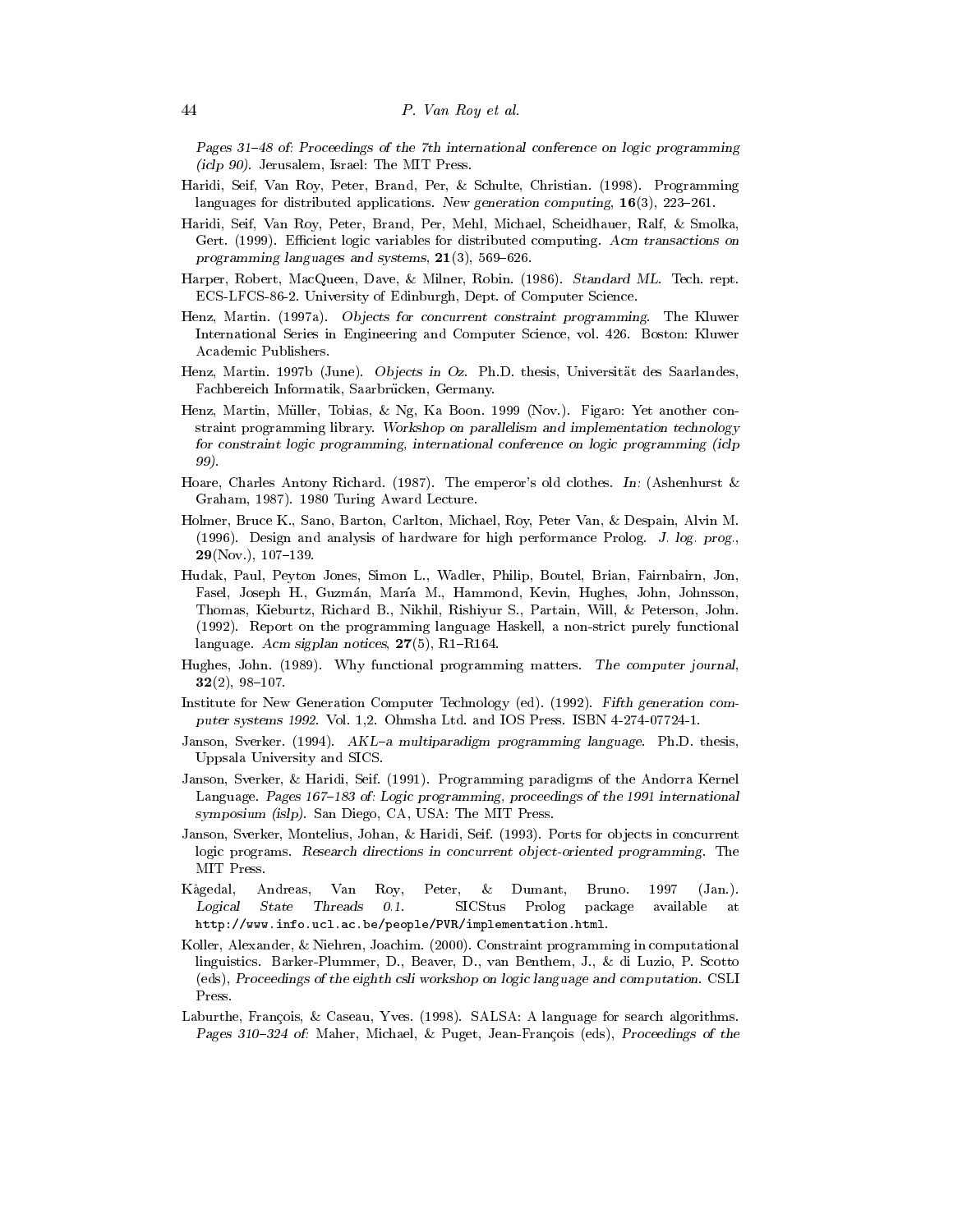*Pages 31–48 of: Proceedings of the 7th international conference on logic programming (iclp 90)*. Jerusalem, Israel: The MIT Press.

Haridi, Seif, Van Roy, Peter, Brand, Per, & Schulte, Christian. (1998). Programming languages for distributed applications. *New generation computing*, **16**(3), 223–261.

Haridi, Seif, Van Roy, Peter, Brand, Per, Mehl, Michael, Scheidhauer, Ralf, & Smolka, Gert. (1999). Efficient logic variables for distributed computing. *Acm transactions on programming languages and systems*, **21**(3), 569–626.

Harper, Robert, MacQueen, Dave, & Milner, Robin. (1986). *Standard ML*. Tech. rept. ECS-LFCS-86-2. University of Edinburgh, Dept. of Computer Science.

Henz, Martin. (1997a). *Objects for concurrent constraint programming*. The Kluwer International Series in Engineering and Computer Science, vol. 426. Boston: Kluwer Academic Publishers.

Henz, Martin. 1997b (June). *Objects in Oz*. Ph.D. thesis, Universität des Saarlandes, Fachbereich Informatik, Saarbrücken, Germany.

Henz, Martin, Müller, Tobias, & Ng, Ka Boon. 1999 (Nov.). Figaro: Yet another constraint programming library. *Workshop on parallelism and implementation technology for constraint logic programming, international conference on logic programming (iclp 99)*.

Hoare, Charles Antony Richard. (1987). The emperor's old clothes. *In:* (Ashenhurst & Graham, 1987). 1980 Turing Award Lecture.

Holmer, Bruce K., Sano, Barton, Carlton, Michael, Roy, Peter Van, & Despain, Alvin M. (1996). Design and analysis of hardware for high performance Prolog. *J. log. prog.*, **29**(Nov.), 107–139.

Hudak, Paul, Peyton Jones, Simon L., Wadler, Philip, Boutel, Brian, Fairnbairn, Jon, Fasel, Joseph H., Guzmán, María M., Hammond, Kevin, Hughes, John, Johnsson, Thomas, Kieburtz, Richard B., Nikhil, Rishiyur S., Partain, Will, & Peterson, John. (1992). Report on the programming language Haskell, a non-strict purely functional language. *Acm sigplan notices*, **27**(5), R1–R164.

Hughes, John. (1989). Why functional programming matters. *The computer journal*, **32**(2), 98–107.

Institute for New Generation Computer Technology (ed). (1992). *Fifth generation computer systems 1992*. Vol. 1,2. Ohmsha Ltd. and IOS Press. ISBN 4-274-07724-1.

Janson, Sverker. (1994). *AKL–a multiparadigm programming language*. Ph.D. thesis, Uppsala University and SICS.

Janson, Sverker, & Haridi, Seif. (1991). Programming paradigms of the Andorra Kernel Language. *Pages 167–183 of: Logic programming, proceedings of the 1991 international symposium (islp)*. San Diego, CA, USA: The MIT Press.

Janson, Sverker, Montelius, Johan, & Haridi, Seif. (1993). Ports for objects in concurrent logic programs. *Research directions in concurrent object-oriented programming*. The MIT Press.

Kågedal, Andreas, Van Roy, Peter, & Dumant, Bruno. 1997 (Jan.). *Logical State Threads 0.1*. SICStus Prolog package available at `http://www.info.ucl.ac.be/people/PVR/implementation.html`.

Koller, Alexander, & Niehren, Joachim. (2000). Constraint programming in computational linguistics. Barker-Plummer, D., Beaver, D., van Benthem, J., & di Luzio, P. Scotto (eds), *Proceedings of the eighth csli workshop on logic language and computation*. CSLI Press.

Laburthe, François, & Caseau, Yves. (1998). SALSA: A language for search algorithms. *Pages 310–324 of:* Maher, Michael, & Puget, Jean-François (eds), *Proceedings of the*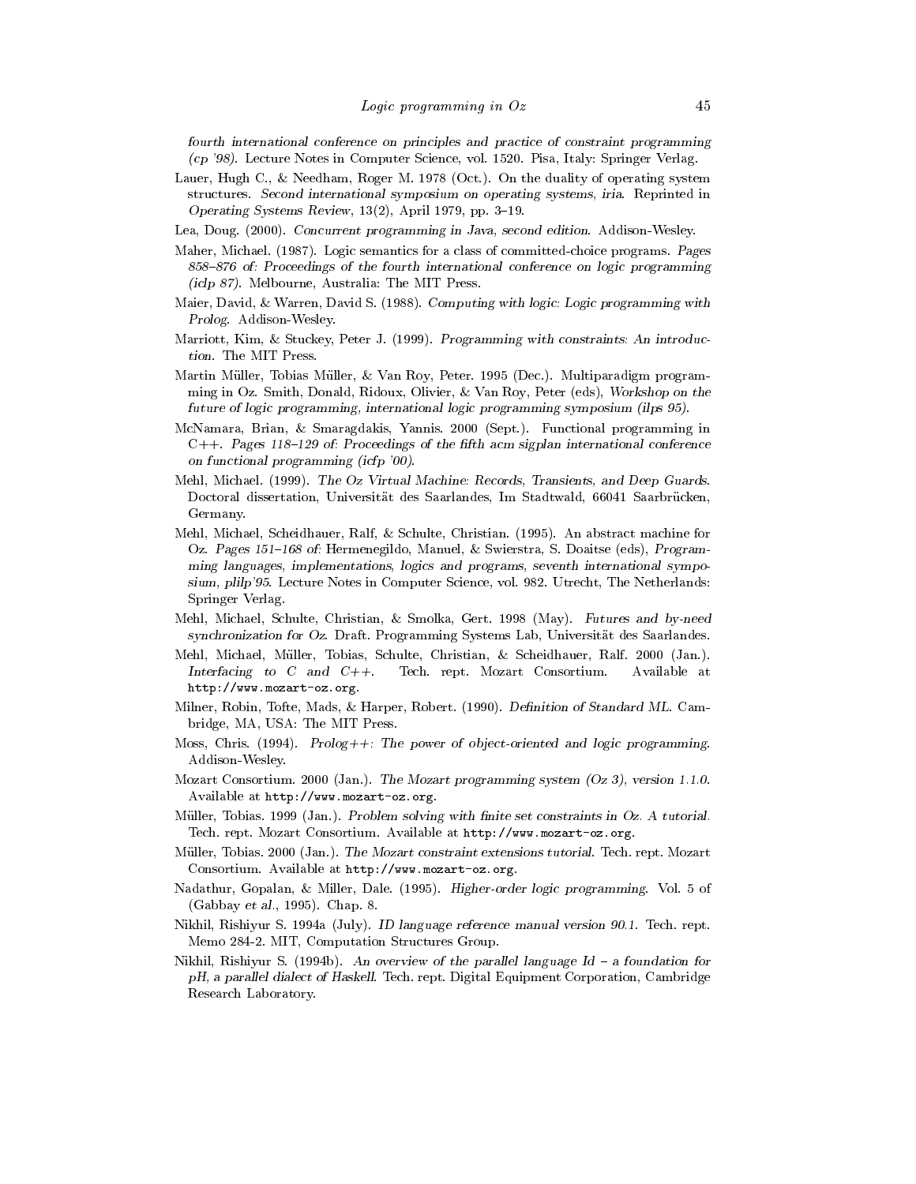*fourth international conference on principles and practice of constraint programming (cp '98)*. Lecture Notes in Computer Science, vol. 1520. Pisa, Italy: Springer Verlag.

Lauer, Hugh C., & Needham, Roger M. 1978 (Oct.). On the duality of operating system structures. *Second international symposium on operating systems, iria*. Reprinted in *Operating Systems Review*, 13(2), April 1979, pp. 3–19.

Lea, Doug. (2000). *Concurrent programming in Java, second edition*. Addison-Wesley.

Maher, Michael. (1987). Logic semantics for a class of committed-choice programs. *Pages 858–876 of: Proceedings of the fourth international conference on logic programming (iclp 87)*. Melbourne, Australia: The MIT Press.

Maier, David, & Warren, David S. (1988). *Computing with logic: Logic programming with Prolog*. Addison-Wesley.

Marriott, Kim, & Stuckey, Peter J. (1999). *Programming with constraints: An introduction*. The MIT Press.

Martin Müller, Tobias Müller, & Van Roy, Peter. 1995 (Dec.). Multiparadigm programming in Oz. Smith, Donald, Ridoux, Olivier, & Van Roy, Peter (eds), *Workshop on the future of logic programming, international logic programming symposium (ilps 95)*.

McNamara, Brian, & Smaragdakis, Yannis. 2000 (Sept.). Functional programming in C++. *Pages 118–129 of: Proceedings of the fifth acm sigplan international conference on functional programming (icfp '00)*.

Mehl, Michael. (1999). *The Oz Virtual Machine: Records, Transients, and Deep Guards*. Doctoral dissertation, Universität des Saarlandes, Im Stadtwald, 66041 Saarbrücken, Germany.

Mehl, Michael, Scheidhauer, Ralf, & Schulte, Christian. (1995). An abstract machine for Oz. *Pages 151–168 of:* Hermenegildo, Manuel, & Swierstra, S. Doaitse (eds), *Programming languages, implementations, logics and programs, seventh international symposium, plilp'95*. Lecture Notes in Computer Science, vol. 982. Utrecht, The Netherlands: Springer Verlag.

Mehl, Michael, Schulte, Christian, & Smolka, Gert. 1998 (May). *Futures and by-need synchronization for Oz*. Draft. Programming Systems Lab, Universität des Saarlandes.

Mehl, Michael, Müller, Tobias, Schulte, Christian, & Scheidhauer, Ralf. 2000 (Jan.). *Interfacing to C and C++*. Tech. rept. Mozart Consortium. Available at `http://www.mozart-oz.org`.

Milner, Robin, Tofte, Mads, & Harper, Robert. (1990). *Definition of Standard ML*. Cambridge, MA, USA: The MIT Press.

Moss, Chris. (1994). *Prolog++: The power of object-oriented and logic programming*. Addison-Wesley.

Mozart Consortium. 2000 (Jan.). *The Mozart programming system (Oz 3), version 1.1.0*. Available at `http://www.mozart-oz.org`.

Müller, Tobias. 1999 (Jan.). *Problem solving with finite set constraints in Oz. A tutorial*. Tech. rept. Mozart Consortium. Available at `http://www.mozart-oz.org`.

Müller, Tobias. 2000 (Jan.). *The Mozart constraint extensions tutorial*. Tech. rept. Mozart Consortium. Available at `http://www.mozart-oz.org`.

Nadathur, Gopalan, & Miller, Dale. (1995). *Higher-order logic programming*. Vol. 5 of (Gabbay *et al.*, 1995). Chap. 8.

Nikhil, Rishiyur S. 1994a (July). *ID language reference manual version 90.1*. Tech. rept. Memo 284-2. MIT, Computation Structures Group.

Nikhil, Rishiyur S. (1994b). *An overview of the parallel language Id – a foundation for pH, a parallel dialect of Haskell*. Tech. rept. Digital Equipment Corporation, Cambridge Research Laboratory.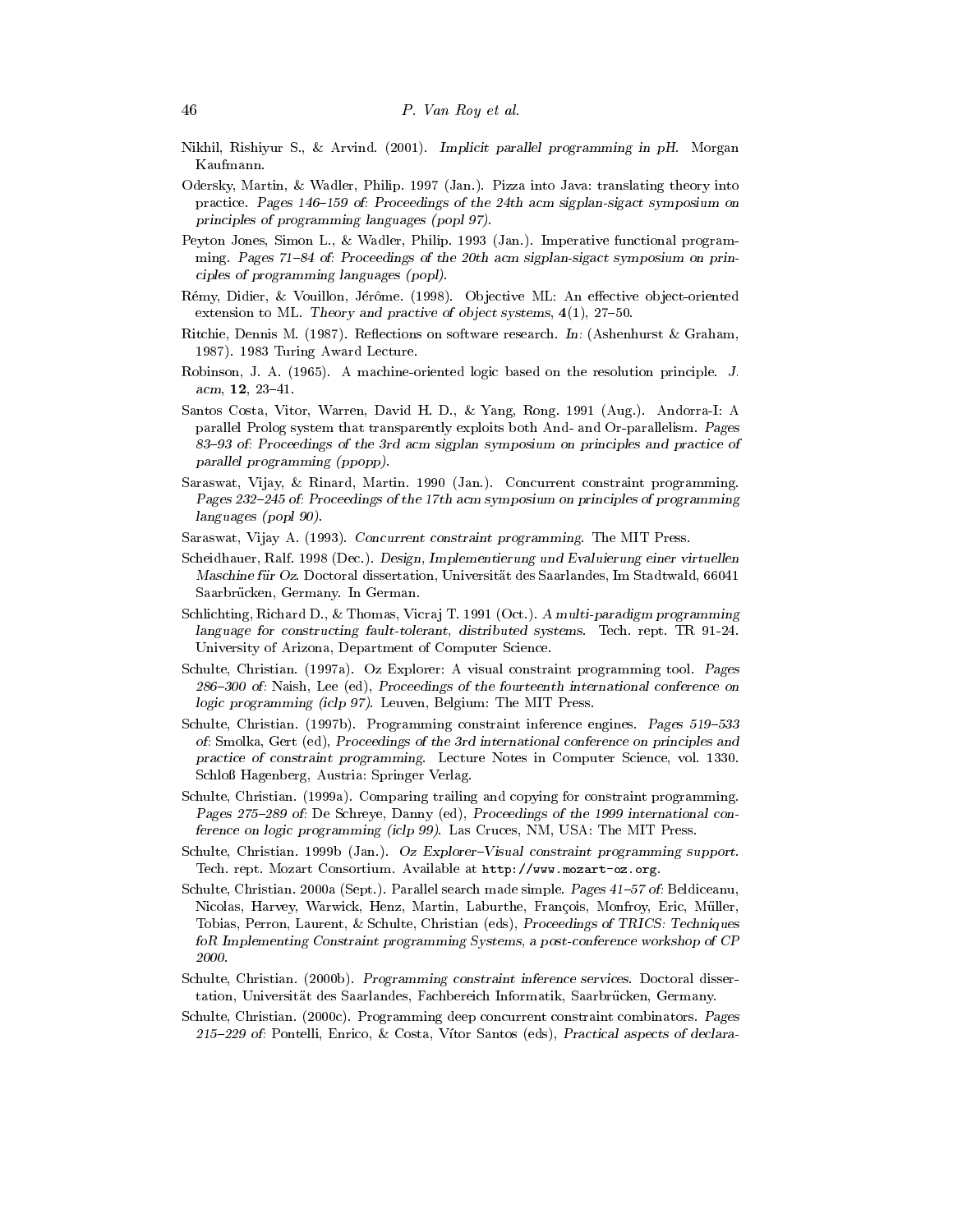Nikhil, Rishiyur S., & Arvind. (2001). *Implicit parallel programming in pH*. Morgan Kaufmann.

Odersky, Martin, & Wadler, Philip. 1997 (Jan.). Pizza into Java: translating theory into practice. *Pages 146–159 of: Proceedings of the 24th acm sigplan-sigact symposium on principles of programming languages (popl 97)*.

Peyton Jones, Simon L., & Wadler, Philip. 1993 (Jan.). Imperative functional programming. *Pages 71–84 of: Proceedings of the 20th acm sigplan-sigact symposium on principles of programming languages (popl)*.

Rémy, Didier, & Vouillon, Jérôme. (1998). Objective ML: An effective object-oriented extension to ML. *Theory and practive of object systems*, **4**(1), 27–50.

Ritchie, Dennis M. (1987). Reflections on software research. *In:* (Ashenhurst & Graham, 1987). 1983 Turing Award Lecture.

Robinson, J. A. (1965). A machine-oriented logic based on the resolution principle. *J. acm*, **12**, 23–41.

Santos Costa, Vitor, Warren, David H. D., & Yang, Rong. 1991 (Aug.). Andorra-I: A parallel Prolog system that transparently exploits both And- and Or-parallelism. *Pages 83–93 of: Proceedings of the 3rd acm sigplan symposium on principles and practice of parallel programming (ppopp)*.

Saraswat, Vijay, & Rinard, Martin. 1990 (Jan.). Concurrent constraint programming. *Pages 232–245 of: Proceedings of the 17th acm symposium on principles of programming languages (popl 90)*.

Saraswat, Vijay A. (1993). *Concurrent constraint programming*. The MIT Press.

Scheidhauer, Ralf. 1998 (Dec.). *Design, Implementierung und Evaluierung einer virtuellen Maschine für Oz*. Doctoral dissertation, Universität des Saarlandes, Im Stadtwald, 66041 Saarbrücken, Germany. In German.

Schlichting, Richard D., & Thomas, Vicraj T. 1991 (Oct.). *A multi-paradigm programming language for constructing fault-tolerant, distributed systems*. Tech. rept. TR 91-24. University of Arizona, Department of Computer Science.

Schulte, Christian. (1997a). Oz Explorer: A visual constraint programming tool. *Pages 286–300 of:* Naish, Lee (ed), *Proceedings of the fourteenth international conference on logic programming (iclp 97)*. Leuven, Belgium: The MIT Press.

Schulte, Christian. (1997b). Programming constraint inference engines. *Pages 519–533 of:* Smolka, Gert (ed), *Proceedings of the 3rd international conference on principles and practice of constraint programming*. Lecture Notes in Computer Science, vol. 1330. Schloß Hagenberg, Austria: Springer Verlag.

Schulte, Christian. (1999a). Comparing trailing and copying for constraint programming. *Pages 275–289 of:* De Schreye, Danny (ed), *Proceedings of the 1999 international conference on logic programming (iclp 99)*. Las Cruces, NM, USA: The MIT Press.

Schulte, Christian. 1999b (Jan.). *Oz Explorer–Visual constraint programming support*. Tech. rept. Mozart Consortium. Available at `http://www.mozart-oz.org`.

Schulte, Christian. 2000a (Sept.). Parallel search made simple. *Pages 41–57 of:* Beldiceanu, Nicolas, Harvey, Warwick, Henz, Martin, Laburthe, François, Monfroy, Eric, Müller, Tobias, Perron, Laurent, & Schulte, Christian (eds), *Proceedings of TRICS: Techniques foR Implementing Constraint programming Systems, a post-conference workshop of CP 2000*.

Schulte, Christian. (2000b). *Programming constraint inference services*. Doctoral dissertation, Universität des Saarlandes, Fachbereich Informatik, Saarbrücken, Germany.

Schulte, Christian. (2000c). Programming deep concurrent constraint combinators. *Pages 215–229 of:* Pontelli, Enrico, & Costa, Vítor Santos (eds), *Practical aspects of declara-*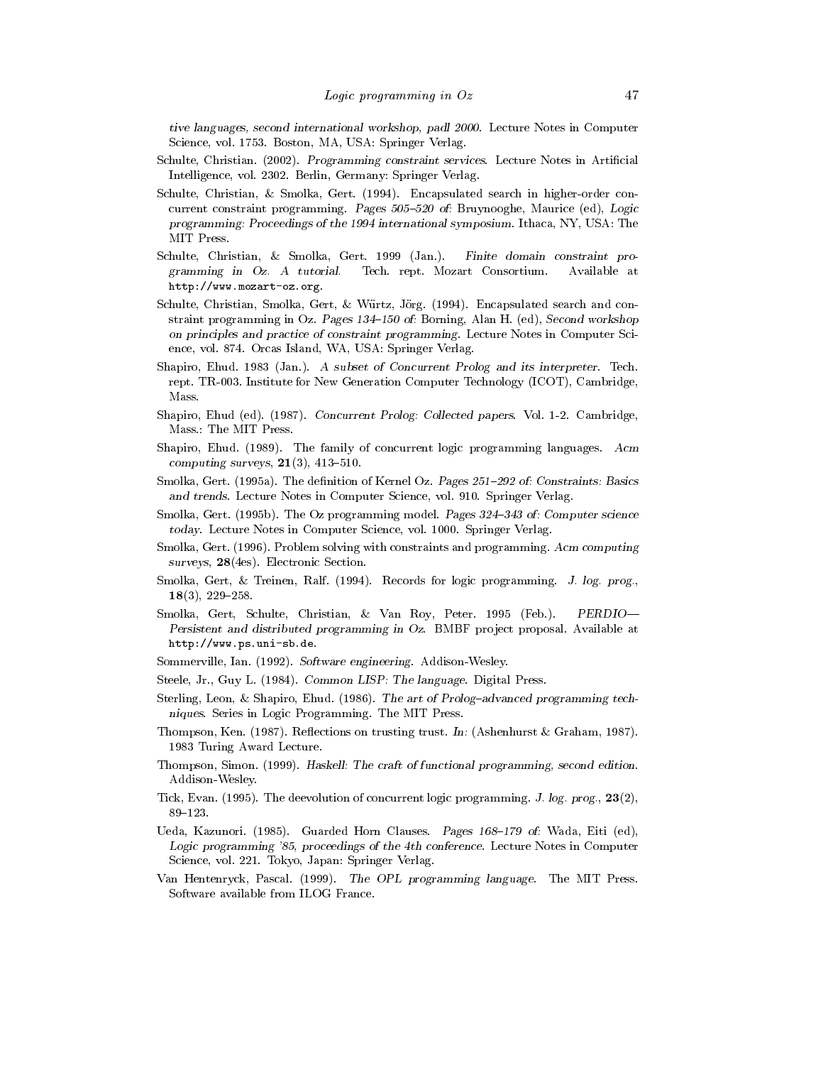*tive languages, second international workshop, padl 2000*. Lecture Notes in Computer Science, vol. 1753. Boston, MA, USA: Springer Verlag.

Schulte, Christian. (2002). *Programming constraint services*. Lecture Notes in Artificial Intelligence, vol. 2302. Berlin, Germany: Springer Verlag.

Schulte, Christian, & Smolka, Gert. (1994). Encapsulated search in higher-order concurrent constraint programming. *Pages 505–520 of:* Bruynooghe, Maurice (ed), *Logic programming: Proceedings of the 1994 international symposium*. Ithaca, NY, USA: The MIT Press.

Schulte, Christian, & Smolka, Gert. 1999 (Jan.). *Finite domain constraint programming in Oz. A tutorial*. Tech. rept. Mozart Consortium. Available at http://www.mozart-oz.org.

Schulte, Christian, Smolka, Gert, & Würtz, Jörg. (1994). Encapsulated search and constraint programming in Oz. *Pages 134–150 of:* Borning, Alan H. (ed), *Second workshop on principles and practice of constraint programming*. Lecture Notes in Computer Science, vol. 874. Orcas Island, WA, USA: Springer Verlag.

Shapiro, Ehud. 1983 (Jan.). *A subset of Concurrent Prolog and its interpreter*. Tech. rept. TR-003. Institute for New Generation Computer Technology (ICOT), Cambridge, Mass.

Shapiro, Ehud (ed). (1987). *Concurrent Prolog: Collected papers*. Vol. 1-2. Cambridge, Mass.: The MIT Press.

Shapiro, Ehud. (1989). The family of concurrent logic programming languages. *Acm computing surveys*, **21**(3), 413–510.

Smolka, Gert. (1995a). The definition of Kernel Oz. *Pages 251–292 of: Constraints: Basics and trends*. Lecture Notes in Computer Science, vol. 910. Springer Verlag.

Smolka, Gert. (1995b). The Oz programming model. *Pages 324–343 of: Computer science today*. Lecture Notes in Computer Science, vol. 1000. Springer Verlag.

Smolka, Gert. (1996). Problem solving with constraints and programming. *Acm computing surveys*, **28**(4es). Electronic Section.

Smolka, Gert, & Treinen, Ralf. (1994). Records for logic programming. *J. log. prog.*, **18**(3), 229–258.

Smolka, Gert, Schulte, Christian, & Van Roy, Peter. 1995 (Feb.). *PERDIO—Persistent and distributed programming in Oz*. BMBF project proposal. Available at http://www.ps.uni-sb.de.

Sommerville, Ian. (1992). *Software engineering*. Addison-Wesley.

Steele, Jr., Guy L. (1984). *Common LISP: The language*. Digital Press.

Sterling, Leon, & Shapiro, Ehud. (1986). *The art of Prolog–advanced programming techniques*. Series in Logic Programming. The MIT Press.

Thompson, Ken. (1987). Reflections on trusting trust. *In:* (Ashenhurst & Graham, 1987). 1983 Turing Award Lecture.

Thompson, Simon. (1999). *Haskell: The craft of functional programming, second edition*. Addison-Wesley.

Tick, Evan. (1995). The deevolution of concurrent logic programming. *J. log. prog.*, **23**(2), 89–123.

Ueda, Kazunori. (1985). Guarded Horn Clauses. *Pages 168–179 of:* Wada, Eiti (ed), *Logic programming '85, proceedings of the 4th conference*. Lecture Notes in Computer Science, vol. 221. Tokyo, Japan: Springer Verlag.

Van Hentenryck, Pascal. (1999). *The OPL programming language*. The MIT Press. Software available from ILOG France.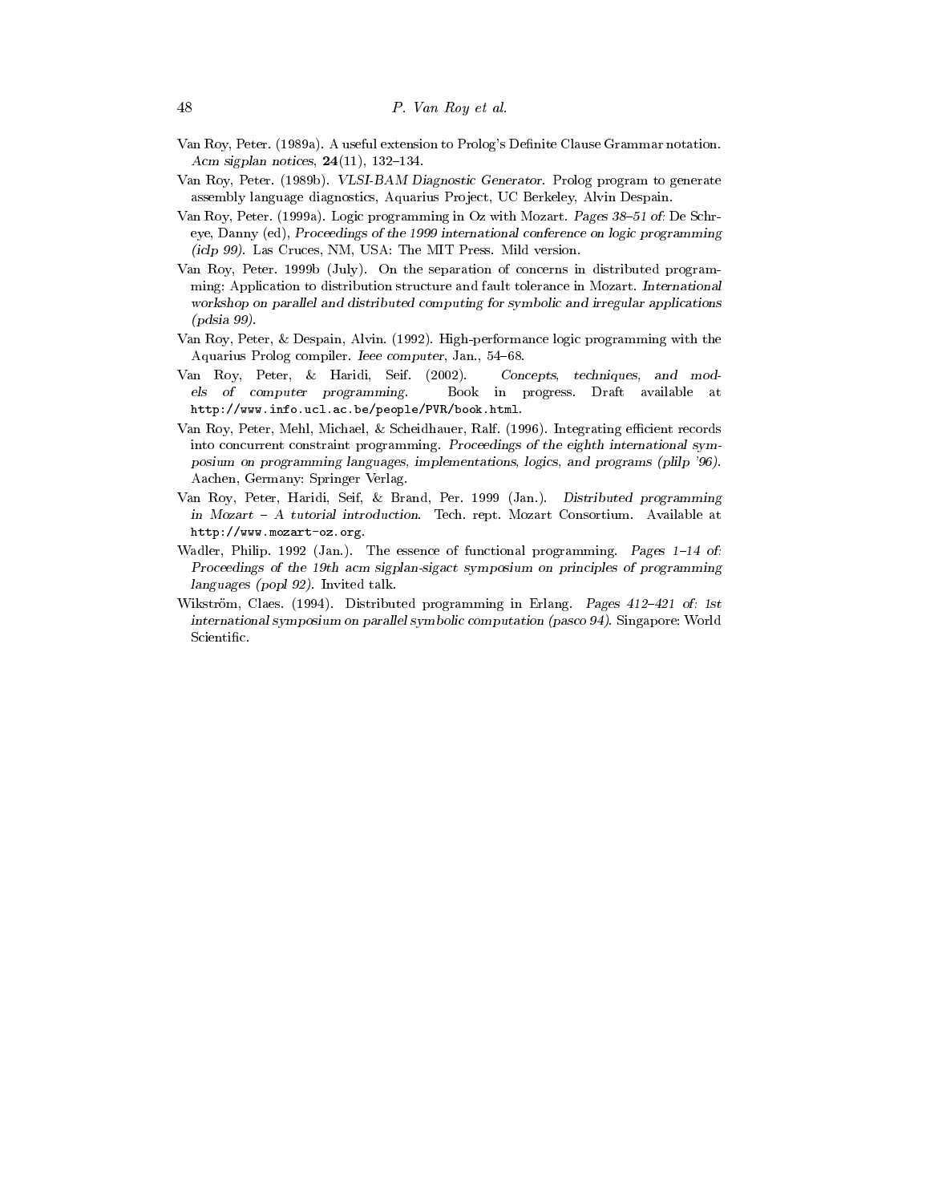Van Roy, Peter. (1989a). A useful extension to Prolog's Definite Clause Grammar notation. *Acm sigplan notices*, **24**(11), 132–134.

Van Roy, Peter. (1989b). *VLSI-BAM Diagnostic Generator*. Prolog program to generate assembly language diagnostics, Aquarius Project, UC Berkeley, Alvin Despain.

Van Roy, Peter. (1999a). Logic programming in Oz with Mozart. *Pages 38–51 of:* De Schreye, Danny (ed), *Proceedings of the 1999 international conference on logic programming (iclp 99)*. Las Cruces, NM, USA: The MIT Press. Mild version.

Van Roy, Peter. 1999b (July). On the separation of concerns in distributed programming: Application to distribution structure and fault tolerance in Mozart. *International workshop on parallel and distributed computing for symbolic and irregular applications (pdsia 99)*.

Van Roy, Peter, & Despain, Alvin. (1992). High-performance logic programming with the Aquarius Prolog compiler. *Ieee computer*, Jan., 54–68.

Van Roy, Peter, & Haridi, Seif. (2002). *Concepts, techniques, and models of computer programming*. Book in progress. Draft available at `http://www.info.ucl.ac.be/people/PVR/book.html`.

Van Roy, Peter, Mehl, Michael, & Scheidhauer, Ralf. (1996). Integrating efficient records into concurrent constraint programming. *Proceedings of the eighth international symposium on programming languages, implementations, logics, and programs (plilp '96)*. Aachen, Germany: Springer Verlag.

Van Roy, Peter, Haridi, Seif, & Brand, Per. 1999 (Jan.). *Distributed programming in Mozart – A tutorial introduction*. Tech. rept. Mozart Consortium. Available at `http://www.mozart-oz.org`.

Wadler, Philip. 1992 (Jan.). The essence of functional programming. *Pages 1–14 of: Proceedings of the 19th acm sigplan-sigact symposium on principles of programming languages (popl 92)*. Invited talk.

Wikström, Claes. (1994). Distributed programming in Erlang. *Pages 412–421 of: 1st international symposium on parallel symbolic computation (pasco 94)*. Singapore: World Scientific.